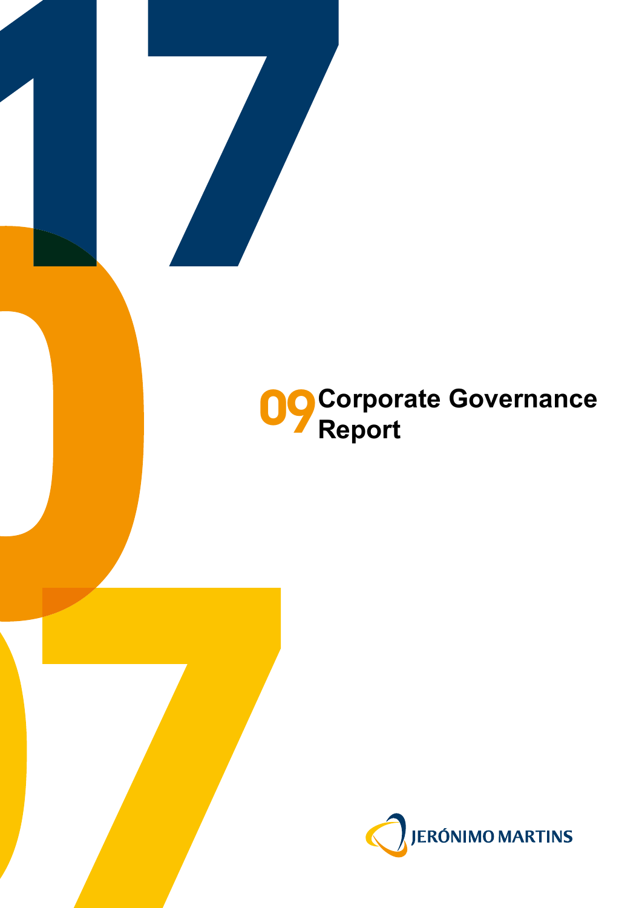# 09 Corporate Governance Report

JERÓNIMO MARTINS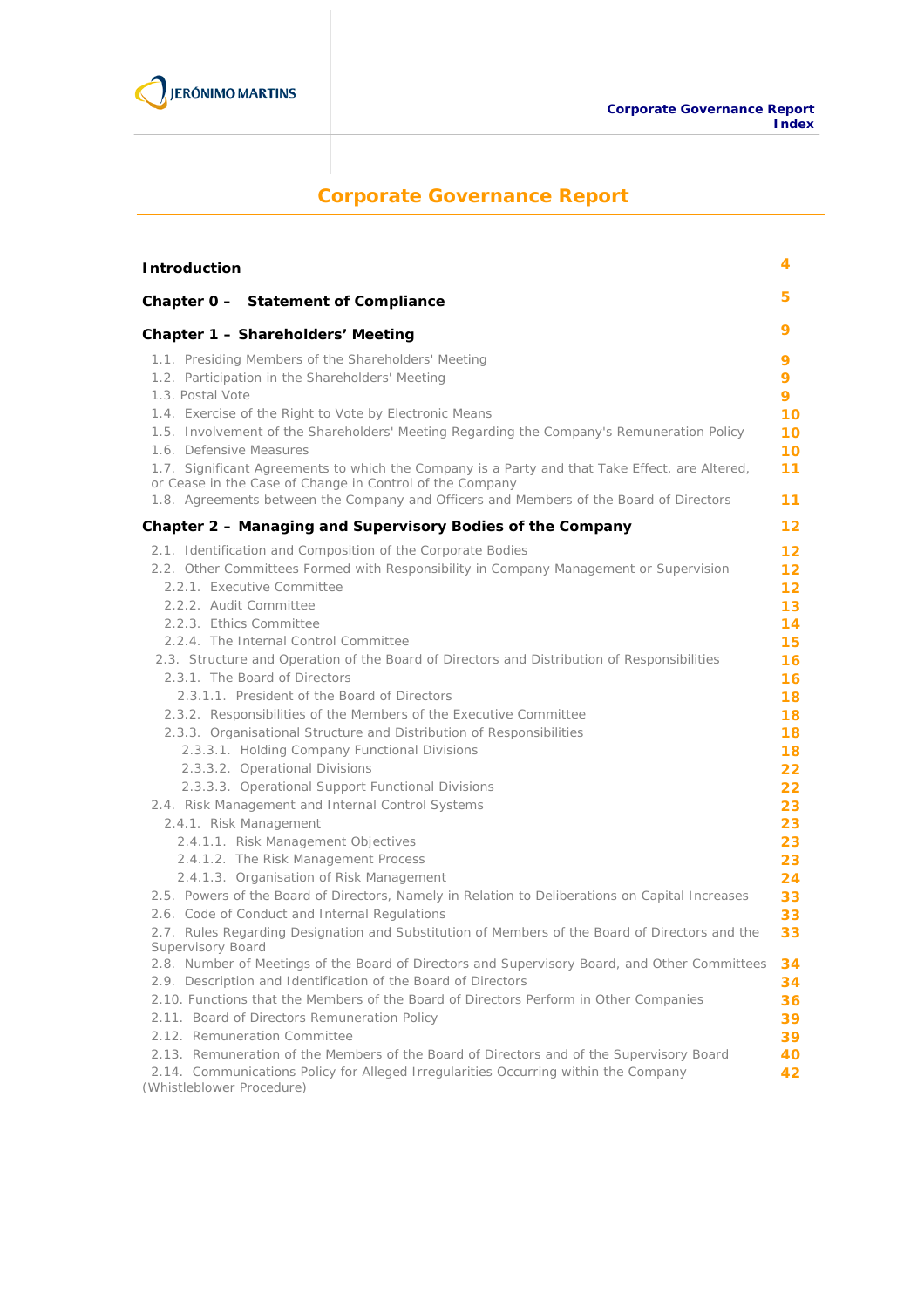# Corporate Governance Report

| | |
|---|---|
| **Introduction** | 4 |
| **Chapter 0 – Statement of Compliance** | 5 |
| **Chapter 1 – Shareholders' Meeting** | 9 |
| 1.1. Presiding Members of the Shareholders' Meeting | 9 |
| 1.2. Participation in the Shareholders' Meeting | 9 |
| 1.3. Postal Vote | 9 |
| 1.4. Exercise of the Right to Vote by Electronic Means | 10 |
| 1.5. Involvement of the Shareholders' Meeting Regarding the Company's Remuneration Policy | 10 |
| 1.6. Defensive Measures | 10 |
| 1.7. Significant Agreements to which the Company is a Party and that Take Effect, are Altered, or Cease in the Case of Change in Control of the Company | 11 |
| 1.8. Agreements between the Company and Officers and Members of the Board of Directors | 11 |
| **Chapter 2 – Managing and Supervisory Bodies of the Company** | 12 |
| 2.1. Identification and Composition of the Corporate Bodies | 12 |
| 2.2. Other Committees Formed with Responsibility in Company Management or Supervision | 12 |
| 2.2.1. Executive Committee | 12 |
| 2.2.2. Audit Committee | 13 |
| 2.2.3. Ethics Committee | 14 |
| 2.2.4. The Internal Control Committee | 15 |
| 2.3. Structure and Operation of the Board of Directors and Distribution of Responsibilities | 16 |
| 2.3.1. The Board of Directors | 16 |
| 2.3.1.1. President of the Board of Directors | 18 |
| 2.3.2. Responsibilities of the Members of the Executive Committee | 18 |
| 2.3.3. Organisational Structure and Distribution of Responsibilities | 18 |
| 2.3.3.1. Holding Company Functional Divisions | 18 |
| 2.3.3.2. Operational Divisions | 22 |
| 2.3.3.3. Operational Support Functional Divisions | 22 |
| 2.4. Risk Management and Internal Control Systems | 23 |
| 2.4.1. Risk Management | 23 |
| 2.4.1.1. Risk Management Objectives | 23 |
| 2.4.1.2. The Risk Management Process | 23 |
| 2.4.1.3. Organisation of Risk Management | 24 |
| 2.5. Powers of the Board of Directors, Namely in Relation to Deliberations on Capital Increases | 33 |
| 2.6. Code of Conduct and Internal Regulations | 33 |
| 2.7. Rules Regarding Designation and Substitution of Members of the Board of Directors and the Supervisory Board | 33 |
| 2.8. Number of Meetings of the Board of Directors and Supervisory Board, and Other Committees | 34 |
| 2.9. Description and Identification of the Board of Directors | 34 |
| 2.10. Functions that the Members of the Board of Directors Perform in Other Companies | 36 |
| 2.11. Board of Directors Remuneration Policy | 39 |
| 2.12. Remuneration Committee | 39 |
| 2.13. Remuneration of the Members of the Board of Directors and of the Supervisory Board | 40 |
| 2.14. Communications Policy for Alleged Irregularities Occurring within the Company (Whistleblower Procedure) | 42 |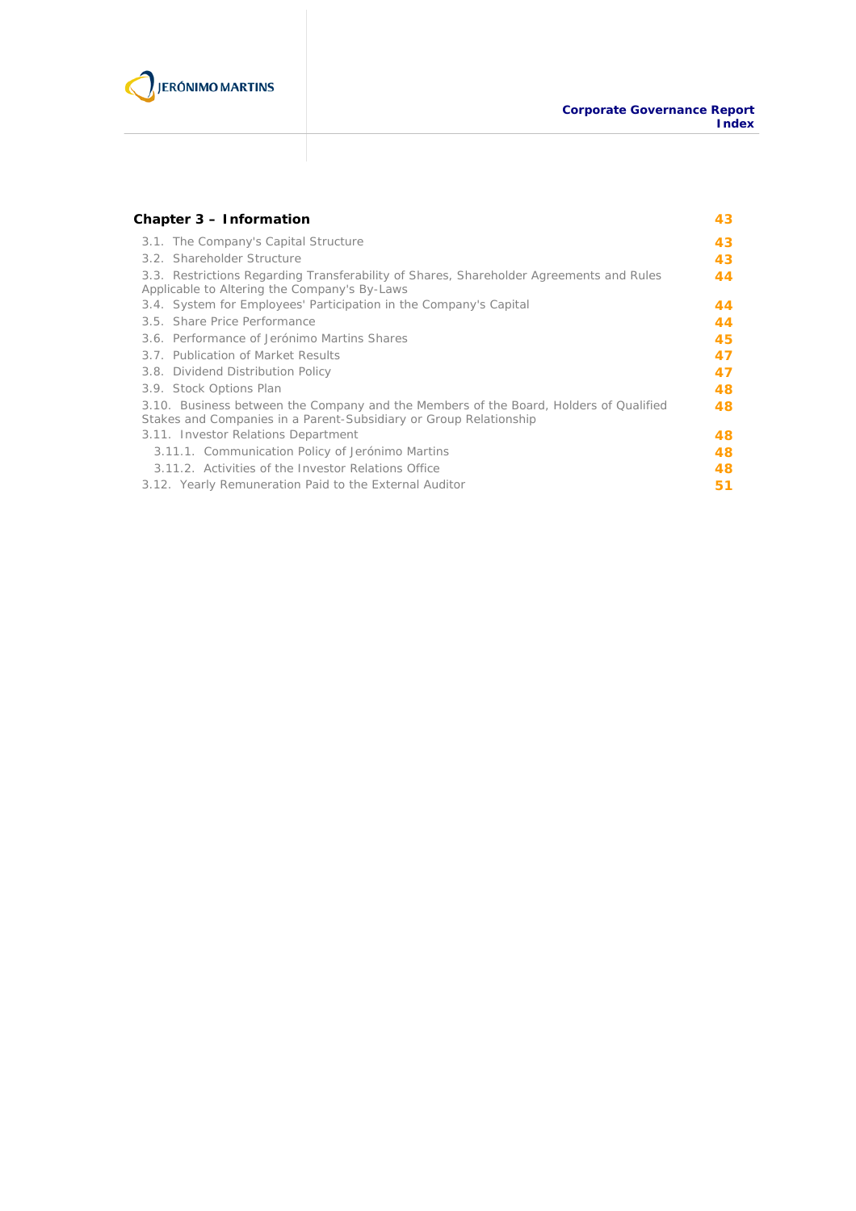| | |
|---|---|
| **Chapter 3 – Information** | **43** |
| 3.1. The Company's Capital Structure | 43 |
| 3.2. Shareholder Structure | 43 |
| 3.3. Restrictions Regarding Transferability of Shares, Shareholder Agreements and Rules Applicable to Altering the Company's By-Laws | 44 |
| 3.4. System for Employees' Participation in the Company's Capital | 44 |
| 3.5. Share Price Performance | 44 |
| 3.6. Performance of Jerónimo Martins Shares | 45 |
| 3.7. Publication of Market Results | 47 |
| 3.8. Dividend Distribution Policy | 47 |
| 3.9. Stock Options Plan | 48 |
| 3.10. Business between the Company and the Members of the Board, Holders of Qualified Stakes and Companies in a Parent-Subsidiary or Group Relationship | 48 |
| 3.11. Investor Relations Department | 48 |
| 3.11.1. Communication Policy of Jerónimo Martins | 48 |
| 3.11.2. Activities of the Investor Relations Office | 48 |
| 3.12. Yearly Remuneration Paid to the External Auditor | 51 |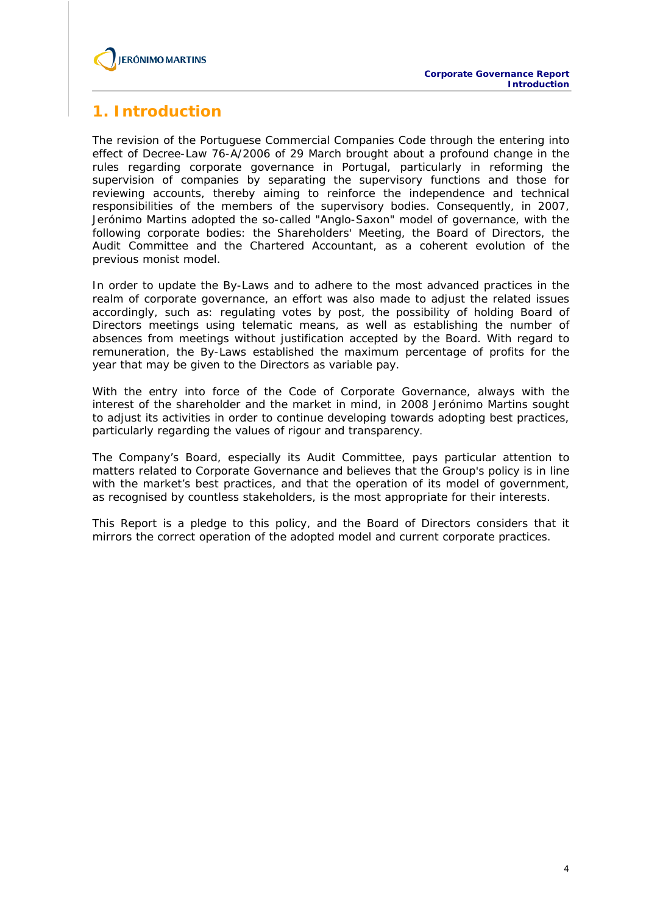# 1. Introduction

The revision of the Portuguese Commercial Companies Code through the entering into effect of Decree-Law 76-A/2006 of 29 March brought about a profound change in the rules regarding corporate governance in Portugal, particularly in reforming the supervision of companies by separating the supervisory functions and those for reviewing accounts, thereby aiming to reinforce the independence and technical responsibilities of the members of the supervisory bodies. Consequently, in 2007, Jerónimo Martins adopted the so-called "Anglo-Saxon" model of governance, with the following corporate bodies: the Shareholders' Meeting, the Board of Directors, the Audit Committee and the Chartered Accountant, as a coherent evolution of the previous monist model.

In order to update the By-Laws and to adhere to the most advanced practices in the realm of corporate governance, an effort was also made to adjust the related issues accordingly, such as: regulating votes by post, the possibility of holding Board of Directors meetings using telematic means, as well as establishing the number of absences from meetings without justification accepted by the Board. With regard to remuneration, the By-Laws established the maximum percentage of profits for the year that may be given to the Directors as variable pay.

With the entry into force of the Code of Corporate Governance, always with the interest of the shareholder and the market in mind, in 2008 Jerónimo Martins sought to adjust its activities in order to continue developing towards adopting best practices, particularly regarding the values of rigour and transparency.

The Company's Board, especially its Audit Committee, pays particular attention to matters related to Corporate Governance and believes that the Group's policy is in line with the market's best practices, and that the operation of its model of government, as recognised by countless stakeholders, is the most appropriate for their interests.

This Report is a pledge to this policy, and the Board of Directors considers that it mirrors the correct operation of the adopted model and current corporate practices.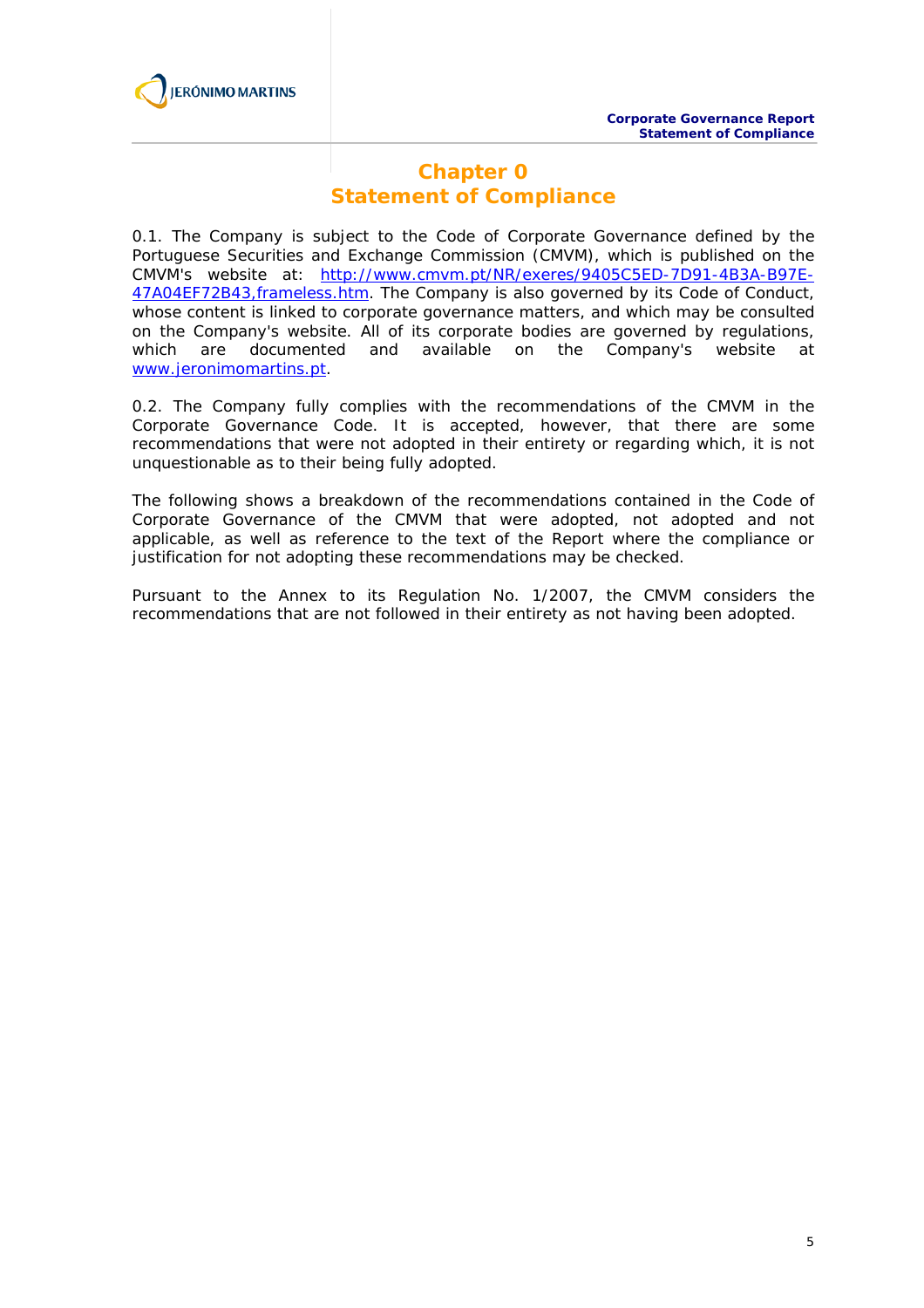# Chapter 0
# Statement of Compliance

0.1. The Company is subject to the Code of Corporate Governance defined by the Portuguese Securities and Exchange Commission (CMVM), which is published on the CMVM's website at: http://www.cmvm.pt/NR/exeres/9405C5ED-7D91-4B3A-B97E-47A04EF72B43,frameless.htm. The Company is also governed by its Code of Conduct, whose content is linked to corporate governance matters, and which may be consulted on the Company's website. All of its corporate bodies are governed by regulations, which are documented and available on the Company's website at www.jeronimomartins.pt.

0.2. The Company fully complies with the recommendations of the CMVM in the Corporate Governance Code. It is accepted, however, that there are some recommendations that were not adopted in their entirety or regarding which, it is not unquestionable as to their being fully adopted.

The following shows a breakdown of the recommendations contained in the Code of Corporate Governance of the CMVM that were adopted, not adopted and not applicable, as well as reference to the text of the Report where the compliance or justification for not adopting these recommendations may be checked.

Pursuant to the Annex to its Regulation No. 1/2007, the CMVM considers the recommendations that are not followed in their entirety as not having been adopted.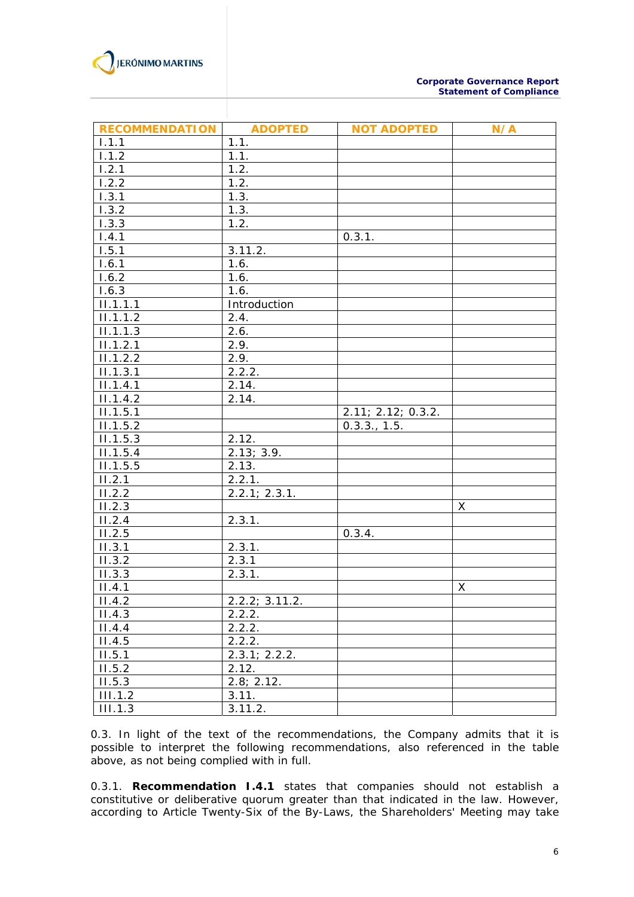| RECOMMENDATION | ADOPTED | NOT ADOPTED | N/A |
|---|---|---|---|
| I.1.1 | 1.1. | | |
| I.1.2 | 1.1. | | |
| I.2.1 | 1.2. | | |
| I.2.2 | 1.2. | | |
| I.3.1 | 1.3. | | |
| I.3.2 | 1.3. | | |
| I.3.3 | 1.2. | | |
| I.4.1 | | 0.3.1. | |
| I.5.1 | 3.11.2. | | |
| I.6.1 | 1.6. | | |
| I.6.2 | 1.6. | | |
| I.6.3 | 1.6. | | |
| II.1.1.1 | Introduction | | |
| II.1.1.2 | 2.4. | | |
| II.1.1.3 | 2.6. | | |
| II.1.2.1 | 2.9. | | |
| II.1.2.2 | 2.9. | | |
| II.1.3.1 | 2.2.2. | | |
| II.1.4.1 | 2.14. | | |
| II.1.4.2 | 2.14. | | |
| II.1.5.1 | | 2.11; 2.12; 0.3.2. | |
| II.1.5.2 | | 0.3.3., 1.5. | |
| II.1.5.3 | 2.12. | | |
| II.1.5.4 | 2.13; 3.9. | | |
| II.1.5.5 | 2.13. | | |
| II.2.1 | 2.2.1. | | |
| II.2.2 | 2.2.1; 2.3.1. | | |
| II.2.3 | | | X |
| II.2.4 | 2.3.1. | | |
| II.2.5 | | 0.3.4. | |
| II.3.1 | 2.3.1. | | |
| II.3.2 | 2.3.1 | | |
| II.3.3 | 2.3.1. | | |
| II.4.1 | | | X |
| II.4.2 | 2.2.2; 3.11.2. | | |
| II.4.3 | 2.2.2. | | |
| II.4.4 | 2.2.2. | | |
| II.4.5 | 2.2.2. | | |
| II.5.1 | 2.3.1; 2.2.2. | | |
| II.5.2 | 2.12. | | |
| II.5.3 | 2.8; 2.12. | | |
| III.1.2 | 3.11. | | |
| III.1.3 | 3.11.2. | | |

0.3. In light of the text of the recommendations, the Company admits that it is possible to interpret the following recommendations, also referenced in the table above, as not being complied with in full.

0.3.1. **Recommendation I.4.1** states that companies should not establish a constitutive or deliberative quorum greater than that indicated in the law. However, according to Article Twenty-Six of the By-Laws, the Shareholders' Meeting may take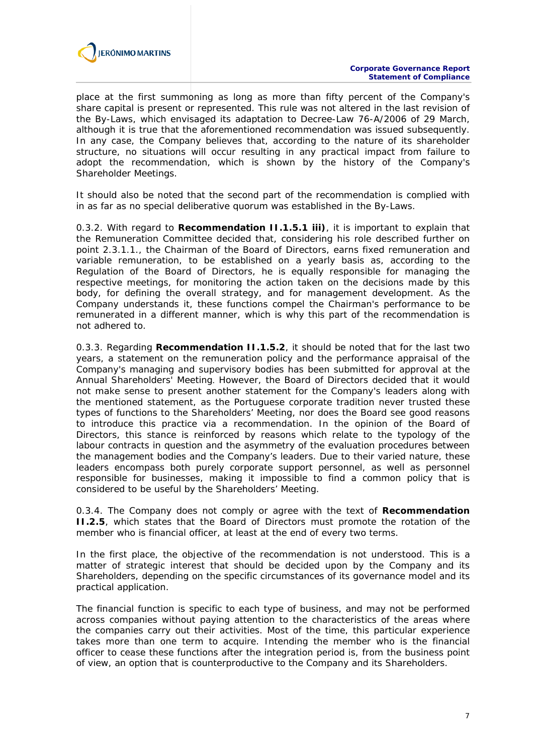place at the first summoning as long as more than fifty percent of the Company's share capital is present or represented. This rule was not altered in the last revision of the By-Laws, which envisaged its adaptation to Decree-Law 76-A/2006 of 29 March, although it is true that the aforementioned recommendation was issued subsequently. In any case, the Company believes that, according to the nature of its shareholder structure, no situations will occur resulting in any practical impact from failure to adopt the recommendation, which is shown by the history of the Company's Shareholder Meetings.

It should also be noted that the second part of the recommendation is complied with in as far as no special deliberative quorum was established in the By-Laws.

0.3.2. With regard to **Recommendation II.1.5.1 iii)**, it is important to explain that the Remuneration Committee decided that, considering his role described further on point 2.3.1.1., the Chairman of the Board of Directors, earns fixed remuneration and variable remuneration, to be established on a yearly basis as, according to the Regulation of the Board of Directors, he is equally responsible for managing the respective meetings, for monitoring the action taken on the decisions made by this body, for defining the overall strategy, and for management development. As the Company understands it, these functions compel the Chairman's performance to be remunerated in a different manner, which is why this part of the recommendation is not adhered to.

0.3.3. Regarding **Recommendation II.1.5.2**, it should be noted that for the last two years, a statement on the remuneration policy and the performance appraisal of the Company's managing and supervisory bodies has been submitted for approval at the Annual Shareholders' Meeting. However, the Board of Directors decided that it would not make sense to present another statement for the Company's leaders along with the mentioned statement, as the Portuguese corporate tradition never trusted these types of functions to the Shareholders' Meeting, nor does the Board see good reasons to introduce this practice via a recommendation. In the opinion of the Board of Directors, this stance is reinforced by reasons which relate to the typology of the labour contracts in question and the asymmetry of the evaluation procedures between the management bodies and the Company's leaders. Due to their varied nature, these leaders encompass both purely corporate support personnel, as well as personnel responsible for businesses, making it impossible to find a common policy that is considered to be useful by the Shareholders' Meeting.

0.3.4. The Company does not comply or agree with the text of **Recommendation II.2.5**, which states that the Board of Directors must promote the rotation of the member who is financial officer, at least at the end of every two terms.

In the first place, the objective of the recommendation is not understood. This is a matter of strategic interest that should be decided upon by the Company and its Shareholders, depending on the specific circumstances of its governance model and its practical application.

The financial function is specific to each type of business, and may not be performed across companies without paying attention to the characteristics of the areas where the companies carry out their activities. Most of the time, this particular experience takes more than one term to acquire. Intending the member who is the financial officer to cease these functions after the integration period is, from the business point of view, an option that is counterproductive to the Company and its Shareholders.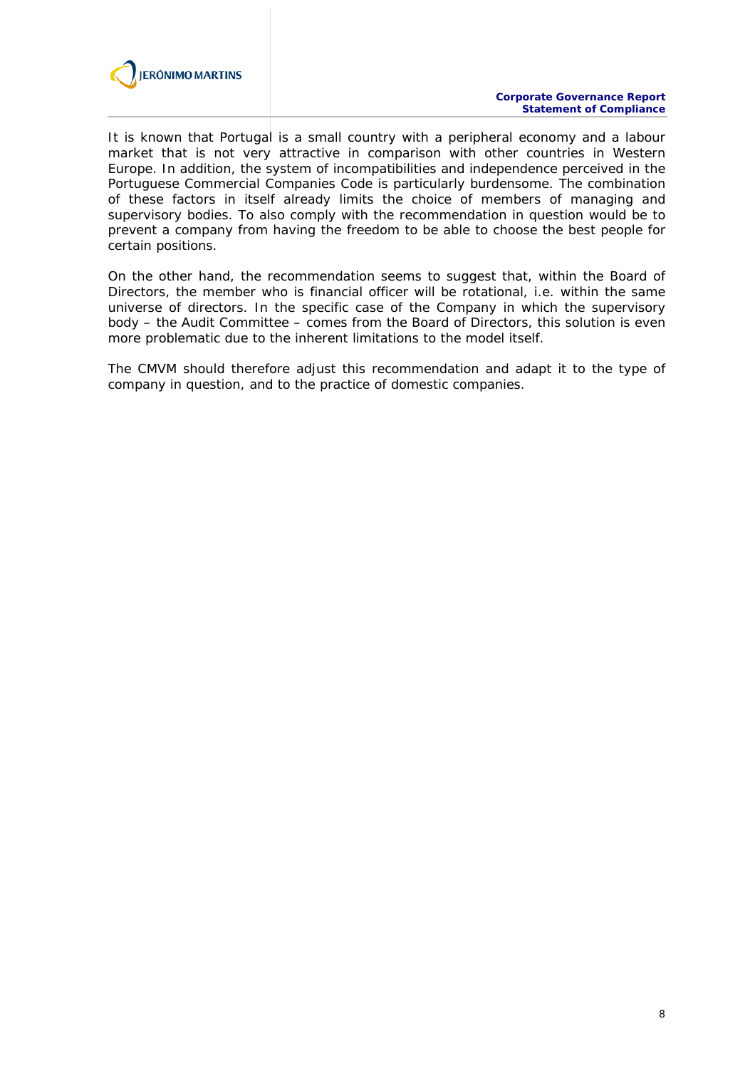It is known that Portugal is a small country with a peripheral economy and a labour market that is not very attractive in comparison with other countries in Western Europe. In addition, the system of incompatibilities and independence perceived in the Portuguese Commercial Companies Code is particularly burdensome. The combination of these factors in itself already limits the choice of members of managing and supervisory bodies. To also comply with the recommendation in question would be to prevent a company from having the freedom to be able to choose the best people for certain positions.

On the other hand, the recommendation seems to suggest that, within the Board of Directors, the member who is financial officer will be rotational, i.e. within the same universe of directors. In the specific case of the Company in which the supervisory body – the Audit Committee – comes from the Board of Directors, this solution is even more problematic due to the inherent limitations to the model itself.

The CMVM should therefore adjust this recommendation and adapt it to the type of company in question, and to the practice of domestic companies.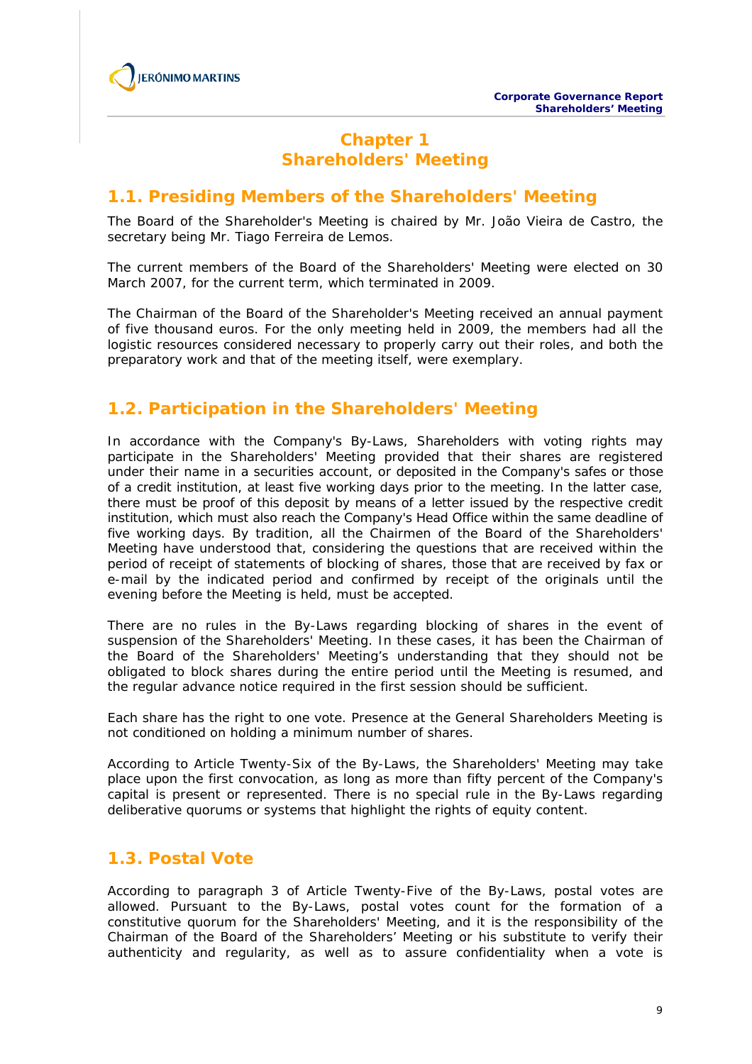# Chapter 1
# Shareholders' Meeting

## 1.1. Presiding Members of the Shareholders' Meeting

The Board of the Shareholder's Meeting is chaired by Mr. João Vieira de Castro, the secretary being Mr. Tiago Ferreira de Lemos.

The current members of the Board of the Shareholders' Meeting were elected on 30 March 2007, for the current term, which terminated in 2009.

The Chairman of the Board of the Shareholder's Meeting received an annual payment of five thousand euros. For the only meeting held in 2009, the members had all the logistic resources considered necessary to properly carry out their roles, and both the preparatory work and that of the meeting itself, were exemplary.

## 1.2. Participation in the Shareholders' Meeting

In accordance with the Company's By-Laws, Shareholders with voting rights may participate in the Shareholders' Meeting provided that their shares are registered under their name in a securities account, or deposited in the Company's safes or those of a credit institution, at least five working days prior to the meeting. In the latter case, there must be proof of this deposit by means of a letter issued by the respective credit institution, which must also reach the Company's Head Office within the same deadline of five working days. By tradition, all the Chairmen of the Board of the Shareholders' Meeting have understood that, considering the questions that are received within the period of receipt of statements of blocking of shares, those that are received by fax or e-mail by the indicated period and confirmed by receipt of the originals until the evening before the Meeting is held, must be accepted.

There are no rules in the By-Laws regarding blocking of shares in the event of suspension of the Shareholders' Meeting. In these cases, it has been the Chairman of the Board of the Shareholders' Meeting's understanding that they should not be obligated to block shares during the entire period until the Meeting is resumed, and the regular advance notice required in the first session should be sufficient.

Each share has the right to one vote. Presence at the General Shareholders Meeting is not conditioned on holding a minimum number of shares.

According to Article Twenty-Six of the By-Laws, the Shareholders' Meeting may take place upon the first convocation, as long as more than fifty percent of the Company's capital is present or represented. There is no special rule in the By-Laws regarding deliberative quorums or systems that highlight the rights of equity content.

## 1.3. Postal Vote

According to paragraph 3 of Article Twenty-Five of the By-Laws, postal votes are allowed. Pursuant to the By-Laws, postal votes count for the formation of a constitutive quorum for the Shareholders' Meeting, and it is the responsibility of the Chairman of the Board of the Shareholders' Meeting or his substitute to verify their authenticity and regularity, as well as to assure confidentiality when a vote is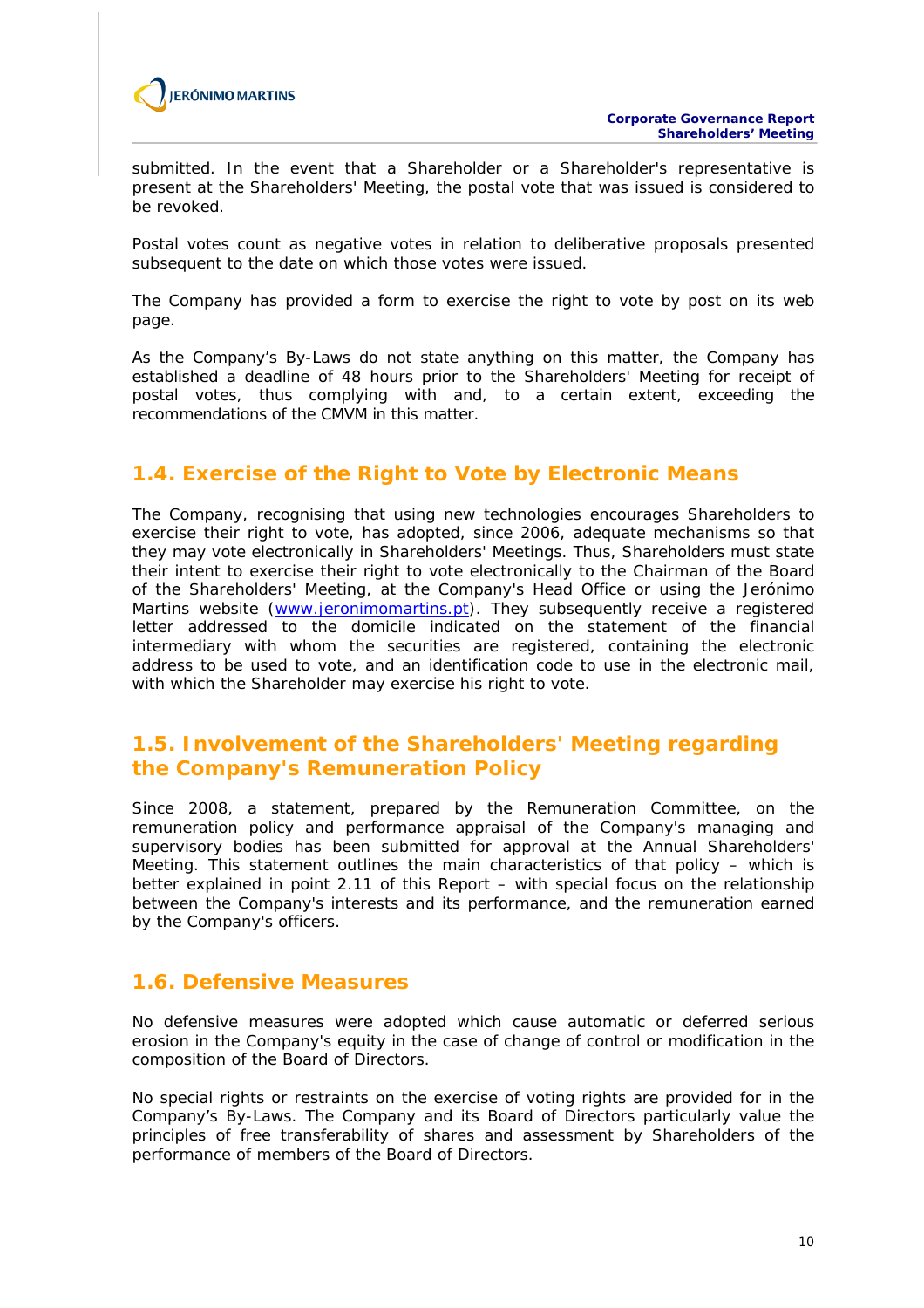submitted. In the event that a Shareholder or a Shareholder's representative is present at the Shareholders' Meeting, the postal vote that was issued is considered to be revoked.

Postal votes count as negative votes in relation to deliberative proposals presented subsequent to the date on which those votes were issued.

The Company has provided a form to exercise the right to vote by post on its web page.

As the Company's By-Laws do not state anything on this matter, the Company has established a deadline of 48 hours prior to the Shareholders' Meeting for receipt of postal votes, thus complying with and, to a certain extent, exceeding the recommendations of the CMVM in this matter.

## 1.4. Exercise of the Right to Vote by Electronic Means

The Company, recognising that using new technologies encourages Shareholders to exercise their right to vote, has adopted, since 2006, adequate mechanisms so that they may vote electronically in Shareholders' Meetings. Thus, Shareholders must state their intent to exercise their right to vote electronically to the Chairman of the Board of the Shareholders' Meeting, at the Company's Head Office or using the Jerónimo Martins website (www.jeronimomartins.pt). They subsequently receive a registered letter addressed to the domicile indicated on the statement of the financial intermediary with whom the securities are registered, containing the electronic address to be used to vote, and an identification code to use in the electronic mail, with which the Shareholder may exercise his right to vote.

## 1.5. Involvement of the Shareholders' Meeting regarding the Company's Remuneration Policy

Since 2008, a statement, prepared by the Remuneration Committee, on the remuneration policy and performance appraisal of the Company's managing and supervisory bodies has been submitted for approval at the Annual Shareholders' Meeting. This statement outlines the main characteristics of that policy – which is better explained in point 2.11 of this Report – with special focus on the relationship between the Company's interests and its performance, and the remuneration earned by the Company's officers.

## 1.6. Defensive Measures

No defensive measures were adopted which cause automatic or deferred serious erosion in the Company's equity in the case of change of control or modification in the composition of the Board of Directors.

No special rights or restraints on the exercise of voting rights are provided for in the Company's By-Laws. The Company and its Board of Directors particularly value the principles of free transferability of shares and assessment by Shareholders of the performance of members of the Board of Directors.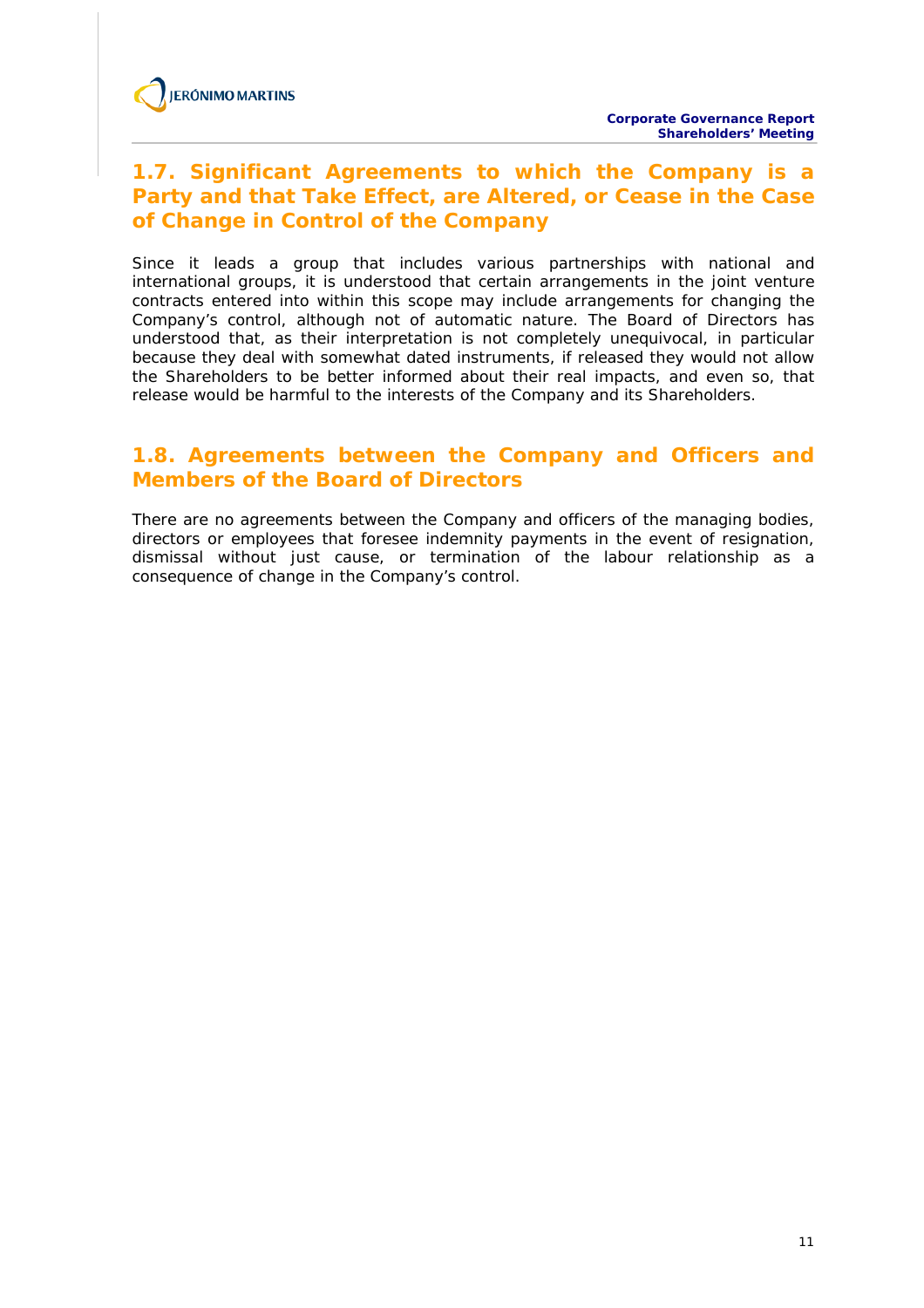## 1.7. Significant Agreements to which the Company is a Party and that Take Effect, are Altered, or Cease in the Case of Change in Control of the Company

Since it leads a group that includes various partnerships with national and international groups, it is understood that certain arrangements in the joint venture contracts entered into within this scope may include arrangements for changing the Company's control, although not of automatic nature. The Board of Directors has understood that, as their interpretation is not completely unequivocal, in particular because they deal with somewhat dated instruments, if released they would not allow the Shareholders to be better informed about their real impacts, and even so, that release would be harmful to the interests of the Company and its Shareholders.

## 1.8. Agreements between the Company and Officers and Members of the Board of Directors

There are no agreements between the Company and officers of the managing bodies, directors or employees that foresee indemnity payments in the event of resignation, dismissal without just cause, or termination of the labour relationship as a consequence of change in the Company's control.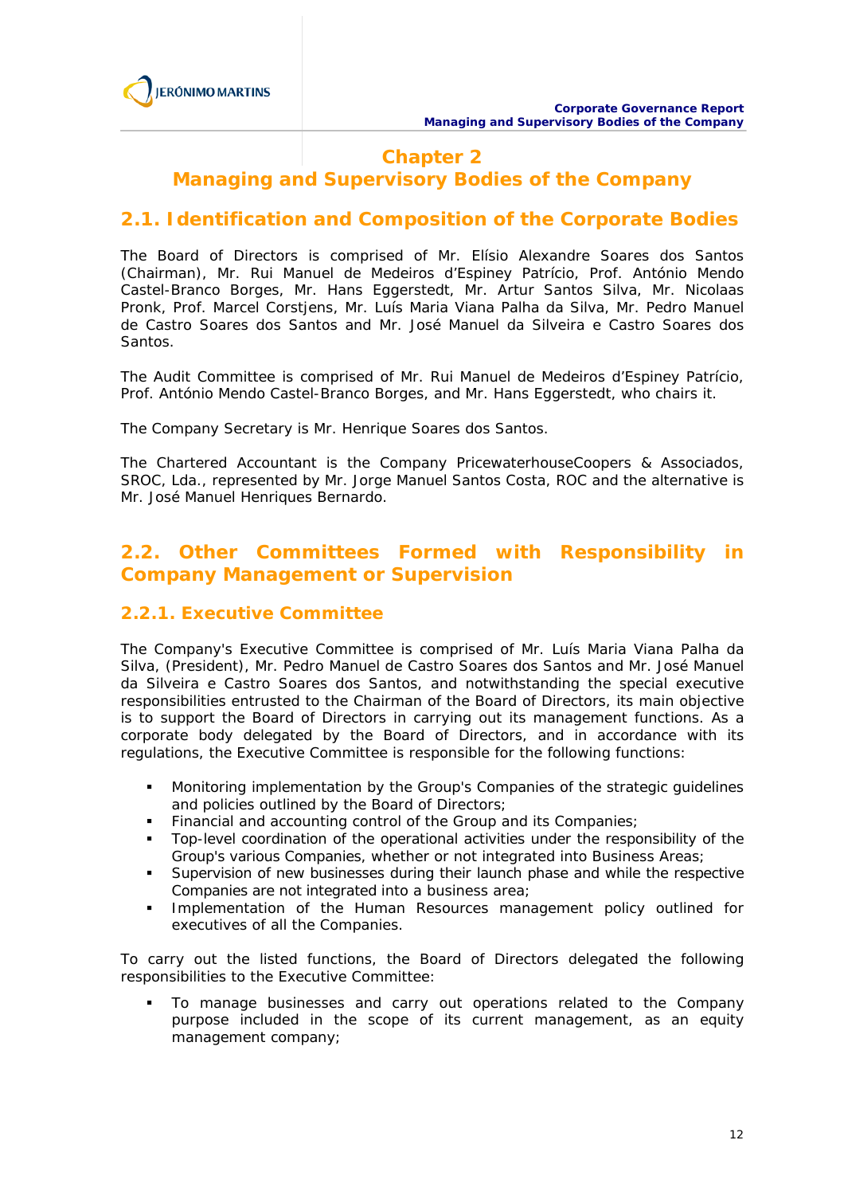# Chapter 2
# Managing and Supervisory Bodies of the Company

## 2.1. Identification and Composition of the Corporate Bodies

The Board of Directors is comprised of Mr. Elísio Alexandre Soares dos Santos (Chairman), Mr. Rui Manuel de Medeiros d'Espiney Patrício, Prof. António Mendo Castel-Branco Borges, Mr. Hans Eggerstedt, Mr. Artur Santos Silva, Mr. Nicolaas Pronk, Prof. Marcel Corstjens, Mr. Luís Maria Viana Palha da Silva, Mr. Pedro Manuel de Castro Soares dos Santos and Mr. José Manuel da Silveira e Castro Soares dos Santos.

The Audit Committee is comprised of Mr. Rui Manuel de Medeiros d'Espiney Patrício, Prof. António Mendo Castel-Branco Borges, and Mr. Hans Eggerstedt, who chairs it.

The Company Secretary is Mr. Henrique Soares dos Santos.

The Chartered Accountant is the Company PricewaterhouseCoopers & Associados, SROC, Lda., represented by Mr. Jorge Manuel Santos Costa, ROC and the alternative is Mr. José Manuel Henriques Bernardo.

## 2.2. Other Committees Formed with Responsibility in Company Management or Supervision

### 2.2.1. Executive Committee

The Company's Executive Committee is comprised of Mr. Luís Maria Viana Palha da Silva, (President), Mr. Pedro Manuel de Castro Soares dos Santos and Mr. José Manuel da Silveira e Castro Soares dos Santos, and notwithstanding the special executive responsibilities entrusted to the Chairman of the Board of Directors, its main objective is to support the Board of Directors in carrying out its management functions. As a corporate body delegated by the Board of Directors, and in accordance with its regulations, the Executive Committee is responsible for the following functions:

- Monitoring implementation by the Group's Companies of the strategic guidelines and policies outlined by the Board of Directors;
- Financial and accounting control of the Group and its Companies;
- Top-level coordination of the operational activities under the responsibility of the Group's various Companies, whether or not integrated into Business Areas;
- Supervision of new businesses during their launch phase and while the respective Companies are not integrated into a business area;
- Implementation of the Human Resources management policy outlined for executives of all the Companies.

To carry out the listed functions, the Board of Directors delegated the following responsibilities to the Executive Committee:

- To manage businesses and carry out operations related to the Company purpose included in the scope of its current management, as an equity management company;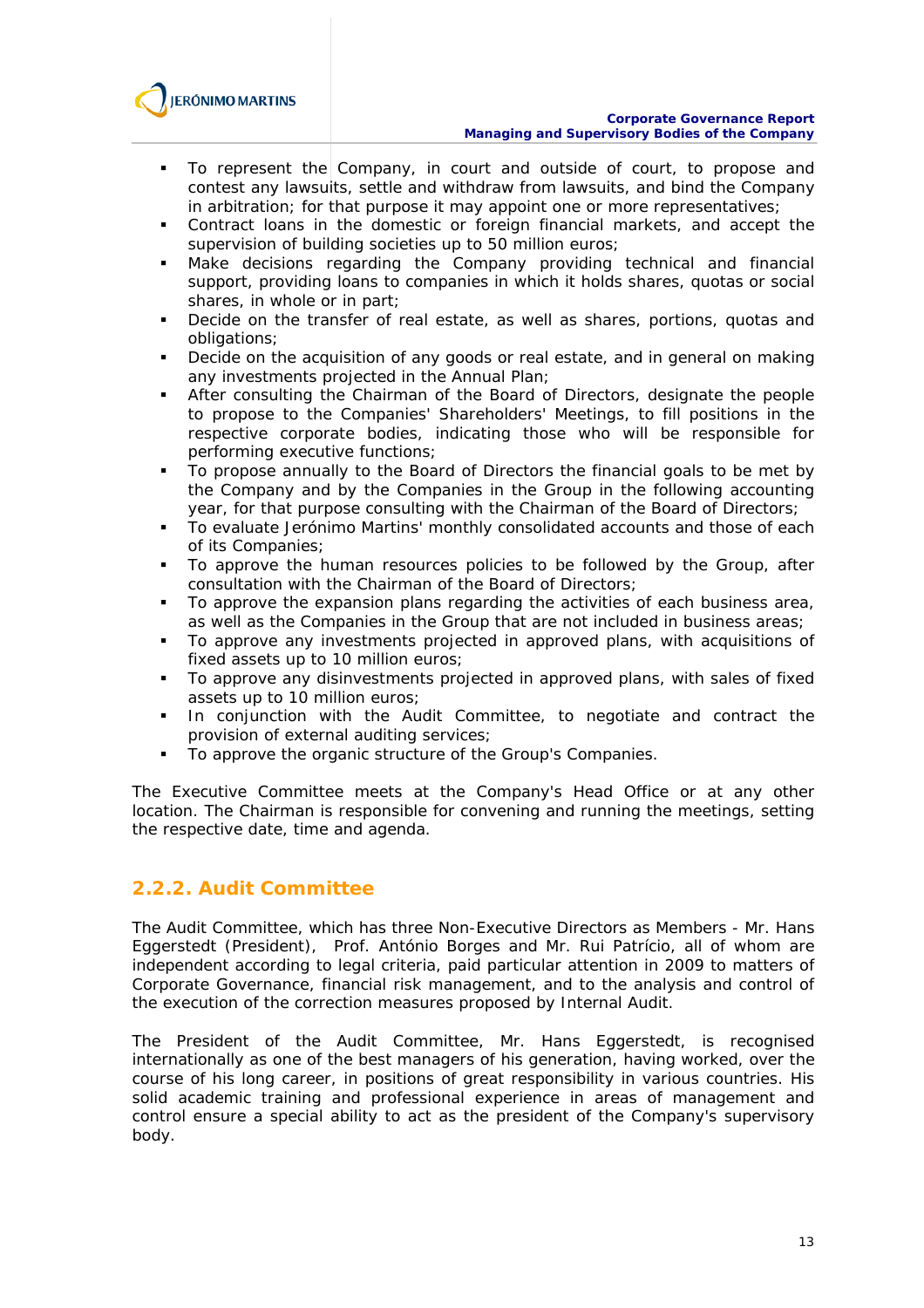- To represent the Company, in court and outside of court, to propose and contest any lawsuits, settle and withdraw from lawsuits, and bind the Company in arbitration; for that purpose it may appoint one or more representatives;
- Contract loans in the domestic or foreign financial markets, and accept the supervision of building societies up to 50 million euros;
- Make decisions regarding the Company providing technical and financial support, providing loans to companies in which it holds shares, quotas or social shares, in whole or in part;
- Decide on the transfer of real estate, as well as shares, portions, quotas and obligations;
- Decide on the acquisition of any goods or real estate, and in general on making any investments projected in the Annual Plan;
- After consulting the Chairman of the Board of Directors, designate the people to propose to the Companies' Shareholders' Meetings, to fill positions in the respective corporate bodies, indicating those who will be responsible for performing executive functions;
- To propose annually to the Board of Directors the financial goals to be met by the Company and by the Companies in the Group in the following accounting year, for that purpose consulting with the Chairman of the Board of Directors;
- To evaluate Jerónimo Martins' monthly consolidated accounts and those of each of its Companies;
- To approve the human resources policies to be followed by the Group, after consultation with the Chairman of the Board of Directors;
- To approve the expansion plans regarding the activities of each business area, as well as the Companies in the Group that are not included in business areas;
- To approve any investments projected in approved plans, with acquisitions of fixed assets up to 10 million euros;
- To approve any disinvestments projected in approved plans, with sales of fixed assets up to 10 million euros;
- In conjunction with the Audit Committee, to negotiate and contract the provision of external auditing services;
- To approve the organic structure of the Group's Companies.

The Executive Committee meets at the Company's Head Office or at any other location. The Chairman is responsible for convening and running the meetings, setting the respective date, time and agenda.

## 2.2.2. Audit Committee

The Audit Committee, which has three Non-Executive Directors as Members - Mr. Hans Eggerstedt (President), Prof. António Borges and Mr. Rui Patrício, all of whom are independent according to legal criteria, paid particular attention in 2009 to matters of Corporate Governance, financial risk management, and to the analysis and control of the execution of the correction measures proposed by Internal Audit.

The President of the Audit Committee, Mr. Hans Eggerstedt, is recognised internationally as one of the best managers of his generation, having worked, over the course of his long career, in positions of great responsibility in various countries. His solid academic training and professional experience in areas of management and control ensure a special ability to act as the president of the Company's supervisory body.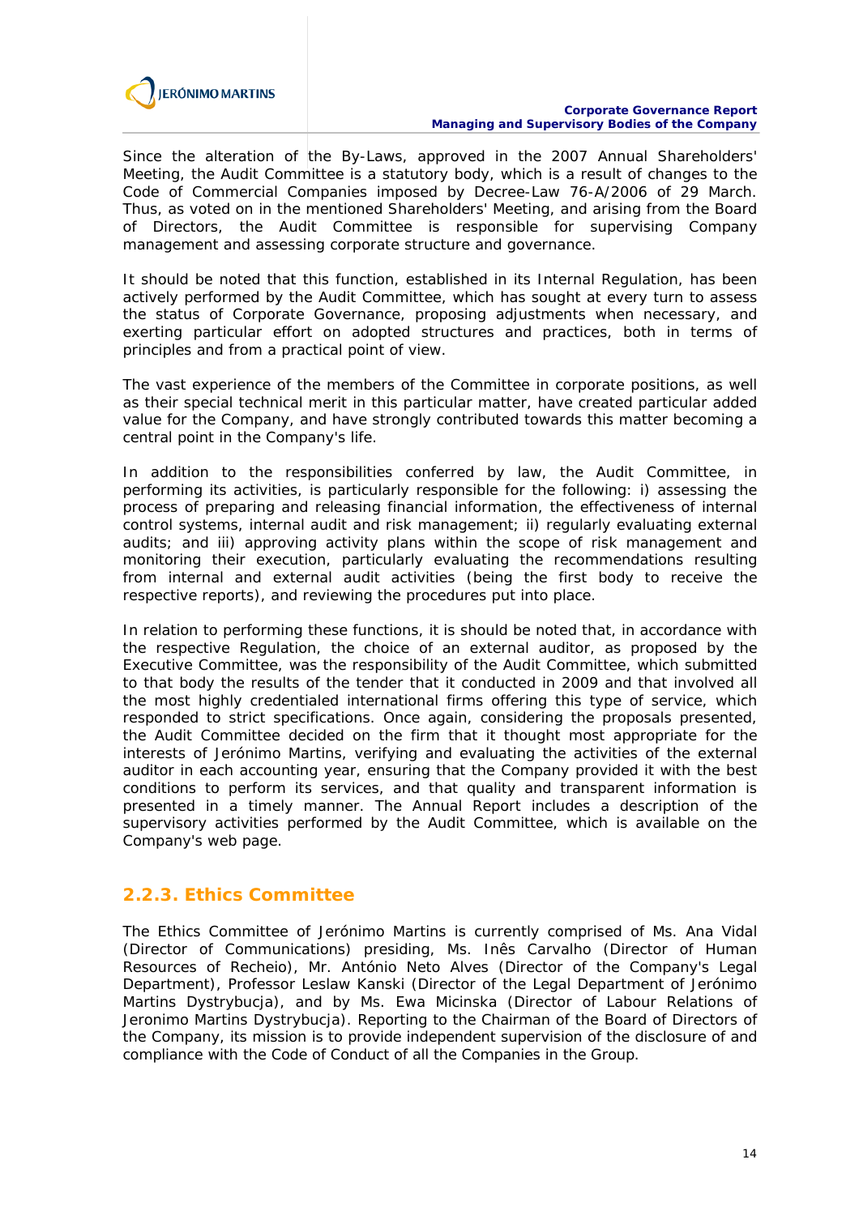Since the alteration of the By-Laws, approved in the 2007 Annual Shareholders' Meeting, the Audit Committee is a statutory body, which is a result of changes to the Code of Commercial Companies imposed by Decree-Law 76-A/2006 of 29 March. Thus, as voted on in the mentioned Shareholders' Meeting, and arising from the Board of Directors, the Audit Committee is responsible for supervising Company management and assessing corporate structure and governance.

It should be noted that this function, established in its Internal Regulation, has been actively performed by the Audit Committee, which has sought at every turn to assess the status of Corporate Governance, proposing adjustments when necessary, and exerting particular effort on adopted structures and practices, both in terms of principles and from a practical point of view.

The vast experience of the members of the Committee in corporate positions, as well as their special technical merit in this particular matter, have created particular added value for the Company, and have strongly contributed towards this matter becoming a central point in the Company's life.

In addition to the responsibilities conferred by law, the Audit Committee, in performing its activities, is particularly responsible for the following: i) assessing the process of preparing and releasing financial information, the effectiveness of internal control systems, internal audit and risk management; ii) regularly evaluating external audits; and iii) approving activity plans within the scope of risk management and monitoring their execution, particularly evaluating the recommendations resulting from internal and external audit activities (being the first body to receive the respective reports), and reviewing the procedures put into place.

In relation to performing these functions, it is should be noted that, in accordance with the respective Regulation, the choice of an external auditor, as proposed by the Executive Committee, was the responsibility of the Audit Committee, which submitted to that body the results of the tender that it conducted in 2009 and that involved all the most highly credentialed international firms offering this type of service, which responded to strict specifications. Once again, considering the proposals presented, the Audit Committee decided on the firm that it thought most appropriate for the interests of Jerónimo Martins, verifying and evaluating the activities of the external auditor in each accounting year, ensuring that the Company provided it with the best conditions to perform its services, and that quality and transparent information is presented in a timely manner. The Annual Report includes a description of the supervisory activities performed by the Audit Committee, which is available on the Company's web page.

## 2.2.3. Ethics Committee

The Ethics Committee of Jerónimo Martins is currently comprised of Ms. Ana Vidal (Director of Communications) presiding, Ms. Inês Carvalho (Director of Human Resources of Recheio), Mr. António Neto Alves (Director of the Company's Legal Department), Professor Leslaw Kanski (Director of the Legal Department of Jerónimo Martins Dystrybucja), and by Ms. Ewa Micinska (Director of Labour Relations of Jeronimo Martins Dystrybucja). Reporting to the Chairman of the Board of Directors of the Company, its mission is to provide independent supervision of the disclosure of and compliance with the Code of Conduct of all the Companies in the Group.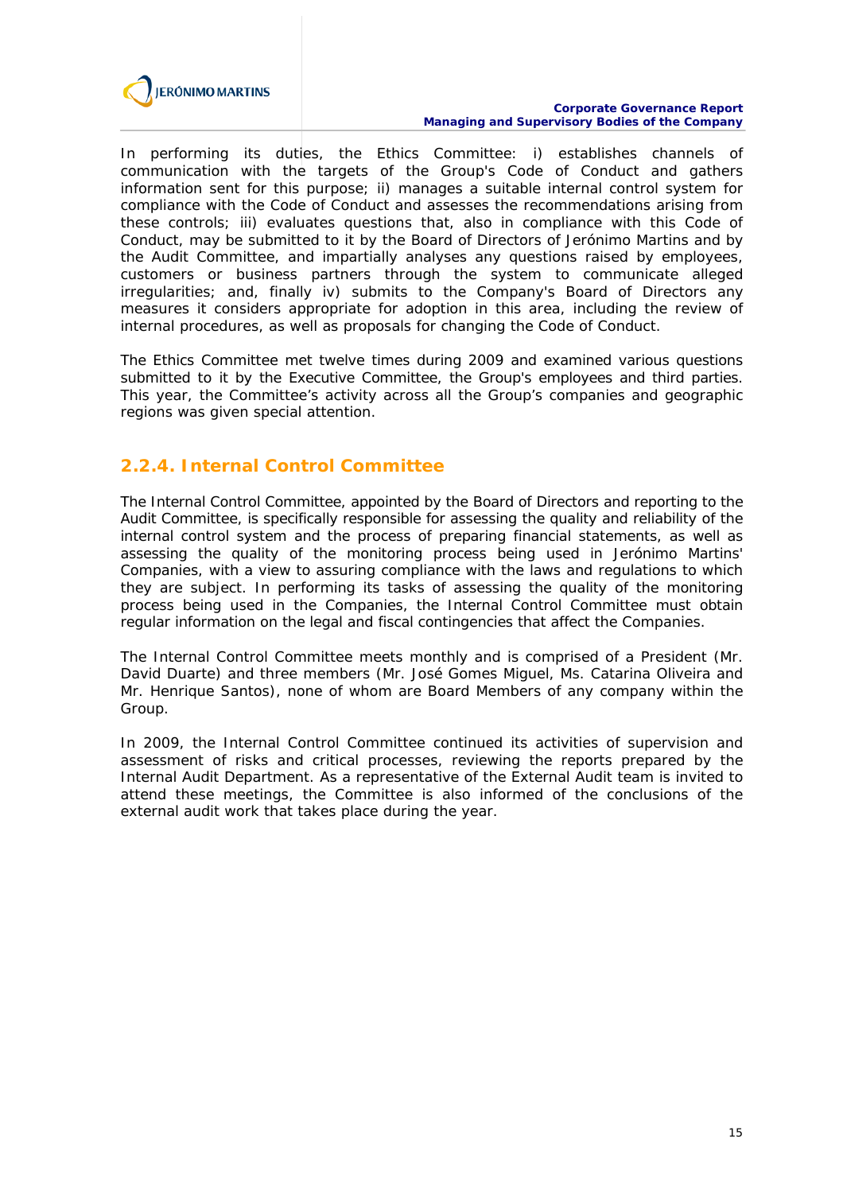In performing its duties, the Ethics Committee: i) establishes channels of communication with the targets of the Group's Code of Conduct and gathers information sent for this purpose; ii) manages a suitable internal control system for compliance with the Code of Conduct and assesses the recommendations arising from these controls; iii) evaluates questions that, also in compliance with this Code of Conduct, may be submitted to it by the Board of Directors of Jerónimo Martins and by the Audit Committee, and impartially analyses any questions raised by employees, customers or business partners through the system to communicate alleged irregularities; and, finally iv) submits to the Company's Board of Directors any measures it considers appropriate for adoption in this area, including the review of internal procedures, as well as proposals for changing the Code of Conduct.

The Ethics Committee met twelve times during 2009 and examined various questions submitted to it by the Executive Committee, the Group's employees and third parties. This year, the Committee's activity across all the Group's companies and geographic regions was given special attention.

### 2.2.4. Internal Control Committee

The Internal Control Committee, appointed by the Board of Directors and reporting to the Audit Committee, is specifically responsible for assessing the quality and reliability of the internal control system and the process of preparing financial statements, as well as assessing the quality of the monitoring process being used in Jerónimo Martins' Companies, with a view to assuring compliance with the laws and regulations to which they are subject. In performing its tasks of assessing the quality of the monitoring process being used in the Companies, the Internal Control Committee must obtain regular information on the legal and fiscal contingencies that affect the Companies.

The Internal Control Committee meets monthly and is comprised of a President (Mr. David Duarte) and three members (Mr. José Gomes Miguel, Ms. Catarina Oliveira and Mr. Henrique Santos), none of whom are Board Members of any company within the Group.

In 2009, the Internal Control Committee continued its activities of supervision and assessment of risks and critical processes, reviewing the reports prepared by the Internal Audit Department. As a representative of the External Audit team is invited to attend these meetings, the Committee is also informed of the conclusions of the external audit work that takes place during the year.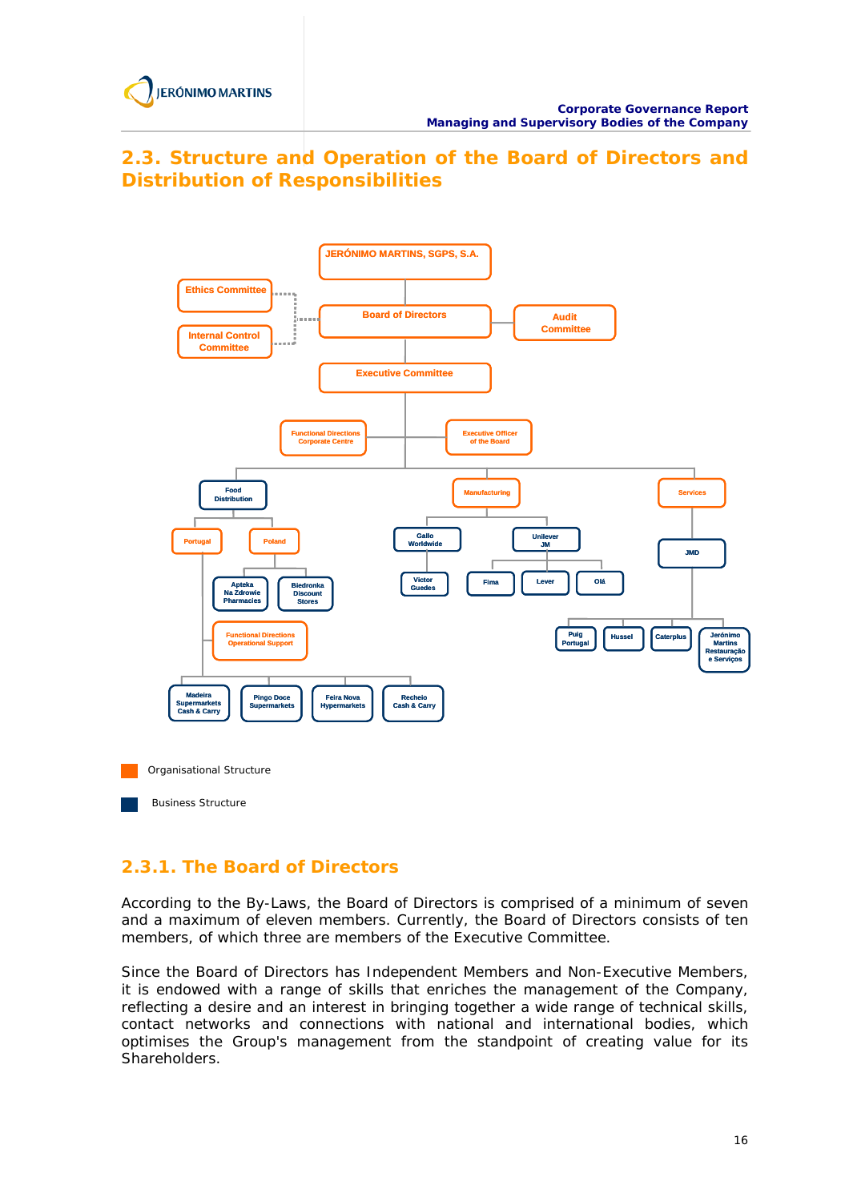## 2.3. Structure and Operation of the Board of Directors and Distribution of Responsibilities

JERÓNIMO MARTINS, SGPS, S.A.

Ethics Committee

Internal Control Committee

Board of Directors

Audit Committee

Executive Committee

Functional Directions Corporate Centre

Executive Officer of the Board

Food Distribution

Manufacturing

Services

Portugal

Poland

Gallo Worldwide

Unilever JM

JMD

Apteka Na Zdrowie Pharmacies

Biedronka Discount Stores

Victor Guedes

Fima

Lever

Olá

Functional Directions Operational Support

Puig Portugal

Hussel

Caterplus

Jerónimo Martins Restauração e Serviços

Madeira Supermarkets Cash & Carry

Pingo Doce Supermarkets

Feira Nova Hypermarkets

Recheio Cash & Carry

Organisational Structure

Business Structure

### 2.3.1. The Board of Directors

According to the By-Laws, the Board of Directors is comprised of a minimum of seven and a maximum of eleven members. Currently, the Board of Directors consists of ten members, of which three are members of the Executive Committee.

Since the Board of Directors has Independent Members and Non-Executive Members, it is endowed with a range of skills that enriches the management of the Company, reflecting a desire and an interest in bringing together a wide range of technical skills, contact networks and connections with national and international bodies, which optimises the Group's management from the standpoint of creating value for its Shareholders.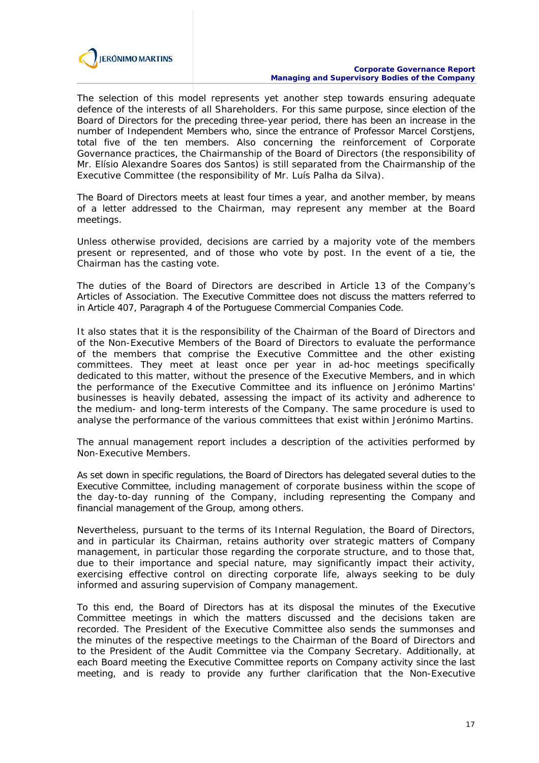The selection of this model represents yet another step towards ensuring adequate defence of the interests of all Shareholders. For this same purpose, since election of the Board of Directors for the preceding three-year period, there has been an increase in the number of Independent Members who, since the entrance of Professor Marcel Corstjens, total five of the ten members. Also concerning the reinforcement of Corporate Governance practices, the Chairmanship of the Board of Directors (the responsibility of Mr. Elísio Alexandre Soares dos Santos) is still separated from the Chairmanship of the Executive Committee (the responsibility of Mr. Luís Palha da Silva).

The Board of Directors meets at least four times a year, and another member, by means of a letter addressed to the Chairman, may represent any member at the Board meetings.

Unless otherwise provided, decisions are carried by a majority vote of the members present or represented, and of those who vote by post. In the event of a tie, the Chairman has the casting vote.

The duties of the Board of Directors are described in Article 13 of the Company's Articles of Association. The Executive Committee does not discuss the matters referred to in Article 407, Paragraph 4 of the Portuguese Commercial Companies Code.

It also states that it is the responsibility of the Chairman of the Board of Directors and of the Non-Executive Members of the Board of Directors to evaluate the performance of the members that comprise the Executive Committee and the other existing committees. They meet at least once per year in ad-hoc meetings specifically dedicated to this matter, without the presence of the Executive Members, and in which the performance of the Executive Committee and its influence on Jerónimo Martins' businesses is heavily debated, assessing the impact of its activity and adherence to the medium- and long-term interests of the Company. The same procedure is used to analyse the performance of the various committees that exist within Jerónimo Martins.

The annual management report includes a description of the activities performed by Non-Executive Members.

As set down in specific regulations, the Board of Directors has delegated several duties to the Executive Committee, including management of corporate business within the scope of the day-to-day running of the Company, including representing the Company and financial management of the Group, among others.

Nevertheless, pursuant to the terms of its Internal Regulation, the Board of Directors, and in particular its Chairman, retains authority over strategic matters of Company management, in particular those regarding the corporate structure, and to those that, due to their importance and special nature, may significantly impact their activity, exercising effective control on directing corporate life, always seeking to be duly informed and assuring supervision of Company management.

To this end, the Board of Directors has at its disposal the minutes of the Executive Committee meetings in which the matters discussed and the decisions taken are recorded. The President of the Executive Committee also sends the summonses and the minutes of the respective meetings to the Chairman of the Board of Directors and to the President of the Audit Committee via the Company Secretary. Additionally, at each Board meeting the Executive Committee reports on Company activity since the last meeting, and is ready to provide any further clarification that the Non-Executive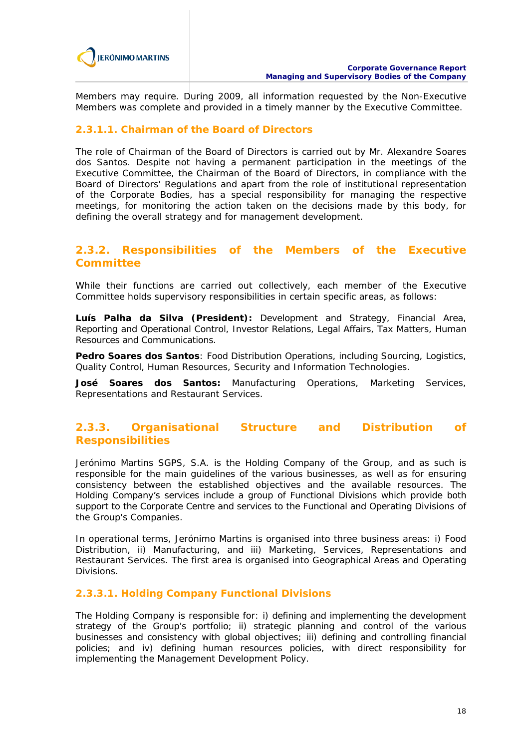Members may require. During 2009, all information requested by the Non-Executive Members was complete and provided in a timely manner by the Executive Committee.

#### 2.3.1.1. Chairman of the Board of Directors

The role of Chairman of the Board of Directors is carried out by Mr. Alexandre Soares dos Santos. Despite not having a permanent participation in the meetings of the Executive Committee, the Chairman of the Board of Directors, in compliance with the Board of Directors' Regulations and apart from the role of institutional representation of the Corporate Bodies, has a special responsibility for managing the respective meetings, for monitoring the action taken on the decisions made by this body, for defining the overall strategy and for management development.

### 2.3.2. Responsibilities of the Members of the Executive Committee

While their functions are carried out collectively, each member of the Executive Committee holds supervisory responsibilities in certain specific areas, as follows:

**Luís Palha da Silva (President):** Development and Strategy, Financial Area, Reporting and Operational Control, Investor Relations, Legal Affairs, Tax Matters, Human Resources and Communications.

**Pedro Soares dos Santos**: Food Distribution Operations, including Sourcing, Logistics, Quality Control, Human Resources, Security and Information Technologies.

**José Soares dos Santos:** Manufacturing Operations, Marketing Services, Representations and Restaurant Services.

### 2.3.3. Organisational Structure and Distribution of Responsibilities

Jerónimo Martins SGPS, S.A. is the Holding Company of the Group, and as such is responsible for the main guidelines of the various businesses, as well as for ensuring consistency between the established objectives and the available resources. The Holding Company's services include a group of Functional Divisions which provide both support to the Corporate Centre and services to the Functional and Operating Divisions of the Group's Companies.

In operational terms, Jerónimo Martins is organised into three business areas: i) Food Distribution, ii) Manufacturing, and iii) Marketing, Services, Representations and Restaurant Services. The first area is organised into Geographical Areas and Operating Divisions.

#### 2.3.3.1. Holding Company Functional Divisions

The Holding Company is responsible for: i) defining and implementing the development strategy of the Group's portfolio; ii) strategic planning and control of the various businesses and consistency with global objectives; iii) defining and controlling financial policies; and iv) defining human resources policies, with direct responsibility for implementing the Management Development Policy.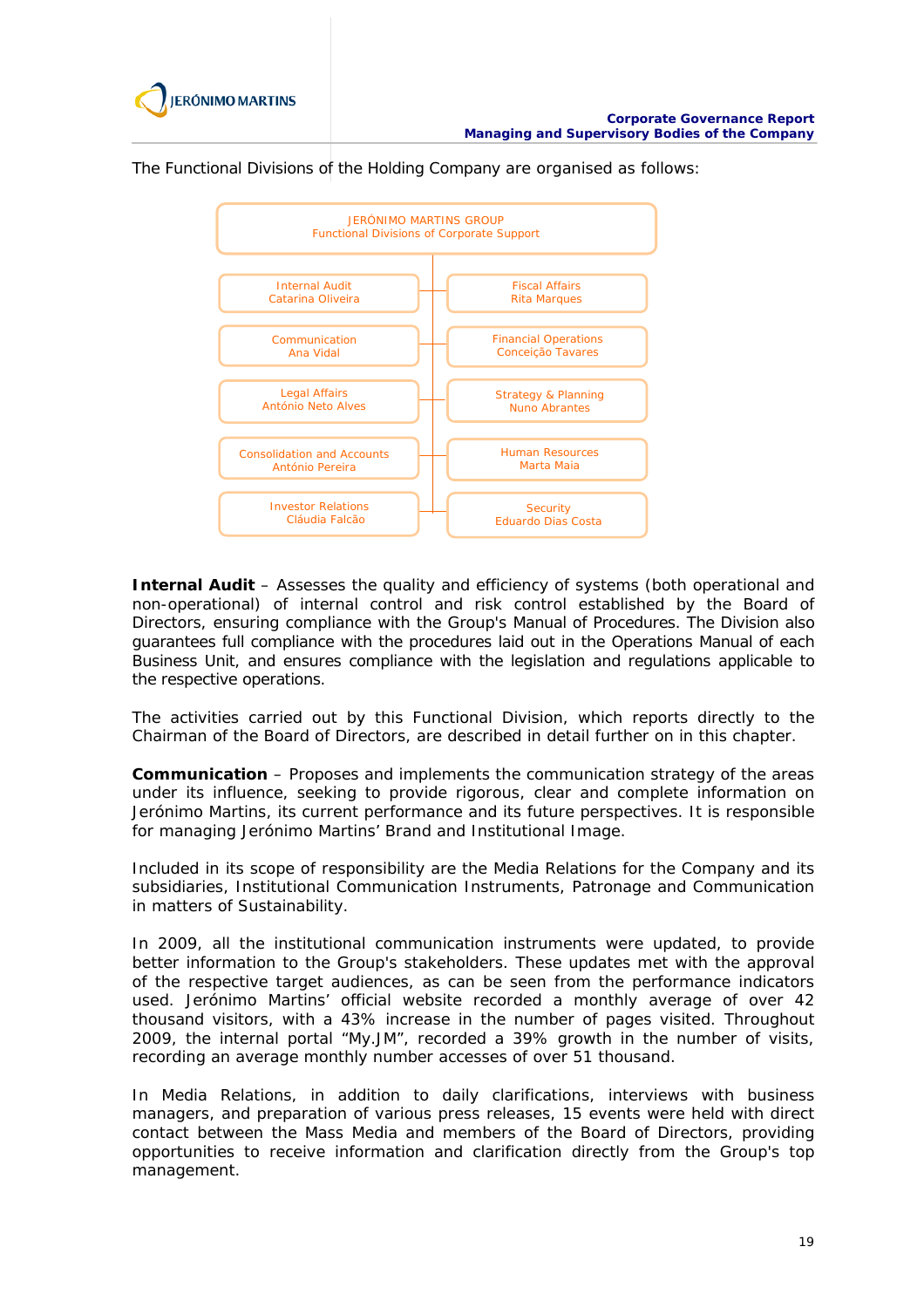The Functional Divisions of the Holding Company are organised as follows:

JERÓNIMO MARTINS GROUP
Functional Divisions of Corporate Support

Internal Audit
Catarina Oliveira

Communication
Ana Vidal

Legal Affairs
António Neto Alves

Consolidation and Accounts
António Pereira

Investor Relations
Cláudia Falcão

Fiscal Affairs
Rita Marques

Financial Operations
Conceição Tavares

Strategy & Planning
Nuno Abrantes

Human Resources
Marta Maia

Security
Eduardo Dias Costa

**Internal Audit** – Assesses the quality and efficiency of systems (both operational and non-operational) of internal control and risk control established by the Board of Directors, ensuring compliance with the Group's Manual of Procedures. The Division also guarantees full compliance with the procedures laid out in the Operations Manual of each Business Unit, and ensures compliance with the legislation and regulations applicable to the respective operations.

The activities carried out by this Functional Division, which reports directly to the Chairman of the Board of Directors, are described in detail further on in this chapter.

**Communication** – Proposes and implements the communication strategy of the areas under its influence, seeking to provide rigorous, clear and complete information on Jerónimo Martins, its current performance and its future perspectives. It is responsible for managing Jerónimo Martins' Brand and Institutional Image.

Included in its scope of responsibility are the Media Relations for the Company and its subsidiaries, Institutional Communication Instruments, Patronage and Communication in matters of Sustainability.

In 2009, all the institutional communication instruments were updated, to provide better information to the Group's stakeholders. These updates met with the approval of the respective target audiences, as can be seen from the performance indicators used. Jerónimo Martins' official website recorded a monthly average of over 42 thousand visitors, with a 43% increase in the number of pages visited. Throughout 2009, the internal portal "My.JM", recorded a 39% growth in the number of visits, recording an average monthly number accesses of over 51 thousand.

In Media Relations, in addition to daily clarifications, interviews with business managers, and preparation of various press releases, 15 events were held with direct contact between the Mass Media and members of the Board of Directors, providing opportunities to receive information and clarification directly from the Group's top management.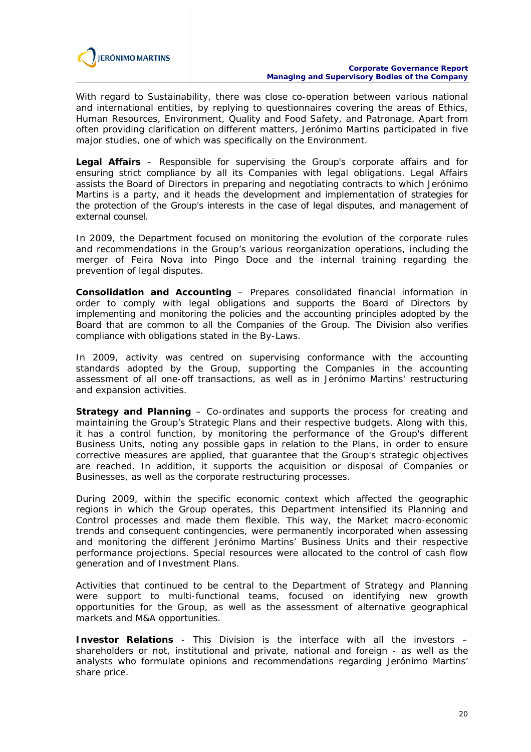With regard to Sustainability, there was close co-operation between various national and international entities, by replying to questionnaires covering the areas of Ethics, Human Resources, Environment, Quality and Food Safety, and Patronage. Apart from often providing clarification on different matters, Jerónimo Martins participated in five major studies, one of which was specifically on the Environment.

**Legal Affairs** – Responsible for supervising the Group's corporate affairs and for ensuring strict compliance by all its Companies with legal obligations. Legal Affairs assists the Board of Directors in preparing and negotiating contracts to which Jerónimo Martins is a party, and it heads the development and implementation of strategies for the protection of the Group's interests in the case of legal disputes, and management of external counsel.

In 2009, the Department focused on monitoring the evolution of the corporate rules and recommendations in the Group's various reorganization operations, including the merger of Feira Nova into Pingo Doce and the internal training regarding the prevention of legal disputes.

**Consolidation and Accounting** – Prepares consolidated financial information in order to comply with legal obligations and supports the Board of Directors by implementing and monitoring the policies and the accounting principles adopted by the Board that are common to all the Companies of the Group. The Division also verifies compliance with obligations stated in the By-Laws.

In 2009, activity was centred on supervising conformance with the accounting standards adopted by the Group, supporting the Companies in the accounting assessment of all one-off transactions, as well as in Jerónimo Martins' restructuring and expansion activities.

**Strategy and Planning** – Co-ordinates and supports the process for creating and maintaining the Group's Strategic Plans and their respective budgets. Along with this, it has a control function, by monitoring the performance of the Group's different Business Units, noting any possible gaps in relation to the Plans, in order to ensure corrective measures are applied, that guarantee that the Group's strategic objectives are reached. In addition, it supports the acquisition or disposal of Companies or Businesses, as well as the corporate restructuring processes.

During 2009, within the specific economic context which affected the geographic regions in which the Group operates, this Department intensified its Planning and Control processes and made them flexible. This way, the Market macro-economic trends and consequent contingencies, were permanently incorporated when assessing and monitoring the different Jerónimo Martins' Business Units and their respective performance projections. Special resources were allocated to the control of cash flow generation and of Investment Plans.

Activities that continued to be central to the Department of Strategy and Planning were support to multi-functional teams, focused on identifying new growth opportunities for the Group, as well as the assessment of alternative geographical markets and M&A opportunities.

**Investor Relations** - This Division is the interface with all the investors – shareholders or not, institutional and private, national and foreign - as well as the analysts who formulate opinions and recommendations regarding Jerónimo Martins' share price.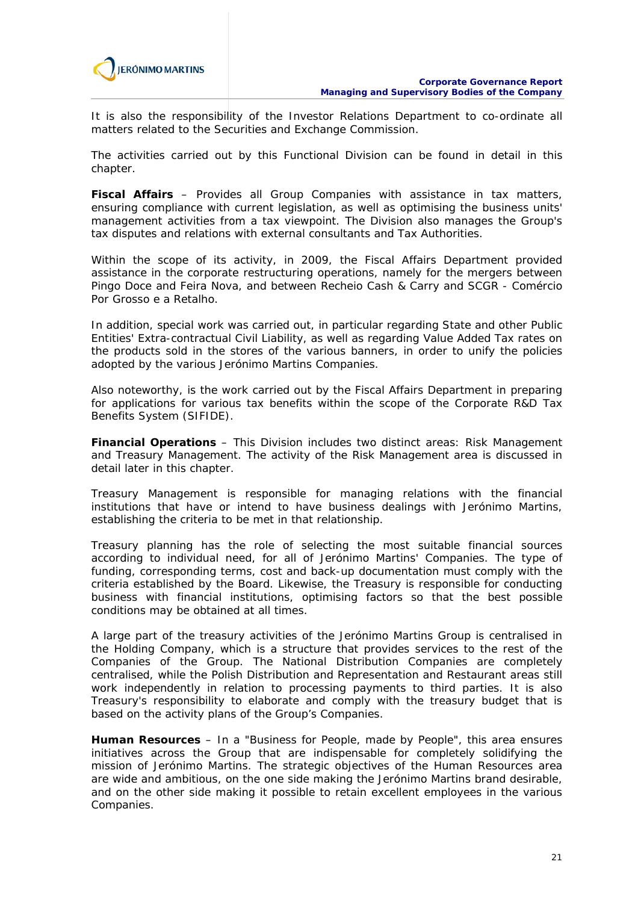It is also the responsibility of the Investor Relations Department to co-ordinate all matters related to the Securities and Exchange Commission.

The activities carried out by this Functional Division can be found in detail in this chapter.

**Fiscal Affairs** – Provides all Group Companies with assistance in tax matters, ensuring compliance with current legislation, as well as optimising the business units' management activities from a tax viewpoint. The Division also manages the Group's tax disputes and relations with external consultants and Tax Authorities.

Within the scope of its activity, in 2009, the Fiscal Affairs Department provided assistance in the corporate restructuring operations, namely for the mergers between Pingo Doce and Feira Nova, and between Recheio Cash & Carry and SCGR - Comércio Por Grosso e a Retalho.

In addition, special work was carried out, in particular regarding State and other Public Entities' Extra-contractual Civil Liability, as well as regarding Value Added Tax rates on the products sold in the stores of the various banners, in order to unify the policies adopted by the various Jerónimo Martins Companies.

Also noteworthy, is the work carried out by the Fiscal Affairs Department in preparing for applications for various tax benefits within the scope of the Corporate R&D Tax Benefits System (SIFIDE).

**Financial Operations** – This Division includes two distinct areas: Risk Management and Treasury Management. The activity of the Risk Management area is discussed in detail later in this chapter.

Treasury Management is responsible for managing relations with the financial institutions that have or intend to have business dealings with Jerónimo Martins, establishing the criteria to be met in that relationship.

Treasury planning has the role of selecting the most suitable financial sources according to individual need, for all of Jerónimo Martins' Companies. The type of funding, corresponding terms, cost and back-up documentation must comply with the criteria established by the Board. Likewise, the Treasury is responsible for conducting business with financial institutions, optimising factors so that the best possible conditions may be obtained at all times.

A large part of the treasury activities of the Jerónimo Martins Group is centralised in the Holding Company, which is a structure that provides services to the rest of the Companies of the Group. The National Distribution Companies are completely centralised, while the Polish Distribution and Representation and Restaurant areas still work independently in relation to processing payments to third parties. It is also Treasury's responsibility to elaborate and comply with the treasury budget that is based on the activity plans of the Group's Companies.

**Human Resources** – In a "Business for People, made by People", this area ensures initiatives across the Group that are indispensable for completely solidifying the mission of Jerónimo Martins. The strategic objectives of the Human Resources area are wide and ambitious, on the one side making the Jerónimo Martins brand desirable, and on the other side making it possible to retain excellent employees in the various Companies.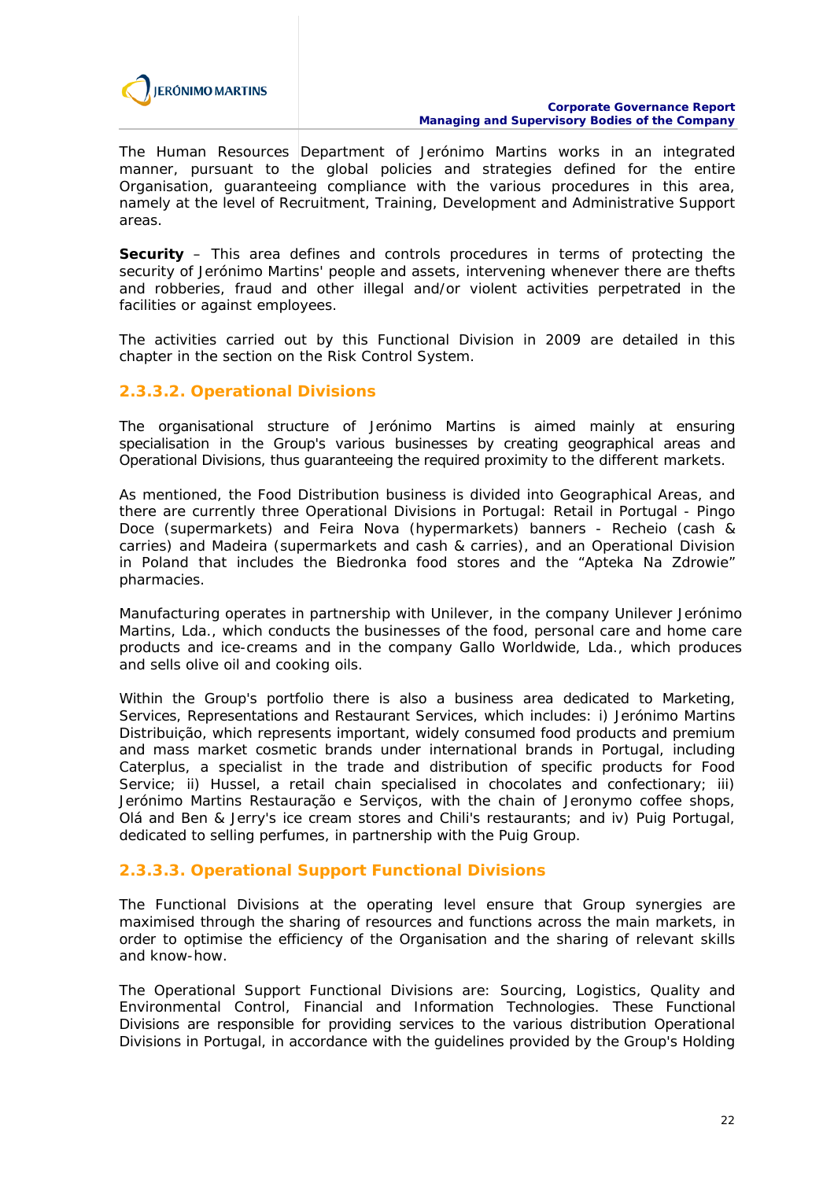The Human Resources Department of Jerónimo Martins works in an integrated manner, pursuant to the global policies and strategies defined for the entire Organisation, guaranteeing compliance with the various procedures in this area, namely at the level of Recruitment, Training, Development and Administrative Support areas.

**Security** – This area defines and controls procedures in terms of protecting the security of Jerónimo Martins' people and assets, intervening whenever there are thefts and robberies, fraud and other illegal and/or violent activities perpetrated in the facilities or against employees.

The activities carried out by this Functional Division in 2009 are detailed in this chapter in the section on the Risk Control System.

### 2.3.3.2. Operational Divisions

The organisational structure of Jerónimo Martins is aimed mainly at ensuring specialisation in the Group's various businesses by creating geographical areas and Operational Divisions, thus guaranteeing the required proximity to the different markets.

As mentioned, the Food Distribution business is divided into Geographical Areas, and there are currently three Operational Divisions in Portugal: Retail in Portugal - Pingo Doce (supermarkets) and Feira Nova (hypermarkets) banners - Recheio (cash & carries) and Madeira (supermarkets and cash & carries), and an Operational Division in Poland that includes the Biedronka food stores and the "Apteka Na Zdrowie" pharmacies.

Manufacturing operates in partnership with Unilever, in the company Unilever Jerónimo Martins, Lda., which conducts the businesses of the food, personal care and home care products and ice-creams and in the company Gallo Worldwide, Lda., which produces and sells olive oil and cooking oils.

Within the Group's portfolio there is also a business area dedicated to Marketing, Services, Representations and Restaurant Services, which includes: i) Jerónimo Martins Distribuição, which represents important, widely consumed food products and premium and mass market cosmetic brands under international brands in Portugal, including Caterplus, a specialist in the trade and distribution of specific products for Food Service; ii) Hussel, a retail chain specialised in chocolates and confectionary; iii) Jerónimo Martins Restauração e Serviços, with the chain of Jeronymo coffee shops, Olá and Ben & Jerry's ice cream stores and Chili's restaurants; and iv) Puig Portugal, dedicated to selling perfumes, in partnership with the Puig Group.

### 2.3.3.3. Operational Support Functional Divisions

The Functional Divisions at the operating level ensure that Group synergies are maximised through the sharing of resources and functions across the main markets, in order to optimise the efficiency of the Organisation and the sharing of relevant skills and know-how.

The Operational Support Functional Divisions are: Sourcing, Logistics, Quality and Environmental Control, Financial and Information Technologies. These Functional Divisions are responsible for providing services to the various distribution Operational Divisions in Portugal, in accordance with the guidelines provided by the Group's Holding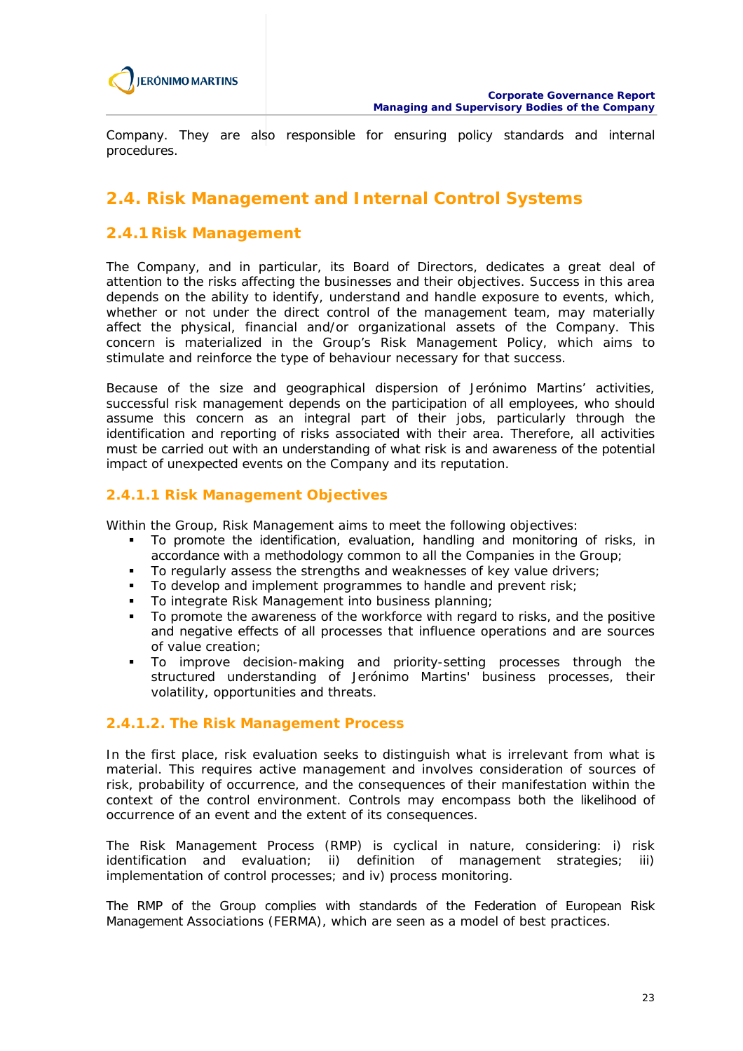Company. They are also responsible for ensuring policy standards and internal procedures.

## 2.4. Risk Management and Internal Control Systems

### 2.4.1 Risk Management

The Company, and in particular, its Board of Directors, dedicates a great deal of attention to the risks affecting the businesses and their objectives. Success in this area depends on the ability to identify, understand and handle exposure to events, which, whether or not under the direct control of the management team, may materially affect the physical, financial and/or organizational assets of the Company. This concern is materialized in the Group's Risk Management Policy, which aims to stimulate and reinforce the type of behaviour necessary for that success.

Because of the size and geographical dispersion of Jerónimo Martins' activities, successful risk management depends on the participation of all employees, who should assume this concern as an integral part of their jobs, particularly through the identification and reporting of risks associated with their area. Therefore, all activities must be carried out with an understanding of what risk is and awareness of the potential impact of unexpected events on the Company and its reputation.

#### 2.4.1.1 Risk Management Objectives

Within the Group, Risk Management aims to meet the following objectives:

- To promote the identification, evaluation, handling and monitoring of risks, in accordance with a methodology common to all the Companies in the Group;
- To regularly assess the strengths and weaknesses of key value drivers;
- To develop and implement programmes to handle and prevent risk;
- To integrate Risk Management into business planning;
- To promote the awareness of the workforce with regard to risks, and the positive and negative effects of all processes that influence operations and are sources of value creation;
- To improve decision-making and priority-setting processes through the structured understanding of Jerónimo Martins' business processes, their volatility, opportunities and threats.

#### 2.4.1.2. The Risk Management Process

In the first place, risk evaluation seeks to distinguish what is irrelevant from what is material. This requires active management and involves consideration of sources of risk, probability of occurrence, and the consequences of their manifestation within the context of the control environment. Controls may encompass both the likelihood of occurrence of an event and the extent of its consequences.

The Risk Management Process (RMP) is cyclical in nature, considering: i) risk identification and evaluation; ii) definition of management strategies; iii) implementation of control processes; and iv) process monitoring.

The RMP of the Group complies with standards of the Federation of European Risk Management Associations (FERMA), which are seen as a model of best practices.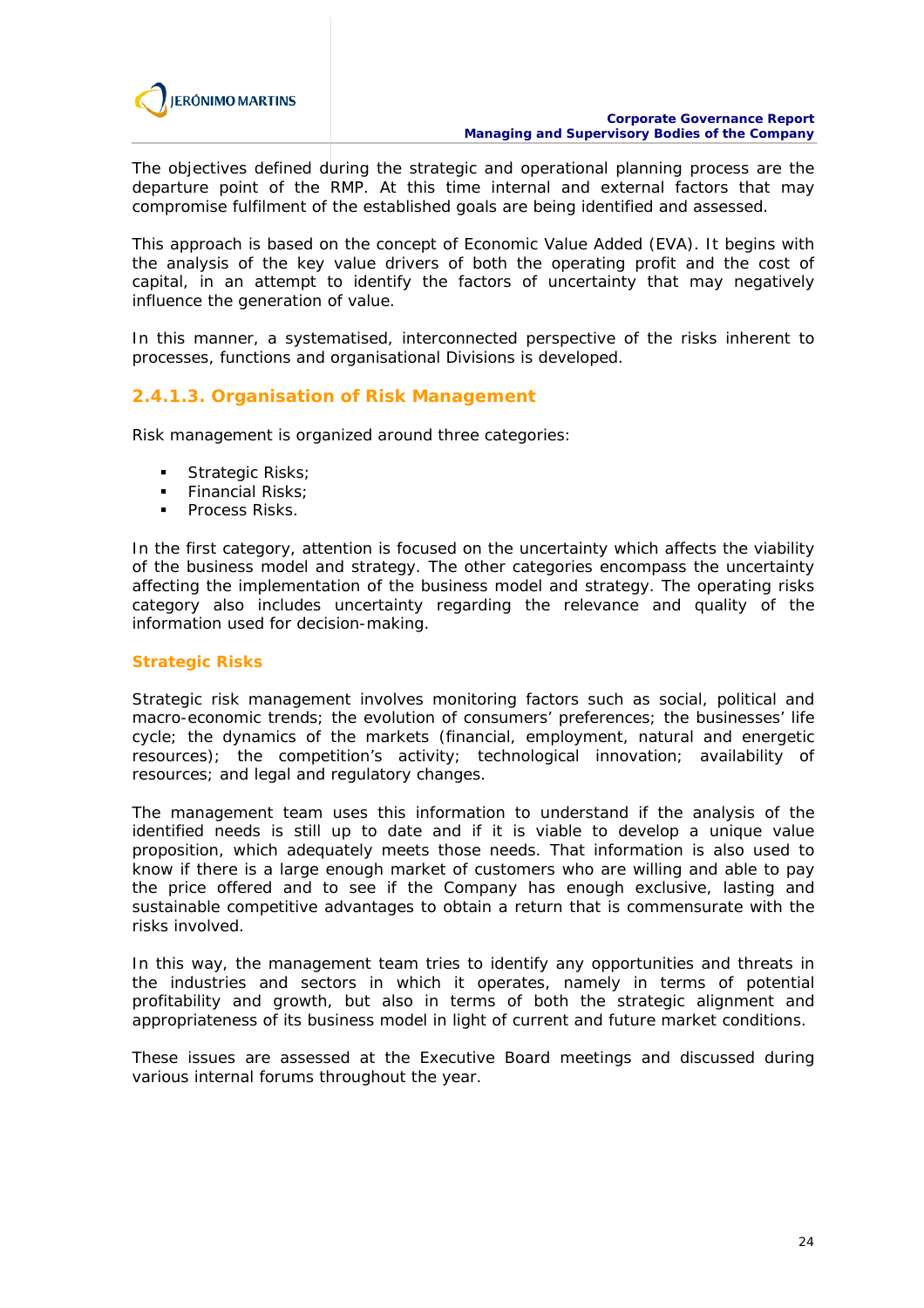The objectives defined during the strategic and operational planning process are the departure point of the RMP. At this time internal and external factors that may compromise fulfilment of the established goals are being identified and assessed.

This approach is based on the concept of Economic Value Added (EVA). It begins with the analysis of the key value drivers of both the operating profit and the cost of capital, in an attempt to identify the factors of uncertainty that may negatively influence the generation of value.

In this manner, a systematised, interconnected perspective of the risks inherent to processes, functions and organisational Divisions is developed.

### 2.4.1.3. Organisation of Risk Management

Risk management is organized around three categories:

- Strategic Risks;
- Financial Risks;
- Process Risks.

In the first category, attention is focused on the uncertainty which affects the viability of the business model and strategy. The other categories encompass the uncertainty affecting the implementation of the business model and strategy. The operating risks category also includes uncertainty regarding the relevance and quality of the information used for decision-making.

#### Strategic Risks

Strategic risk management involves monitoring factors such as social, political and macro-economic trends; the evolution of consumers' preferences; the businesses' life cycle; the dynamics of the markets (financial, employment, natural and energetic resources); the competition's activity; technological innovation; availability of resources; and legal and regulatory changes.

The management team uses this information to understand if the analysis of the identified needs is still up to date and if it is viable to develop a unique value proposition, which adequately meets those needs. That information is also used to know if there is a large enough market of customers who are willing and able to pay the price offered and to see if the Company has enough exclusive, lasting and sustainable competitive advantages to obtain a return that is commensurate with the risks involved.

In this way, the management team tries to identify any opportunities and threats in the industries and sectors in which it operates, namely in terms of potential profitability and growth, but also in terms of both the strategic alignment and appropriateness of its business model in light of current and future market conditions.

These issues are assessed at the Executive Board meetings and discussed during various internal forums throughout the year.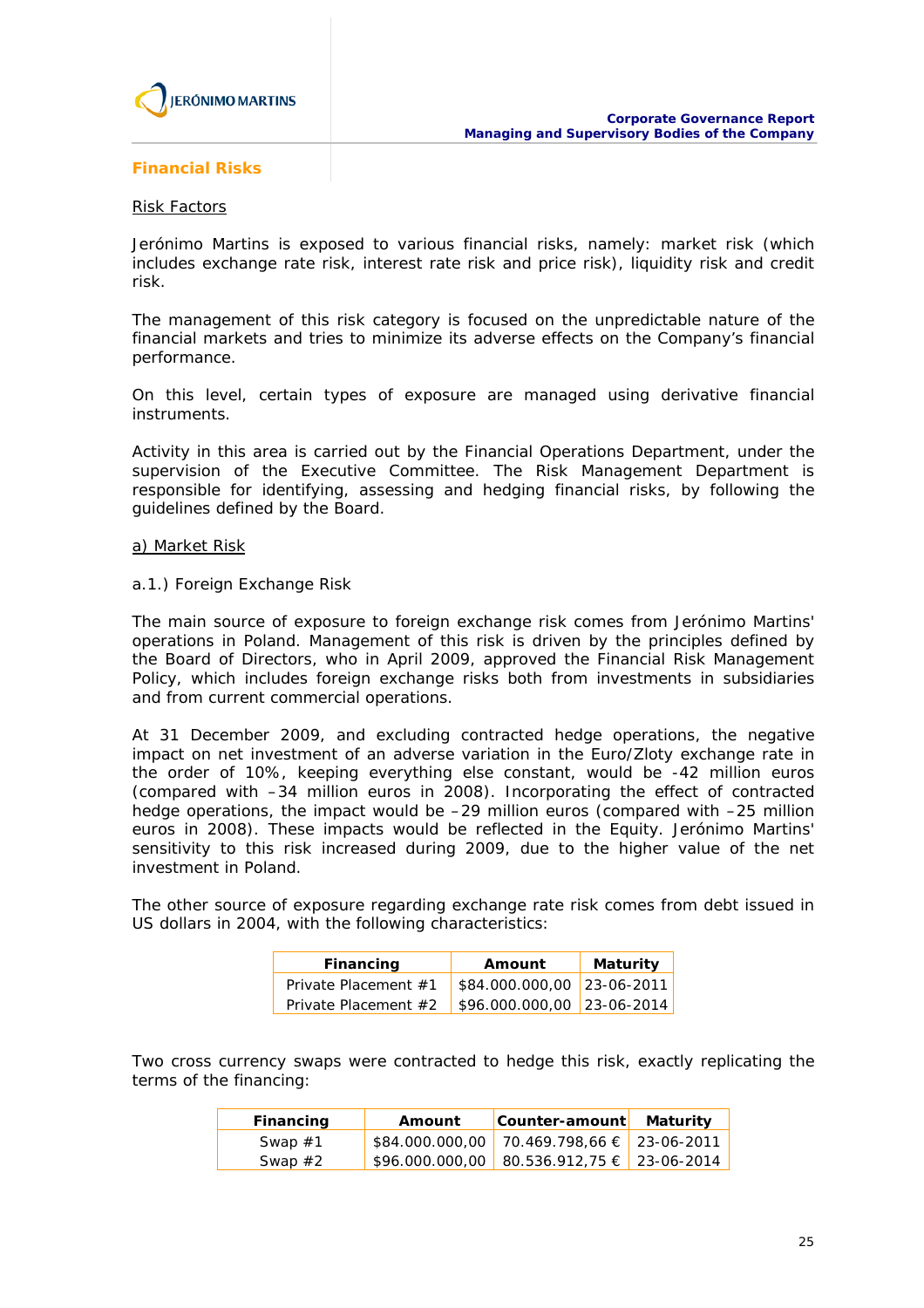## Financial Risks

Risk Factors

Jerónimo Martins is exposed to various financial risks, namely: market risk (which includes exchange rate risk, interest rate risk and price risk), liquidity risk and credit risk.

The management of this risk category is focused on the unpredictable nature of the financial markets and tries to minimize its adverse effects on the Company's financial performance.

On this level, certain types of exposure are managed using derivative financial instruments.

Activity in this area is carried out by the Financial Operations Department, under the supervision of the Executive Committee. The Risk Management Department is responsible for identifying, assessing and hedging financial risks, by following the guidelines defined by the Board.

a) Market Risk

a.1.) Foreign Exchange Risk

The main source of exposure to foreign exchange risk comes from Jerónimo Martins' operations in Poland. Management of this risk is driven by the principles defined by the Board of Directors, who in April 2009, approved the Financial Risk Management Policy, which includes foreign exchange risks both from investments in subsidiaries and from current commercial operations.

At 31 December 2009, and excluding contracted hedge operations, the negative impact on net investment of an adverse variation in the Euro/Zloty exchange rate in the order of 10%, keeping everything else constant, would be -42 million euros (compared with –34 million euros in 2008). Incorporating the effect of contracted hedge operations, the impact would be –29 million euros (compared with –25 million euros in 2008). These impacts would be reflected in the Equity. Jerónimo Martins' sensitivity to this risk increased during 2009, due to the higher value of the net investment in Poland.

The other source of exposure regarding exchange rate risk comes from debt issued in US dollars in 2004, with the following characteristics:

| Financing | Amount | Maturity |
|---|---|---|
| Private Placement #1 | $84.000.000,00 | 23-06-2011 |
| Private Placement #2 | $96.000.000,00 | 23-06-2014 |

Two cross currency swaps were contracted to hedge this risk, exactly replicating the terms of the financing:

| Financing | Amount | Counter-amount | Maturity |
|---|---|---|---|
| Swap #1 | $84.000.000,00 | 70.469.798,66 € | 23-06-2011 |
| Swap #2 | $96.000.000,00 | 80.536.912,75 € | 23-06-2014 |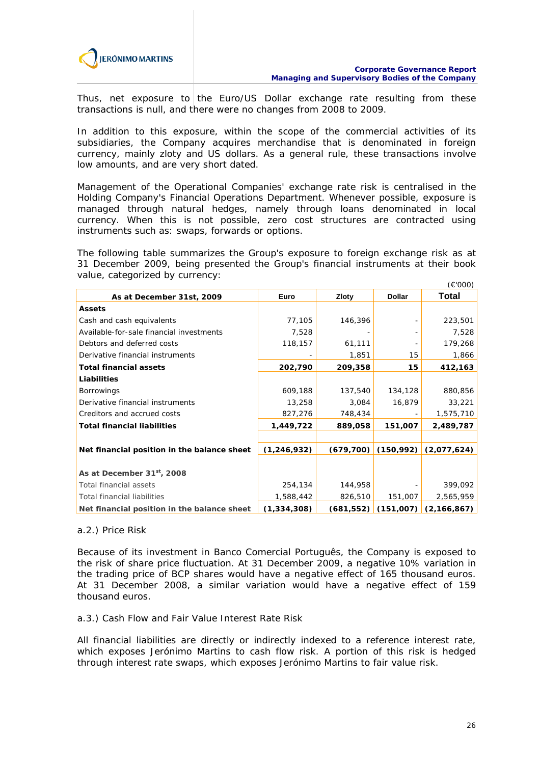Thus, net exposure to the Euro/US Dollar exchange rate resulting from these transactions is null, and there were no changes from 2008 to 2009.

In addition to this exposure, within the scope of the commercial activities of its subsidiaries, the Company acquires merchandise that is denominated in foreign currency, mainly zloty and US dollars. As a general rule, these transactions involve low amounts, and are very short dated.

Management of the Operational Companies' exchange rate risk is centralised in the Holding Company's Financial Operations Department. Whenever possible, exposure is managed through natural hedges, namely through loans denominated in local currency. When this is not possible, zero cost structures are contracted using instruments such as: swaps, forwards or options.

The following table summarizes the Group's exposure to foreign exchange risk as at 31 December 2009, being presented the Group's financial instruments at their book value, categorized by currency:

(€'000)

| As at December 31st, 2009 | Euro | Zloty | Dollar | Total |
|---|---|---|---|---|
| **Assets** | | | | |
| Cash and cash equivalents | 77,105 | 146,396 | - | 223,501 |
| Available-for-sale financial investments | 7,528 | - | - | 7,528 |
| Debtors and deferred costs | 118,157 | 61,111 | - | 179,268 |
| Derivative financial instruments | - | 1,851 | 15 | 1,866 |
| **Total financial assets** | **202,790** | **209,358** | **15** | **412,163** |
| **Liabilities** | | | | |
| Borrowings | 609,188 | 137,540 | 134,128 | 880,856 |
| Derivative financial instruments | 13,258 | 3,084 | 16,879 | 33,221 |
| Creditors and accrued costs | 827,276 | 748,434 | - | 1,575,710 |
| **Total financial liabilities** | **1,449,722** | **889,058** | **151,007** | **2,489,787** |
| | | | | |
| **Net financial position in the balance sheet** | **(1,246,932)** | **(679,700)** | **(150,992)** | **(2,077,624)** |
| | | | | |
| **As at December 31st, 2008** | | | | |
| Total financial assets | 254,134 | 144,958 | - | 399,092 |
| Total financial liabilities | 1,588,442 | 826,510 | 151,007 | 2,565,959 |
| **Net financial position in the balance sheet** | **(1,334,308)** | **(681,552)** | **(151,007)** | **(2,166,867)** |

a.2.) Price Risk

Because of its investment in Banco Comercial Português, the Company is exposed to the risk of share price fluctuation. At 31 December 2009, a negative 10% variation in the trading price of BCP shares would have a negative effect of 165 thousand euros. At 31 December 2008, a similar variation would have a negative effect of 159 thousand euros.

a.3.) Cash Flow and Fair Value Interest Rate Risk

All financial liabilities are directly or indirectly indexed to a reference interest rate, which exposes Jerónimo Martins to cash flow risk. A portion of this risk is hedged through interest rate swaps, which exposes Jerónimo Martins to fair value risk.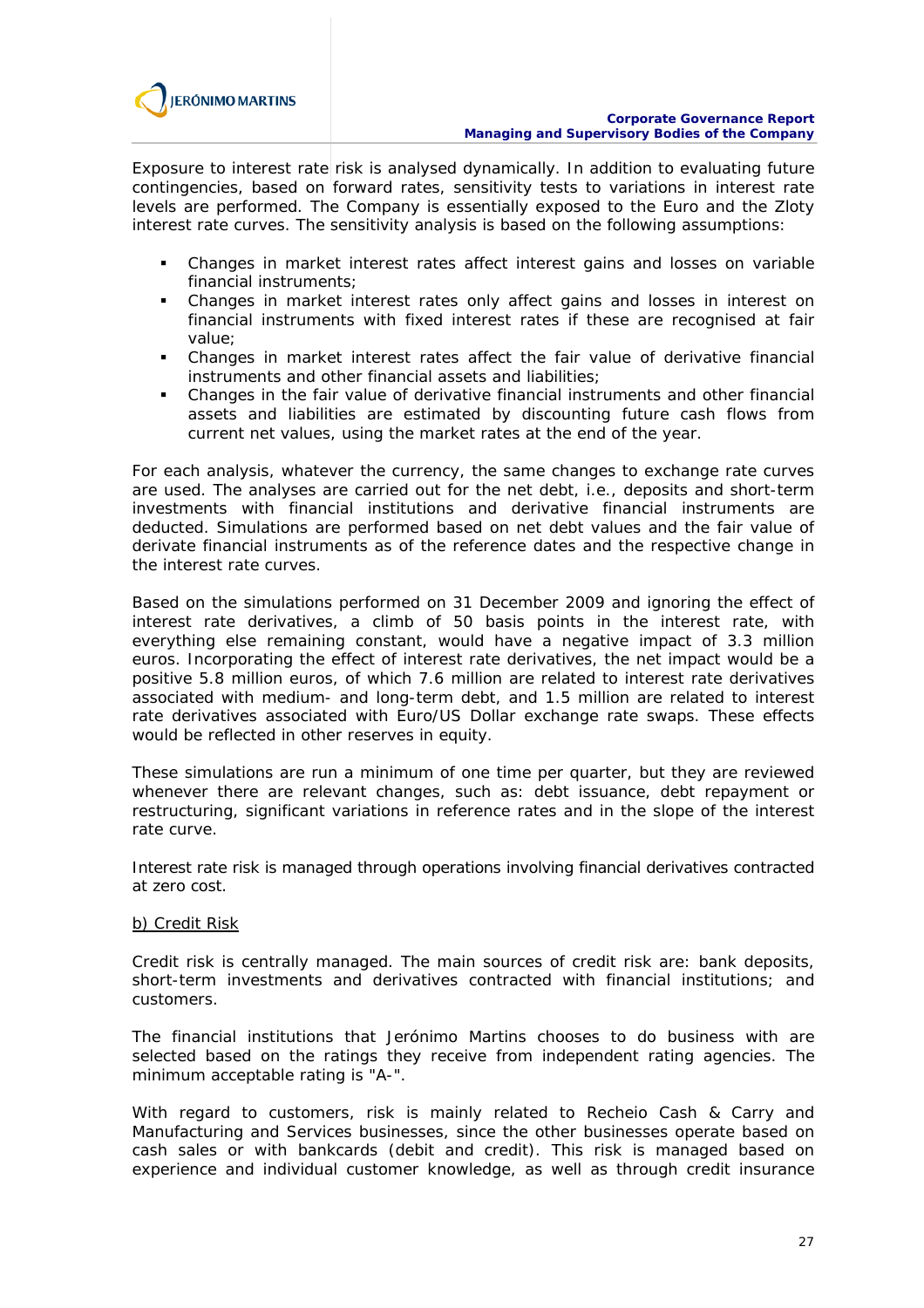Exposure to interest rate risk is analysed dynamically. In addition to evaluating future contingencies, based on forward rates, sensitivity tests to variations in interest rate levels are performed. The Company is essentially exposed to the Euro and the Zloty interest rate curves. The sensitivity analysis is based on the following assumptions:

- Changes in market interest rates affect interest gains and losses on variable financial instruments;
- Changes in market interest rates only affect gains and losses in interest on financial instruments with fixed interest rates if these are recognised at fair value;
- Changes in market interest rates affect the fair value of derivative financial instruments and other financial assets and liabilities;
- Changes in the fair value of derivative financial instruments and other financial assets and liabilities are estimated by discounting future cash flows from current net values, using the market rates at the end of the year.

For each analysis, whatever the currency, the same changes to exchange rate curves are used. The analyses are carried out for the net debt, i.e., deposits and short-term investments with financial institutions and derivative financial instruments are deducted. Simulations are performed based on net debt values and the fair value of derivate financial instruments as of the reference dates and the respective change in the interest rate curves.

Based on the simulations performed on 31 December 2009 and ignoring the effect of interest rate derivatives, a climb of 50 basis points in the interest rate, with everything else remaining constant, would have a negative impact of 3.3 million euros. Incorporating the effect of interest rate derivatives, the net impact would be a positive 5.8 million euros, of which 7.6 million are related to interest rate derivatives associated with medium- and long-term debt, and 1.5 million are related to interest rate derivatives associated with Euro/US Dollar exchange rate swaps. These effects would be reflected in other reserves in equity.

These simulations are run a minimum of one time per quarter, but they are reviewed whenever there are relevant changes, such as: debt issuance, debt repayment or restructuring, significant variations in reference rates and in the slope of the interest rate curve.

Interest rate risk is managed through operations involving financial derivatives contracted at zero cost.

b) Credit Risk

Credit risk is centrally managed. The main sources of credit risk are: bank deposits, short-term investments and derivatives contracted with financial institutions; and customers.

The financial institutions that Jerónimo Martins chooses to do business with are selected based on the ratings they receive from independent rating agencies. The minimum acceptable rating is "A-".

With regard to customers, risk is mainly related to Recheio Cash & Carry and Manufacturing and Services businesses, since the other businesses operate based on cash sales or with bankcards (debit and credit). This risk is managed based on experience and individual customer knowledge, as well as through credit insurance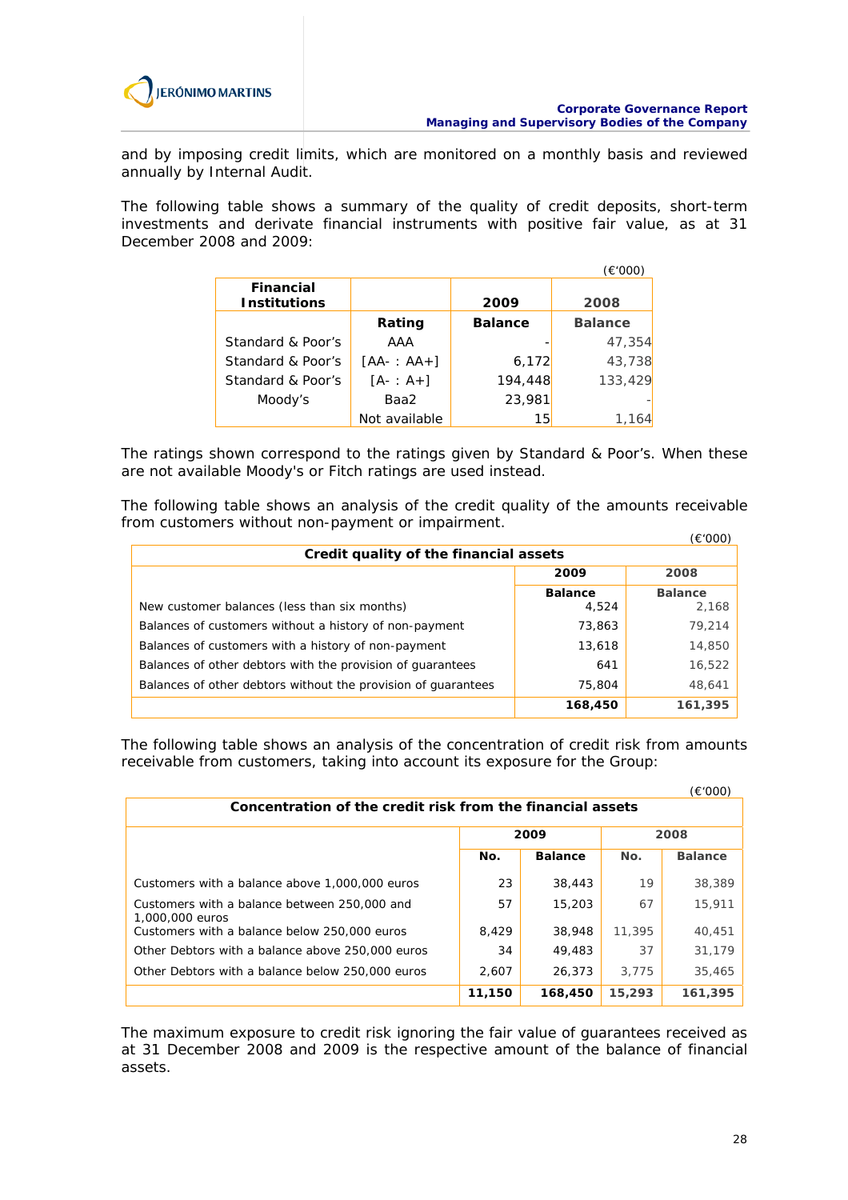and by imposing credit limits, which are monitored on a monthly basis and reviewed annually by Internal Audit.

The following table shows a summary of the quality of credit deposits, short-term investments and derivate financial instruments with positive fair value, as at 31 December 2008 and 2009:

(€'000)

| Financial Institutions | | 2009 | 2008 |
|---|---|---|---|
| | **Rating** | **Balance** | **Balance** |
| Standard & Poor's | AAA | - | 47,354 |
| Standard & Poor's | [AA- : AA+] | 6,172 | 43,738 |
| Standard & Poor's | [A- : A+] | 194,448 | 133,429 |
| Moody's | Baa2 | 23,981 | - |
| | Not available | 15 | 1,164 |

The ratings shown correspond to the ratings given by Standard & Poor's. When these are not available Moody's or Fitch ratings are used instead.

The following table shows an analysis of the credit quality of the amounts receivable from customers without non-payment or impairment.

(€'000)

| Credit quality of the financial assets | 2009 | 2008 |
|---|---|---|
| | **Balance** | **Balance** |
| New customer balances (less than six months) | 4,524 | 2,168 |
| Balances of customers without a history of non-payment | 73,863 | 79,214 |
| Balances of customers with a history of non-payment | 13,618 | 14,850 |
| Balances of other debtors with the provision of guarantees | 641 | 16,522 |
| Balances of other debtors without the provision of guarantees | 75,804 | 48,641 |
| | **168,450** | **161,395** |

The following table shows an analysis of the concentration of credit risk from amounts receivable from customers, taking into account its exposure for the Group:

(€'000)

| Concentration of the credit risk from the financial assets | 2009 | | 2008 | |
|---|---|---|---|---|
| | **No.** | **Balance** | **No.** | **Balance** |
| Customers with a balance above 1,000,000 euros | 23 | 38,443 | 19 | 38,389 |
| Customers with a balance between 250,000 and 1,000,000 euros | 57 | 15,203 | 67 | 15,911 |
| Customers with a balance below 250,000 euros | 8,429 | 38,948 | 11,395 | 40,451 |
| Other Debtors with a balance above 250,000 euros | 34 | 49,483 | 37 | 31,179 |
| Other Debtors with a balance below 250,000 euros | 2,607 | 26,373 | 3,775 | 35,465 |
| | **11,150** | **168,450** | **15,293** | **161,395** |

The maximum exposure to credit risk ignoring the fair value of guarantees received as at 31 December 2008 and 2009 is the respective amount of the balance of financial assets.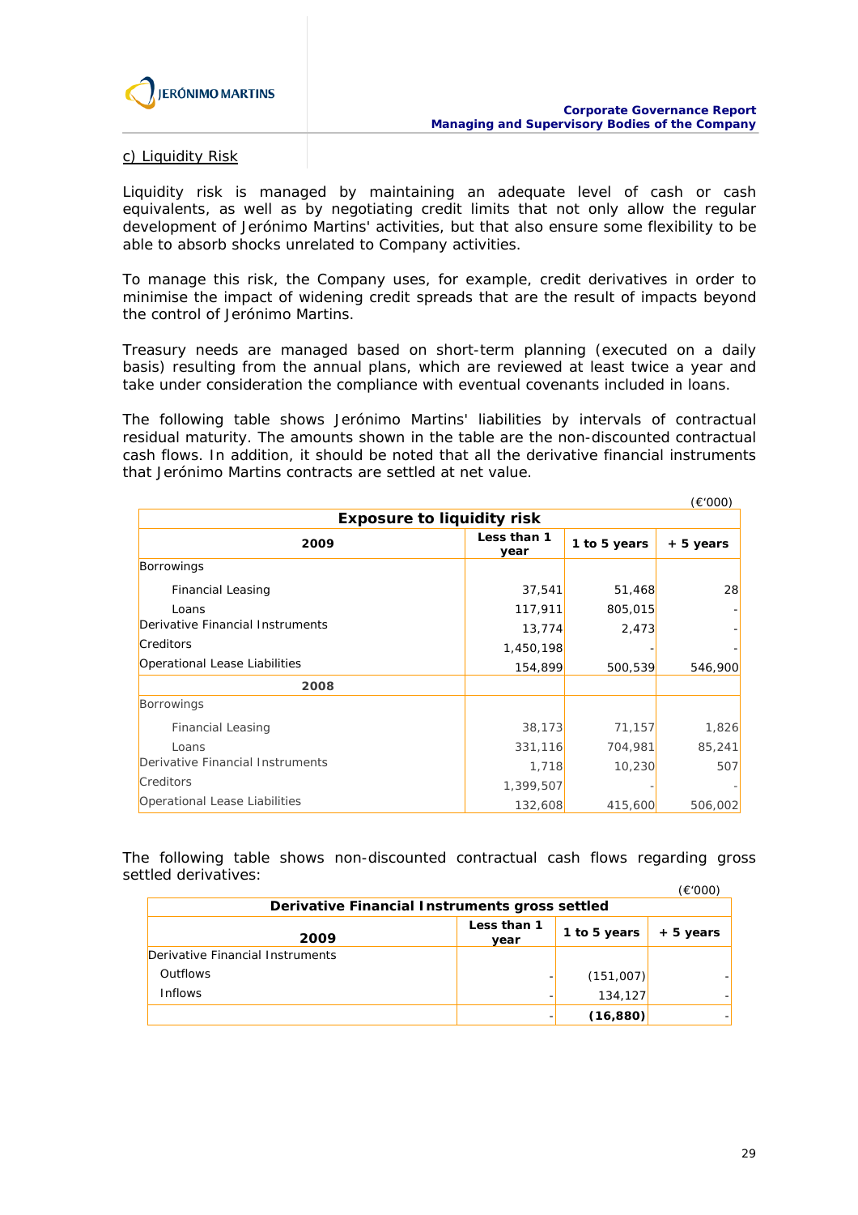c) Liquidity Risk

Liquidity risk is managed by maintaining an adequate level of cash or cash equivalents, as well as by negotiating credit limits that not only allow the regular development of Jerónimo Martins' activities, but that also ensure some flexibility to be able to absorb shocks unrelated to Company activities.

To manage this risk, the Company uses, for example, credit derivatives in order to minimise the impact of widening credit spreads that are the result of impacts beyond the control of Jerónimo Martins.

Treasury needs are managed based on short-term planning (executed on a daily basis) resulting from the annual plans, which are reviewed at least twice a year and take under consideration the compliance with eventual covenants included in loans.

The following table shows Jerónimo Martins' liabilities by intervals of contractual residual maturity. The amounts shown in the table are the non-discounted contractual cash flows. In addition, it should be noted that all the derivative financial instruments that Jerónimo Martins contracts are settled at net value.

(€'000)

| Exposure to liquidity risk | | | |
|---|---|---|---|
| **2009** | **Less than 1 year** | **1 to 5 years** | **+ 5 years** |
| Borrowings | | | |
| Financial Leasing | 37,541 | 51,468 | 28 |
| Loans | 117,911 | 805,015 | - |
| Derivative Financial Instruments | 13,774 | 2,473 | - |
| Creditors | 1,450,198 | - | - |
| Operational Lease Liabilities | 154,899 | 500,539 | 546,900 |
| **2008** | | | |
| Borrowings | | | |
| Financial Leasing | 38,173 | 71,157 | 1,826 |
| Loans | 331,116 | 704,981 | 85,241 |
| Derivative Financial Instruments | 1,718 | 10,230 | 507 |
| Creditors | 1,399,507 | - | - |
| Operational Lease Liabilities | 132,608 | 415,600 | 506,002 |

The following table shows non-discounted contractual cash flows regarding gross settled derivatives:

(€'000)

| Derivative Financial Instruments gross settled | | | |
|---|---|---|---|
| **2009** | **Less than 1 year** | **1 to 5 years** | **+ 5 years** |
| Derivative Financial Instruments | | | |
| Outflows | - | (151,007) | - |
| Inflows | - | 134,127 | - |
| | - | **(16,880)** | - |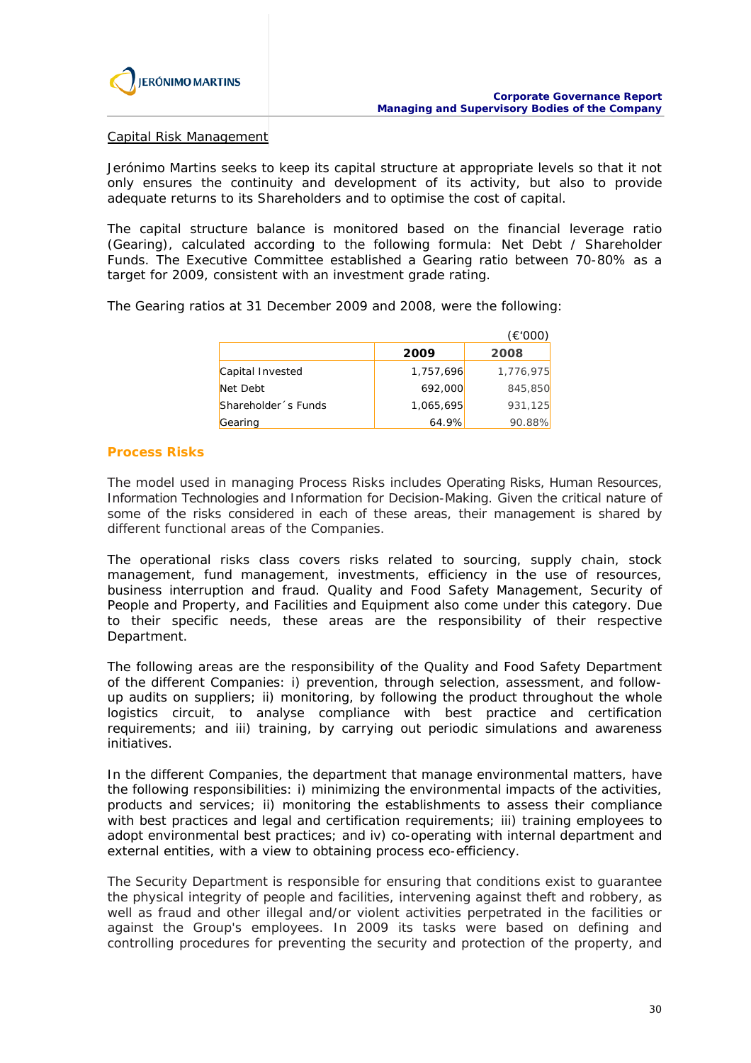Capital Risk Management

Jerónimo Martins seeks to keep its capital structure at appropriate levels so that it not only ensures the continuity and development of its activity, but also to provide adequate returns to its Shareholders and to optimise the cost of capital.

The capital structure balance is monitored based on the financial leverage ratio (Gearing), calculated according to the following formula: Net Debt / Shareholder Funds. The Executive Committee established a Gearing ratio between 70-80% as a target for 2009, consistent with an investment grade rating.

The Gearing ratios at 31 December 2009 and 2008, were the following:

(€'000)

| | 2009 | 2008 |
|---|---|---|
| Capital Invested | 1,757,696 | 1,776,975 |
| Net Debt | 692,000 | 845,850 |
| Shareholder´s Funds | 1,065,695 | 931,125 |
| Gearing | 64.9% | 90.88% |

## Process Risks

The model used in managing Process Risks includes Operating Risks, Human Resources, Information Technologies and Information for Decision-Making. Given the critical nature of some of the risks considered in each of these areas, their management is shared by different functional areas of the Companies.

The operational risks class covers risks related to sourcing, supply chain, stock management, fund management, investments, efficiency in the use of resources, business interruption and fraud. Quality and Food Safety Management, Security of People and Property, and Facilities and Equipment also come under this category. Due to their specific needs, these areas are the responsibility of their respective Department.

The following areas are the responsibility of the Quality and Food Safety Department of the different Companies: i) prevention, through selection, assessment, and follow-up audits on suppliers; ii) monitoring, by following the product throughout the whole logistics circuit, to analyse compliance with best practice and certification requirements; and iii) training, by carrying out periodic simulations and awareness initiatives.

In the different Companies, the department that manage environmental matters, have the following responsibilities: i) minimizing the environmental impacts of the activities, products and services; ii) monitoring the establishments to assess their compliance with best practices and legal and certification requirements; iii) training employees to adopt environmental best practices; and iv) co-operating with internal department and external entities, with a view to obtaining process eco-efficiency.

The Security Department is responsible for ensuring that conditions exist to guarantee the physical integrity of people and facilities, intervening against theft and robbery, as well as fraud and other illegal and/or violent activities perpetrated in the facilities or against the Group's employees. In 2009 its tasks were based on defining and controlling procedures for preventing the security and protection of the property, and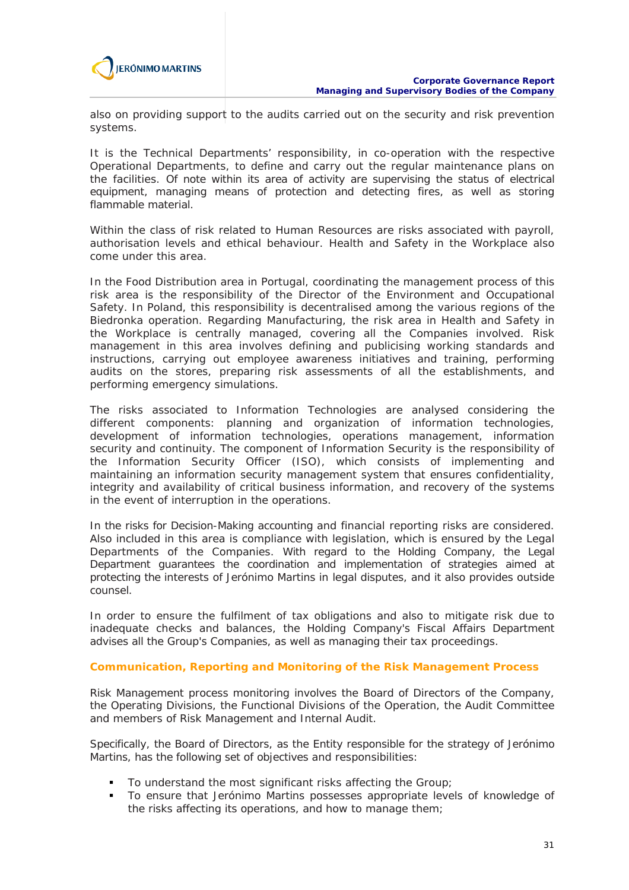also on providing support to the audits carried out on the security and risk prevention systems.

It is the Technical Departments' responsibility, in co-operation with the respective Operational Departments, to define and carry out the regular maintenance plans on the facilities. Of note within its area of activity are supervising the status of electrical equipment, managing means of protection and detecting fires, as well as storing flammable material.

Within the class of risk related to Human Resources are risks associated with payroll, authorisation levels and ethical behaviour. Health and Safety in the Workplace also come under this area.

In the Food Distribution area in Portugal, coordinating the management process of this risk area is the responsibility of the Director of the Environment and Occupational Safety. In Poland, this responsibility is decentralised among the various regions of the Biedronka operation. Regarding Manufacturing, the risk area in Health and Safety in the Workplace is centrally managed, covering all the Companies involved. Risk management in this area involves defining and publicising working standards and instructions, carrying out employee awareness initiatives and training, performing audits on the stores, preparing risk assessments of all the establishments, and performing emergency simulations.

The risks associated to Information Technologies are analysed considering the different components: planning and organization of information technologies, development of information technologies, operations management, information security and continuity. The component of Information Security is the responsibility of the Information Security Officer (ISO), which consists of implementing and maintaining an information security management system that ensures confidentiality, integrity and availability of critical business information, and recovery of the systems in the event of interruption in the operations.

In the risks for Decision-Making accounting and financial reporting risks are considered. Also included in this area is compliance with legislation, which is ensured by the Legal Departments of the Companies. With regard to the Holding Company, the Legal Department guarantees the coordination and implementation of strategies aimed at protecting the interests of Jerónimo Martins in legal disputes, and it also provides outside counsel.

In order to ensure the fulfilment of tax obligations and also to mitigate risk due to inadequate checks and balances, the Holding Company's Fiscal Affairs Department advises all the Group's Companies, as well as managing their tax proceedings.

### Communication, Reporting and Monitoring of the Risk Management Process

Risk Management process monitoring involves the Board of Directors of the Company, the Operating Divisions, the Functional Divisions of the Operation, the Audit Committee and members of Risk Management and Internal Audit.

Specifically, the Board of Directors, as the Entity responsible for the strategy of Jerónimo Martins, has the following set of objectives and responsibilities:

- To understand the most significant risks affecting the Group;
- To ensure that Jerónimo Martins possesses appropriate levels of knowledge of the risks affecting its operations, and how to manage them;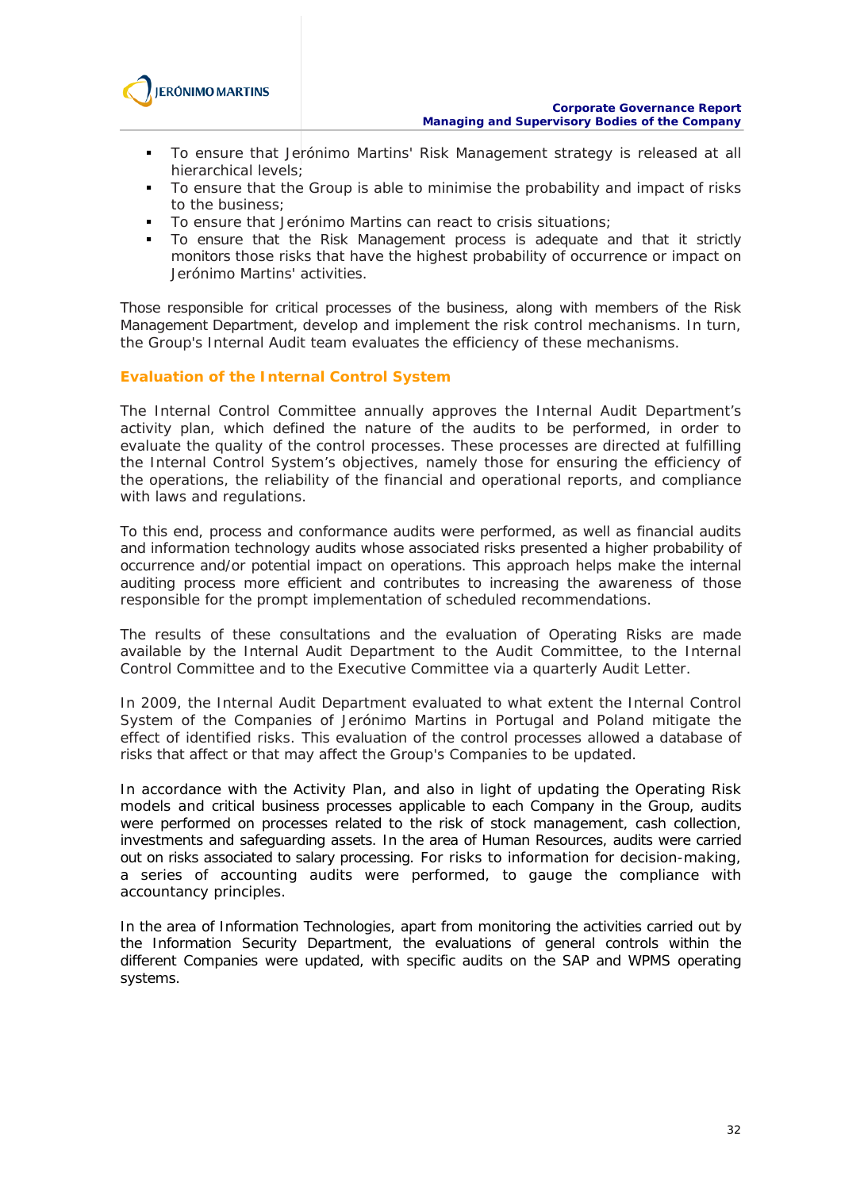- To ensure that Jerónimo Martins' Risk Management strategy is released at all hierarchical levels;
- To ensure that the Group is able to minimise the probability and impact of risks to the business;
- To ensure that Jerónimo Martins can react to crisis situations;
- To ensure that the Risk Management process is adequate and that it strictly monitors those risks that have the highest probability of occurrence or impact on Jerónimo Martins' activities.

Those responsible for critical processes of the business, along with members of the Risk Management Department, develop and implement the risk control mechanisms. In turn, the Group's Internal Audit team evaluates the efficiency of these mechanisms.

### Evaluation of the Internal Control System

The Internal Control Committee annually approves the Internal Audit Department's activity plan, which defined the nature of the audits to be performed, in order to evaluate the quality of the control processes. These processes are directed at fulfilling the Internal Control System's objectives, namely those for ensuring the efficiency of the operations, the reliability of the financial and operational reports, and compliance with laws and regulations.

To this end, process and conformance audits were performed, as well as financial audits and information technology audits whose associated risks presented a higher probability of occurrence and/or potential impact on operations. This approach helps make the internal auditing process more efficient and contributes to increasing the awareness of those responsible for the prompt implementation of scheduled recommendations.

The results of these consultations and the evaluation of Operating Risks are made available by the Internal Audit Department to the Audit Committee, to the Internal Control Committee and to the Executive Committee via a quarterly Audit Letter.

In 2009, the Internal Audit Department evaluated to what extent the Internal Control System of the Companies of Jerónimo Martins in Portugal and Poland mitigate the effect of identified risks. This evaluation of the control processes allowed a database of risks that affect or that may affect the Group's Companies to be updated.

In accordance with the Activity Plan, and also in light of updating the Operating Risk models and critical business processes applicable to each Company in the Group, audits were performed on processes related to the risk of stock management, cash collection, investments and safeguarding assets. In the area of Human Resources, audits were carried out on risks associated to salary processing. For risks to information for decision-making, a series of accounting audits were performed, to gauge the compliance with accountancy principles.

In the area of Information Technologies, apart from monitoring the activities carried out by the Information Security Department, the evaluations of general controls within the different Companies were updated, with specific audits on the SAP and WPMS operating systems.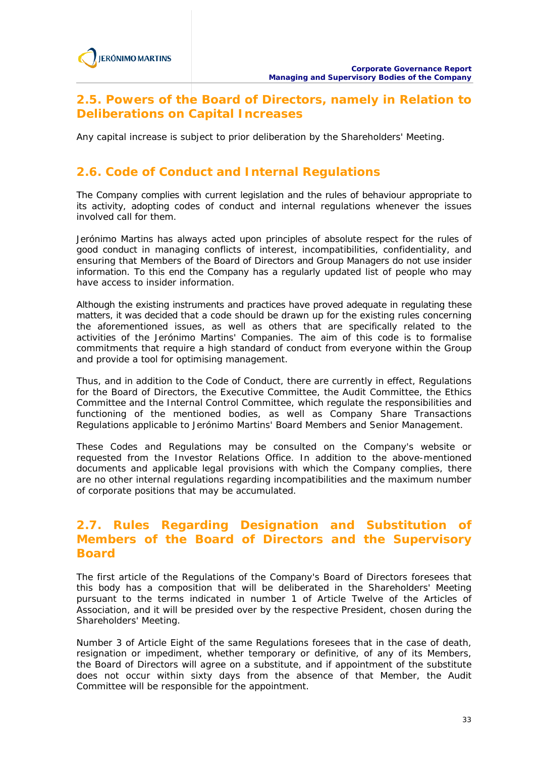## 2.5. Powers of the Board of Directors, namely in Relation to Deliberations on Capital Increases

Any capital increase is subject to prior deliberation by the Shareholders' Meeting.

## 2.6. Code of Conduct and Internal Regulations

The Company complies with current legislation and the rules of behaviour appropriate to its activity, adopting codes of conduct and internal regulations whenever the issues involved call for them.

Jerónimo Martins has always acted upon principles of absolute respect for the rules of good conduct in managing conflicts of interest, incompatibilities, confidentiality, and ensuring that Members of the Board of Directors and Group Managers do not use insider information. To this end the Company has a regularly updated list of people who may have access to insider information.

Although the existing instruments and practices have proved adequate in regulating these matters, it was decided that a code should be drawn up for the existing rules concerning the aforementioned issues, as well as others that are specifically related to the activities of the Jerónimo Martins' Companies. The aim of this code is to formalise commitments that require a high standard of conduct from everyone within the Group and provide a tool for optimising management.

Thus, and in addition to the Code of Conduct, there are currently in effect, Regulations for the Board of Directors, the Executive Committee, the Audit Committee, the Ethics Committee and the Internal Control Committee, which regulate the responsibilities and functioning of the mentioned bodies, as well as Company Share Transactions Regulations applicable to Jerónimo Martins' Board Members and Senior Management.

These Codes and Regulations may be consulted on the Company's website or requested from the Investor Relations Office. In addition to the above-mentioned documents and applicable legal provisions with which the Company complies, there are no other internal regulations regarding incompatibilities and the maximum number of corporate positions that may be accumulated.

## 2.7. Rules Regarding Designation and Substitution of Members of the Board of Directors and the Supervisory Board

The first article of the Regulations of the Company's Board of Directors foresees that this body has a composition that will be deliberated in the Shareholders' Meeting pursuant to the terms indicated in number 1 of Article Twelve of the Articles of Association, and it will be presided over by the respective President, chosen during the Shareholders' Meeting.

Number 3 of Article Eight of the same Regulations foresees that in the case of death, resignation or impediment, whether temporary or definitive, of any of its Members, the Board of Directors will agree on a substitute, and if appointment of the substitute does not occur within sixty days from the absence of that Member, the Audit Committee will be responsible for the appointment.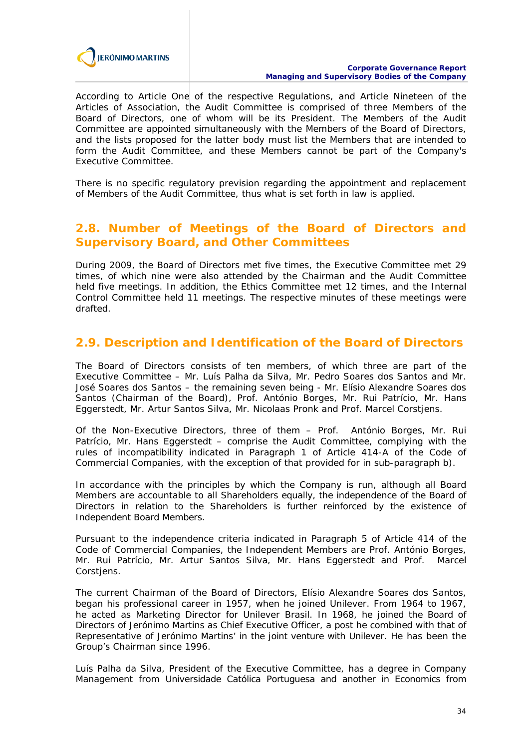According to Article One of the respective Regulations, and Article Nineteen of the Articles of Association, the Audit Committee is comprised of three Members of the Board of Directors, one of whom will be its President. The Members of the Audit Committee are appointed simultaneously with the Members of the Board of Directors, and the lists proposed for the latter body must list the Members that are intended to form the Audit Committee, and these Members cannot be part of the Company's Executive Committee.

There is no specific regulatory prevision regarding the appointment and replacement of Members of the Audit Committee, thus what is set forth in law is applied.

## 2.8. Number of Meetings of the Board of Directors and Supervisory Board, and Other Committees

During 2009, the Board of Directors met five times, the Executive Committee met 29 times, of which nine were also attended by the Chairman and the Audit Committee held five meetings. In addition, the Ethics Committee met 12 times, and the Internal Control Committee held 11 meetings. The respective minutes of these meetings were drafted.

## 2.9. Description and Identification of the Board of Directors

The Board of Directors consists of ten members, of which three are part of the Executive Committee – Mr. Luís Palha da Silva, Mr. Pedro Soares dos Santos and Mr. José Soares dos Santos – the remaining seven being - Mr. Elísio Alexandre Soares dos Santos (Chairman of the Board), Prof. António Borges, Mr. Rui Patrício, Mr. Hans Eggerstedt, Mr. Artur Santos Silva, Mr. Nicolaas Pronk and Prof. Marcel Corstjens.

Of the Non-Executive Directors, three of them – Prof. António Borges, Mr. Rui Patrício, Mr. Hans Eggerstedt – comprise the Audit Committee, complying with the rules of incompatibility indicated in Paragraph 1 of Article 414-A of the Code of Commercial Companies, with the exception of that provided for in sub-paragraph b).

In accordance with the principles by which the Company is run, although all Board Members are accountable to all Shareholders equally, the independence of the Board of Directors in relation to the Shareholders is further reinforced by the existence of Independent Board Members.

Pursuant to the independence criteria indicated in Paragraph 5 of Article 414 of the Code of Commercial Companies, the Independent Members are Prof. António Borges, Mr. Rui Patrício, Mr. Artur Santos Silva, Mr. Hans Eggerstedt and Prof. Marcel Corstjens.

The current Chairman of the Board of Directors, Elísio Alexandre Soares dos Santos, began his professional career in 1957, when he joined Unilever. From 1964 to 1967, he acted as Marketing Director for Unilever Brasil. In 1968, he joined the Board of Directors of Jerónimo Martins as Chief Executive Officer, a post he combined with that of Representative of Jerónimo Martins' in the joint venture with Unilever. He has been the Group's Chairman since 1996.

Luís Palha da Silva, President of the Executive Committee, has a degree in Company Management from Universidade Católica Portuguesa and another in Economics from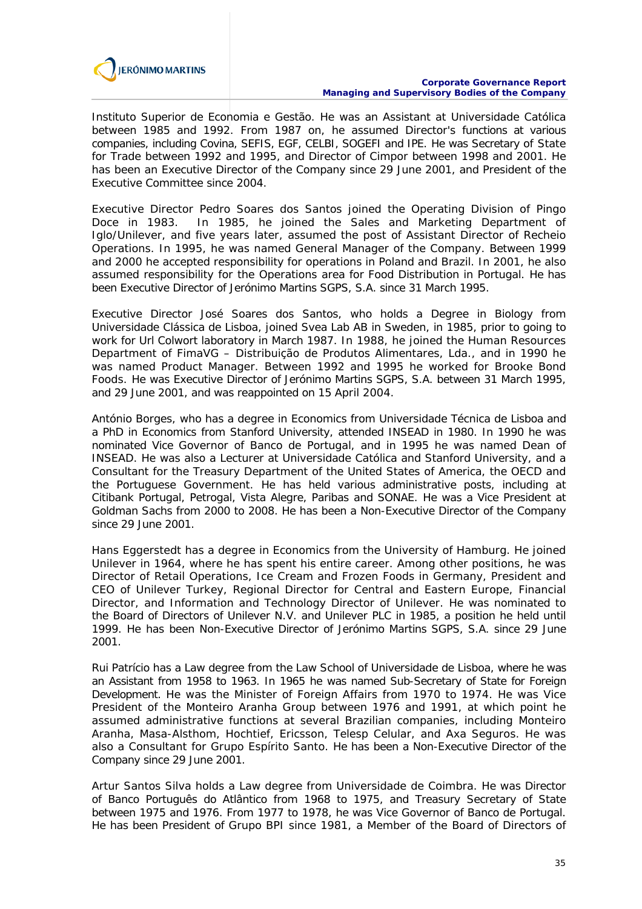Instituto Superior de Economia e Gestão. He was an Assistant at Universidade Católica between 1985 and 1992. From 1987 on, he assumed Director's functions at various companies, including Covina, SEFIS, EGF, CELBI, SOGEFI and IPE. He was Secretary of State for Trade between 1992 and 1995, and Director of Cimpor between 1998 and 2001. He has been an Executive Director of the Company since 29 June 2001, and President of the Executive Committee since 2004.

Executive Director Pedro Soares dos Santos joined the Operating Division of Pingo Doce in 1983. In 1985, he joined the Sales and Marketing Department of Iglo/Unilever, and five years later, assumed the post of Assistant Director of Recheio Operations. In 1995, he was named General Manager of the Company. Between 1999 and 2000 he accepted responsibility for operations in Poland and Brazil. In 2001, he also assumed responsibility for the Operations area for Food Distribution in Portugal. He has been Executive Director of Jerónimo Martins SGPS, S.A. since 31 March 1995.

Executive Director José Soares dos Santos, who holds a Degree in Biology from Universidade Clássica de Lisboa, joined Svea Lab AB in Sweden, in 1985, prior to going to work for Url Colwort laboratory in March 1987. In 1988, he joined the Human Resources Department of FimaVG – Distribuição de Produtos Alimentares, Lda., and in 1990 he was named Product Manager. Between 1992 and 1995 he worked for Brooke Bond Foods. He was Executive Director of Jerónimo Martins SGPS, S.A. between 31 March 1995, and 29 June 2001, and was reappointed on 15 April 2004.

António Borges, who has a degree in Economics from Universidade Técnica de Lisboa and a PhD in Economics from Stanford University, attended INSEAD in 1980. In 1990 he was nominated Vice Governor of Banco de Portugal, and in 1995 he was named Dean of INSEAD. He was also a Lecturer at Universidade Católica and Stanford University, and a Consultant for the Treasury Department of the United States of America, the OECD and the Portuguese Government. He has held various administrative posts, including at Citibank Portugal, Petrogal, Vista Alegre, Paribas and SONAE. He was a Vice President at Goldman Sachs from 2000 to 2008. He has been a Non-Executive Director of the Company since 29 June 2001.

Hans Eggerstedt has a degree in Economics from the University of Hamburg. He joined Unilever in 1964, where he has spent his entire career. Among other positions, he was Director of Retail Operations, Ice Cream and Frozen Foods in Germany, President and CEO of Unilever Turkey, Regional Director for Central and Eastern Europe, Financial Director, and Information and Technology Director of Unilever. He was nominated to the Board of Directors of Unilever N.V. and Unilever PLC in 1985, a position he held until 1999. He has been Non-Executive Director of Jerónimo Martins SGPS, S.A. since 29 June 2001.

Rui Patrício has a Law degree from the Law School of Universidade de Lisboa, where he was an Assistant from 1958 to 1963. In 1965 he was named Sub-Secretary of State for Foreign Development. He was the Minister of Foreign Affairs from 1970 to 1974. He was Vice President of the Monteiro Aranha Group between 1976 and 1991, at which point he assumed administrative functions at several Brazilian companies, including Monteiro Aranha, Masa-Alsthom, Hochtief, Ericsson, Telesp Celular, and Axa Seguros. He was also a Consultant for Grupo Espírito Santo. He has been a Non-Executive Director of the Company since 29 June 2001.

Artur Santos Silva holds a Law degree from Universidade de Coimbra. He was Director of Banco Português do Atlântico from 1968 to 1975, and Treasury Secretary of State between 1975 and 1976. From 1977 to 1978, he was Vice Governor of Banco de Portugal. He has been President of Grupo BPI since 1981, a Member of the Board of Directors of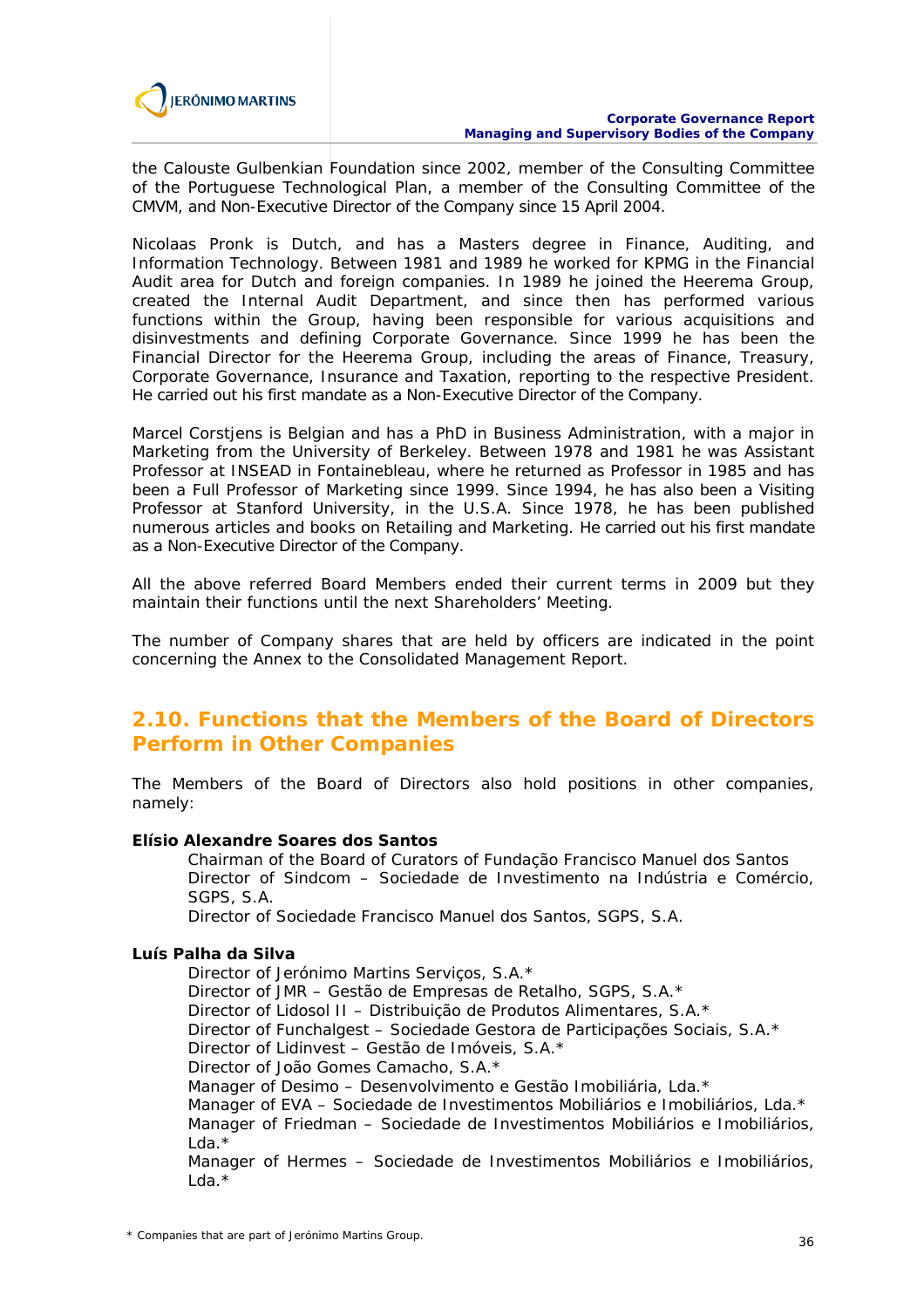the Calouste Gulbenkian Foundation since 2002, member of the Consulting Committee of the Portuguese Technological Plan, a member of the Consulting Committee of the CMVM, and Non-Executive Director of the Company since 15 April 2004.

Nicolaas Pronk is Dutch, and has a Masters degree in Finance, Auditing, and Information Technology. Between 1981 and 1989 he worked for KPMG in the Financial Audit area for Dutch and foreign companies. In 1989 he joined the Heerema Group, created the Internal Audit Department, and since then has performed various functions within the Group, having been responsible for various acquisitions and disinvestments and defining Corporate Governance. Since 1999 he has been the Financial Director for the Heerema Group, including the areas of Finance, Treasury, Corporate Governance, Insurance and Taxation, reporting to the respective President. He carried out his first mandate as a Non-Executive Director of the Company.

Marcel Corstjens is Belgian and has a PhD in Business Administration, with a major in Marketing from the University of Berkeley. Between 1978 and 1981 he was Assistant Professor at INSEAD in Fontainebleau, where he returned as Professor in 1985 and has been a Full Professor of Marketing since 1999. Since 1994, he has also been a Visiting Professor at Stanford University, in the U.S.A. Since 1978, he has been published numerous articles and books on Retailing and Marketing. He carried out his first mandate as a Non-Executive Director of the Company.

All the above referred Board Members ended their current terms in 2009 but they maintain their functions until the next Shareholders' Meeting.

The number of Company shares that are held by officers are indicated in the point concerning the Annex to the Consolidated Management Report.

## 2.10. Functions that the Members of the Board of Directors Perform in Other Companies

The Members of the Board of Directors also hold positions in other companies, namely:

**Elísio Alexandre Soares dos Santos**

Chairman of the Board of Curators of Fundação Francisco Manuel dos Santos
Director of Sindcom – Sociedade de Investimento na Indústria e Comércio, SGPS, S.A.
Director of Sociedade Francisco Manuel dos Santos, SGPS, S.A.

**Luís Palha da Silva**

Director of Jerónimo Martins Serviços, S.A.*
Director of JMR – Gestão de Empresas de Retalho, SGPS, S.A.*
Director of Lidosol II – Distribuição de Produtos Alimentares, S.A.*
Director of Funchalgest – Sociedade Gestora de Participações Sociais, S.A.*
Director of Lidinvest – Gestão de Imóveis, S.A.*
Director of João Gomes Camacho, S.A.*
Manager of Desimo – Desenvolvimento e Gestão Imobiliária, Lda.*
Manager of EVA – Sociedade de Investimentos Mobiliários e Imobiliários, Lda.*
Manager of Friedman – Sociedade de Investimentos Mobiliários e Imobiliários, Lda.*
Manager of Hermes – Sociedade de Investimentos Mobiliários e Imobiliários, Lda.*

\* Companies that are part of Jerónimo Martins Group.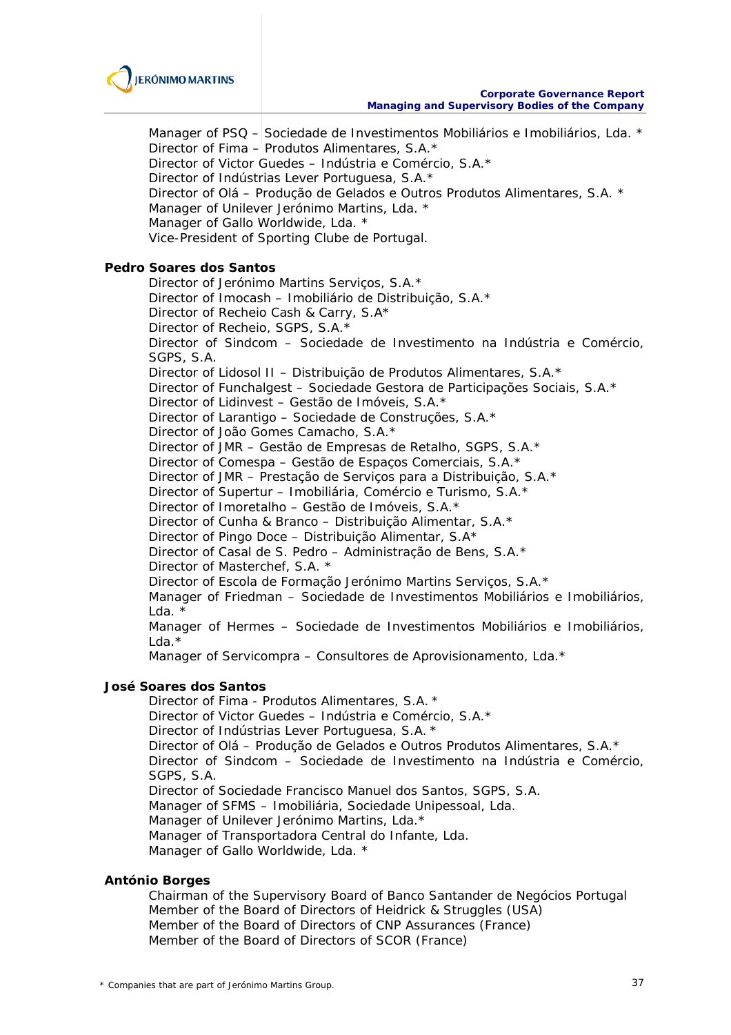Manager of PSQ – Sociedade de Investimentos Mobiliários e Imobiliários, Lda. *
Director of Fima – Produtos Alimentares, S.A.*
Director of Victor Guedes – Indústria e Comércio, S.A.*
Director of Indústrias Lever Portuguesa, S.A.*
Director of Olá – Produção de Gelados e Outros Produtos Alimentares, S.A. *
Manager of Unilever Jerónimo Martins, Lda. *
Manager of Gallo Worldwide, Lda. *
Vice-President of Sporting Clube de Portugal.

**Pedro Soares dos Santos**

Director of Jerónimo Martins Serviços, S.A.*
Director of Imocash – Imobiliário de Distribuição, S.A.*
Director of Recheio Cash & Carry, S.A*
Director of Recheio, SGPS, S.A.*
Director of Sindcom – Sociedade de Investimento na Indústria e Comércio, SGPS, S.A.
Director of Lidosol II – Distribuição de Produtos Alimentares, S.A.*
Director of Funchalgest – Sociedade Gestora de Participações Sociais, S.A.*
Director of Lidinvest – Gestão de Imóveis, S.A.*
Director of Larantigo – Sociedade de Construções, S.A.*
Director of João Gomes Camacho, S.A.*
Director of JMR – Gestão de Empresas de Retalho, SGPS, S.A.*
Director of Comespa – Gestão de Espaços Comerciais, S.A.*
Director of JMR – Prestação de Serviços para a Distribuição, S.A.*
Director of Supertur – Imobiliária, Comércio e Turismo, S.A.*
Director of Imoretalho – Gestão de Imóveis, S.A.*
Director of Cunha & Branco – Distribuição Alimentar, S.A.*
Director of Pingo Doce – Distribuição Alimentar, S.A*
Director of Casal de S. Pedro – Administração de Bens, S.A.*
Director of Masterchef, S.A. *
Director of Escola de Formação Jerónimo Martins Serviços, S.A.*
Manager of Friedman – Sociedade de Investimentos Mobiliários e Imobiliários, Lda. *
Manager of Hermes – Sociedade de Investimentos Mobiliários e Imobiliários, Lda.*
Manager of Servicompra – Consultores de Aprovisionamento, Lda.*

**José Soares dos Santos**

Director of Fima - Produtos Alimentares, S.A. *
Director of Victor Guedes – Indústria e Comércio, S.A.*
Director of Indústrias Lever Portuguesa, S.A. *
Director of Olá – Produção de Gelados e Outros Produtos Alimentares, S.A.*
Director of Sindcom – Sociedade de Investimento na Indústria e Comércio, SGPS, S.A.
Director of Sociedade Francisco Manuel dos Santos, SGPS, S.A.
Manager of SFMS – Imobiliária, Sociedade Unipessoal, Lda.
Manager of Unilever Jerónimo Martins, Lda.*
Manager of Transportadora Central do Infante, Lda.
Manager of Gallo Worldwide, Lda. *

**António Borges**

Chairman of the Supervisory Board of Banco Santander de Negócios Portugal
Member of the Board of Directors of Heidrick & Struggles (USA)
Member of the Board of Directors of CNP Assurances (France)
Member of the Board of Directors of SCOR (France)

\* Companies that are part of Jerónimo Martins Group.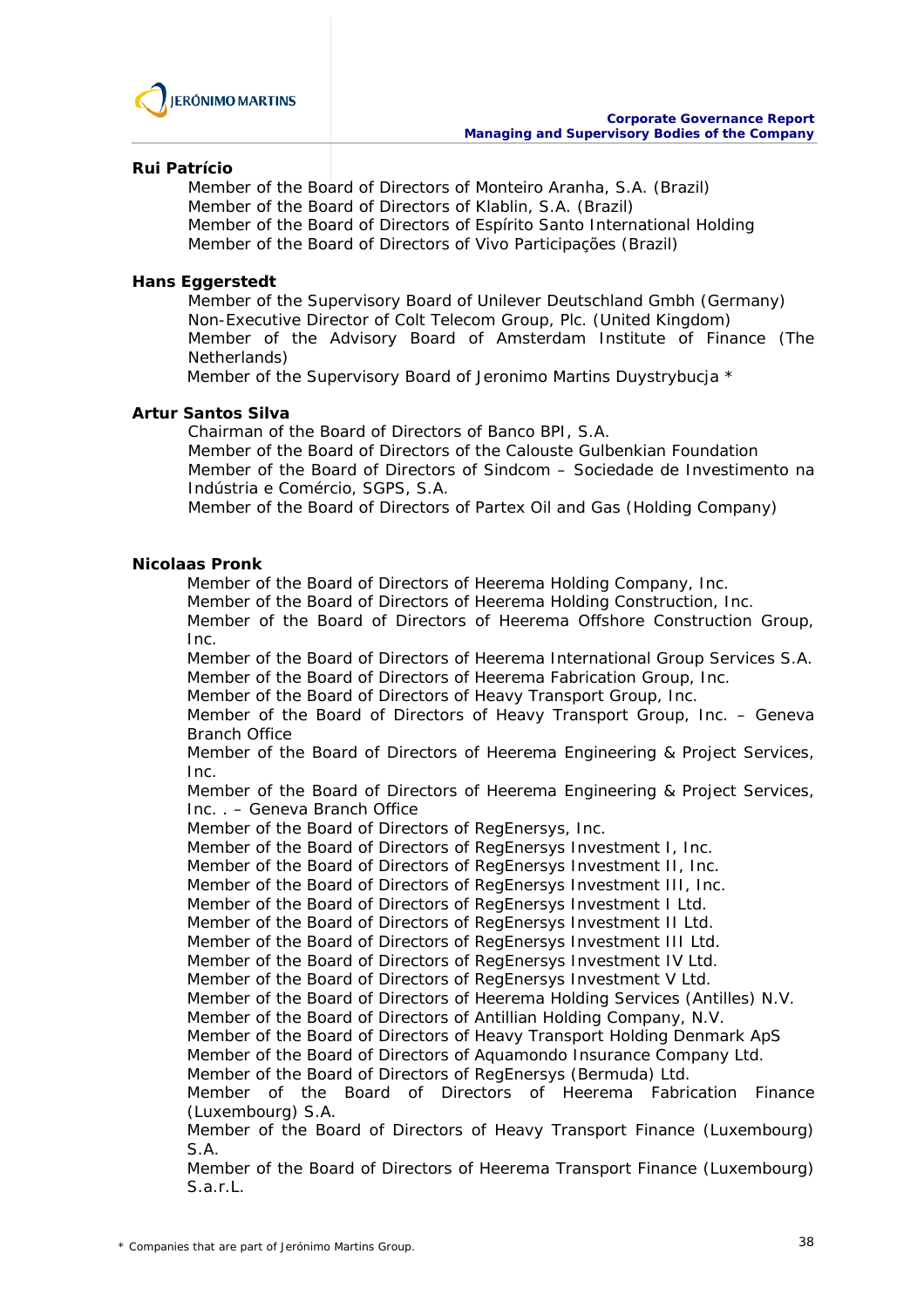**Rui Patrício**

Member of the Board of Directors of Monteiro Aranha, S.A. (Brazil)
Member of the Board of Directors of Klablin, S.A. (Brazil)
Member of the Board of Directors of Espírito Santo International Holding
Member of the Board of Directors of Vivo Participações (Brazil)

**Hans Eggerstedt**

Member of the Supervisory Board of Unilever Deutschland Gmbh (Germany)
Non-Executive Director of Colt Telecom Group, Plc. (United Kingdom)
Member of the Advisory Board of Amsterdam Institute of Finance (The Netherlands)
Member of the Supervisory Board of Jeronimo Martins Duystrybucja *

**Artur Santos Silva**

Chairman of the Board of Directors of Banco BPI, S.A.
Member of the Board of Directors of the Calouste Gulbenkian Foundation
Member of the Board of Directors of Sindcom – Sociedade de Investimento na Indústria e Comércio, SGPS, S.A.
Member of the Board of Directors of Partex Oil and Gas (Holding Company)

**Nicolaas Pronk**

Member of the Board of Directors of Heerema Holding Company, Inc.
Member of the Board of Directors of Heerema Holding Construction, Inc.
Member of the Board of Directors of Heerema Offshore Construction Group, Inc.
Member of the Board of Directors of Heerema International Group Services S.A.
Member of the Board of Directors of Heerema Fabrication Group, Inc.
Member of the Board of Directors of Heavy Transport Group, Inc.
Member of the Board of Directors of Heavy Transport Group, Inc. – Geneva Branch Office
Member of the Board of Directors of Heerema Engineering & Project Services, Inc.
Member of the Board of Directors of Heerema Engineering & Project Services, Inc. . – Geneva Branch Office
Member of the Board of Directors of RegEnersys, Inc.
Member of the Board of Directors of RegEnersys Investment I, Inc.
Member of the Board of Directors of RegEnersys Investment II, Inc.
Member of the Board of Directors of RegEnersys Investment III, Inc.
Member of the Board of Directors of RegEnersys Investment I Ltd.
Member of the Board of Directors of RegEnersys Investment II Ltd.
Member of the Board of Directors of RegEnersys Investment III Ltd.
Member of the Board of Directors of RegEnersys Investment IV Ltd.
Member of the Board of Directors of RegEnersys Investment V Ltd.
Member of the Board of Directors of Heerema Holding Services (Antilles) N.V.
Member of the Board of Directors of Antillian Holding Company, N.V.
Member of the Board of Directors of Heavy Transport Holding Denmark ApS
Member of the Board of Directors of Aquamondo Insurance Company Ltd.
Member of the Board of Directors of RegEnersys (Bermuda) Ltd.
Member of the Board of Directors of Heerema Fabrication Finance (Luxembourg) S.A.
Member of the Board of Directors of Heavy Transport Finance (Luxembourg) S.A.
Member of the Board of Directors of Heerema Transport Finance (Luxembourg) S.a.r.L.

* Companies that are part of Jerónimo Martins Group.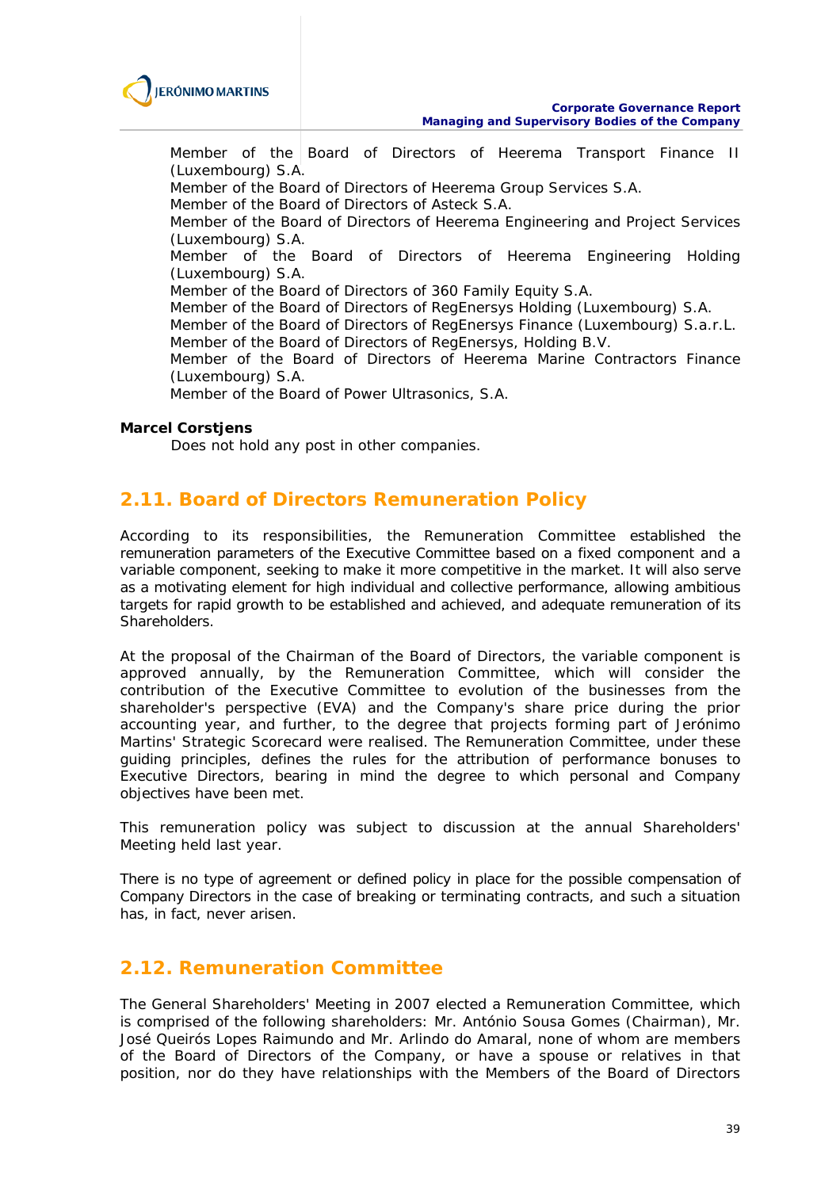Member of the Board of Directors of Heerema Transport Finance II (Luxembourg) S.A.
Member of the Board of Directors of Heerema Group Services S.A.
Member of the Board of Directors of Asteck S.A.
Member of the Board of Directors of Heerema Engineering and Project Services (Luxembourg) S.A.
Member of the Board of Directors of Heerema Engineering Holding (Luxembourg) S.A.
Member of the Board of Directors of 360 Family Equity S.A.
Member of the Board of Directors of RegEnersys Holding (Luxembourg) S.A.
Member of the Board of Directors of RegEnersys Finance (Luxembourg) S.a.r.L.
Member of the Board of Directors of RegEnersys, Holding B.V.
Member of the Board of Directors of Heerema Marine Contractors Finance (Luxembourg) S.A.
Member of the Board of Power Ultrasonics, S.A.

**Marcel Corstjens**

Does not hold any post in other companies.

## 2.11. Board of Directors Remuneration Policy

According to its responsibilities, the Remuneration Committee established the remuneration parameters of the Executive Committee based on a fixed component and a variable component, seeking to make it more competitive in the market. It will also serve as a motivating element for high individual and collective performance, allowing ambitious targets for rapid growth to be established and achieved, and adequate remuneration of its Shareholders.

At the proposal of the Chairman of the Board of Directors, the variable component is approved annually, by the Remuneration Committee, which will consider the contribution of the Executive Committee to evolution of the businesses from the shareholder's perspective (EVA) and the Company's share price during the prior accounting year, and further, to the degree that projects forming part of Jerónimo Martins' Strategic Scorecard were realised. The Remuneration Committee, under these guiding principles, defines the rules for the attribution of performance bonuses to Executive Directors, bearing in mind the degree to which personal and Company objectives have been met.

This remuneration policy was subject to discussion at the annual Shareholders' Meeting held last year.

There is no type of agreement or defined policy in place for the possible compensation of Company Directors in the case of breaking or terminating contracts, and such a situation has, in fact, never arisen.

## 2.12. Remuneration Committee

The General Shareholders' Meeting in 2007 elected a Remuneration Committee, which is comprised of the following shareholders: Mr. António Sousa Gomes (Chairman), Mr. José Queirós Lopes Raimundo and Mr. Arlindo do Amaral, none of whom are members of the Board of Directors of the Company, or have a spouse or relatives in that position, nor do they have relationships with the Members of the Board of Directors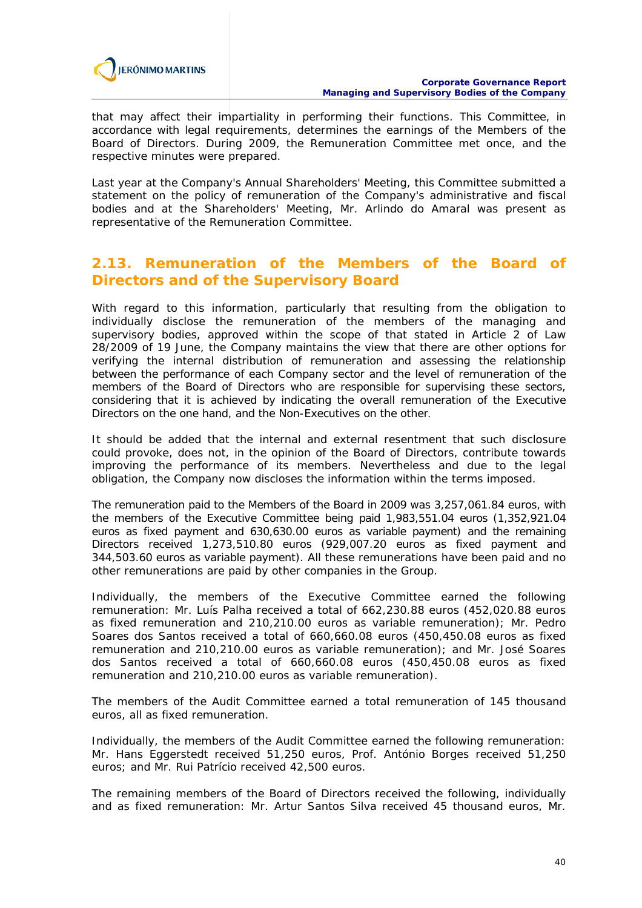that may affect their impartiality in performing their functions. This Committee, in accordance with legal requirements, determines the earnings of the Members of the Board of Directors. During 2009, the Remuneration Committee met once, and the respective minutes were prepared.

Last year at the Company's Annual Shareholders' Meeting, this Committee submitted a statement on the policy of remuneration of the Company's administrative and fiscal bodies and at the Shareholders' Meeting, Mr. Arlindo do Amaral was present as representative of the Remuneration Committee.

## 2.13. Remuneration of the Members of the Board of Directors and of the Supervisory Board

With regard to this information, particularly that resulting from the obligation to individually disclose the remuneration of the members of the managing and supervisory bodies, approved within the scope of that stated in Article 2 of Law 28/2009 of 19 June, the Company maintains the view that there are other options for verifying the internal distribution of remuneration and assessing the relationship between the performance of each Company sector and the level of remuneration of the members of the Board of Directors who are responsible for supervising these sectors, considering that it is achieved by indicating the overall remuneration of the Executive Directors on the one hand, and the Non-Executives on the other.

It should be added that the internal and external resentment that such disclosure could provoke, does not, in the opinion of the Board of Directors, contribute towards improving the performance of its members. Nevertheless and due to the legal obligation, the Company now discloses the information within the terms imposed.

The remuneration paid to the Members of the Board in 2009 was 3,257,061.84 euros, with the members of the Executive Committee being paid 1,983,551.04 euros (1,352,921.04 euros as fixed payment and 630,630.00 euros as variable payment) and the remaining Directors received 1,273,510.80 euros (929,007.20 euros as fixed payment and 344,503.60 euros as variable payment). All these remunerations have been paid and no other remunerations are paid by other companies in the Group.

Individually, the members of the Executive Committee earned the following remuneration: Mr. Luís Palha received a total of 662,230.88 euros (452,020.88 euros as fixed remuneration and 210,210.00 euros as variable remuneration); Mr. Pedro Soares dos Santos received a total of 660,660.08 euros (450,450.08 euros as fixed remuneration and 210,210.00 euros as variable remuneration); and Mr. José Soares dos Santos received a total of 660,660.08 euros (450,450.08 euros as fixed remuneration and 210,210.00 euros as variable remuneration).

The members of the Audit Committee earned a total remuneration of 145 thousand euros, all as fixed remuneration.

Individually, the members of the Audit Committee earned the following remuneration: Mr. Hans Eggerstedt received 51,250 euros, Prof. António Borges received 51,250 euros; and Mr. Rui Patrício received 42,500 euros.

The remaining members of the Board of Directors received the following, individually and as fixed remuneration: Mr. Artur Santos Silva received 45 thousand euros, Mr.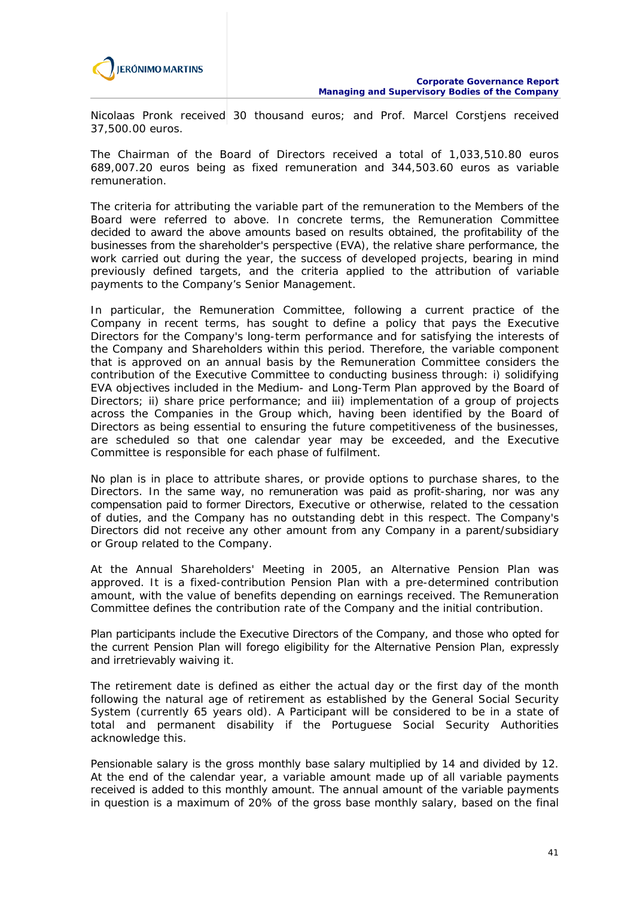Nicolaas Pronk received 30 thousand euros; and Prof. Marcel Corstjens received 37,500.00 euros.

The Chairman of the Board of Directors received a total of 1,033,510.80 euros 689,007.20 euros being as fixed remuneration and 344,503.60 euros as variable remuneration.

The criteria for attributing the variable part of the remuneration to the Members of the Board were referred to above. In concrete terms, the Remuneration Committee decided to award the above amounts based on results obtained, the profitability of the businesses from the shareholder's perspective (EVA), the relative share performance, the work carried out during the year, the success of developed projects, bearing in mind previously defined targets, and the criteria applied to the attribution of variable payments to the Company's Senior Management.

In particular, the Remuneration Committee, following a current practice of the Company in recent terms, has sought to define a policy that pays the Executive Directors for the Company's long-term performance and for satisfying the interests of the Company and Shareholders within this period. Therefore, the variable component that is approved on an annual basis by the Remuneration Committee considers the contribution of the Executive Committee to conducting business through: i) solidifying EVA objectives included in the Medium- and Long-Term Plan approved by the Board of Directors; ii) share price performance; and iii) implementation of a group of projects across the Companies in the Group which, having been identified by the Board of Directors as being essential to ensuring the future competitiveness of the businesses, are scheduled so that one calendar year may be exceeded, and the Executive Committee is responsible for each phase of fulfilment.

No plan is in place to attribute shares, or provide options to purchase shares, to the Directors. In the same way, no remuneration was paid as profit-sharing, nor was any compensation paid to former Directors, Executive or otherwise, related to the cessation of duties, and the Company has no outstanding debt in this respect. The Company's Directors did not receive any other amount from any Company in a parent/subsidiary or Group related to the Company.

At the Annual Shareholders' Meeting in 2005, an Alternative Pension Plan was approved. It is a fixed-contribution Pension Plan with a pre-determined contribution amount, with the value of benefits depending on earnings received. The Remuneration Committee defines the contribution rate of the Company and the initial contribution.

Plan participants include the Executive Directors of the Company, and those who opted for the current Pension Plan will forego eligibility for the Alternative Pension Plan, expressly and irretrievably waiving it.

The retirement date is defined as either the actual day or the first day of the month following the natural age of retirement as established by the General Social Security System (currently 65 years old). A Participant will be considered to be in a state of total and permanent disability if the Portuguese Social Security Authorities acknowledge this.

Pensionable salary is the gross monthly base salary multiplied by 14 and divided by 12. At the end of the calendar year, a variable amount made up of all variable payments received is added to this monthly amount. The annual amount of the variable payments in question is a maximum of 20% of the gross base monthly salary, based on the final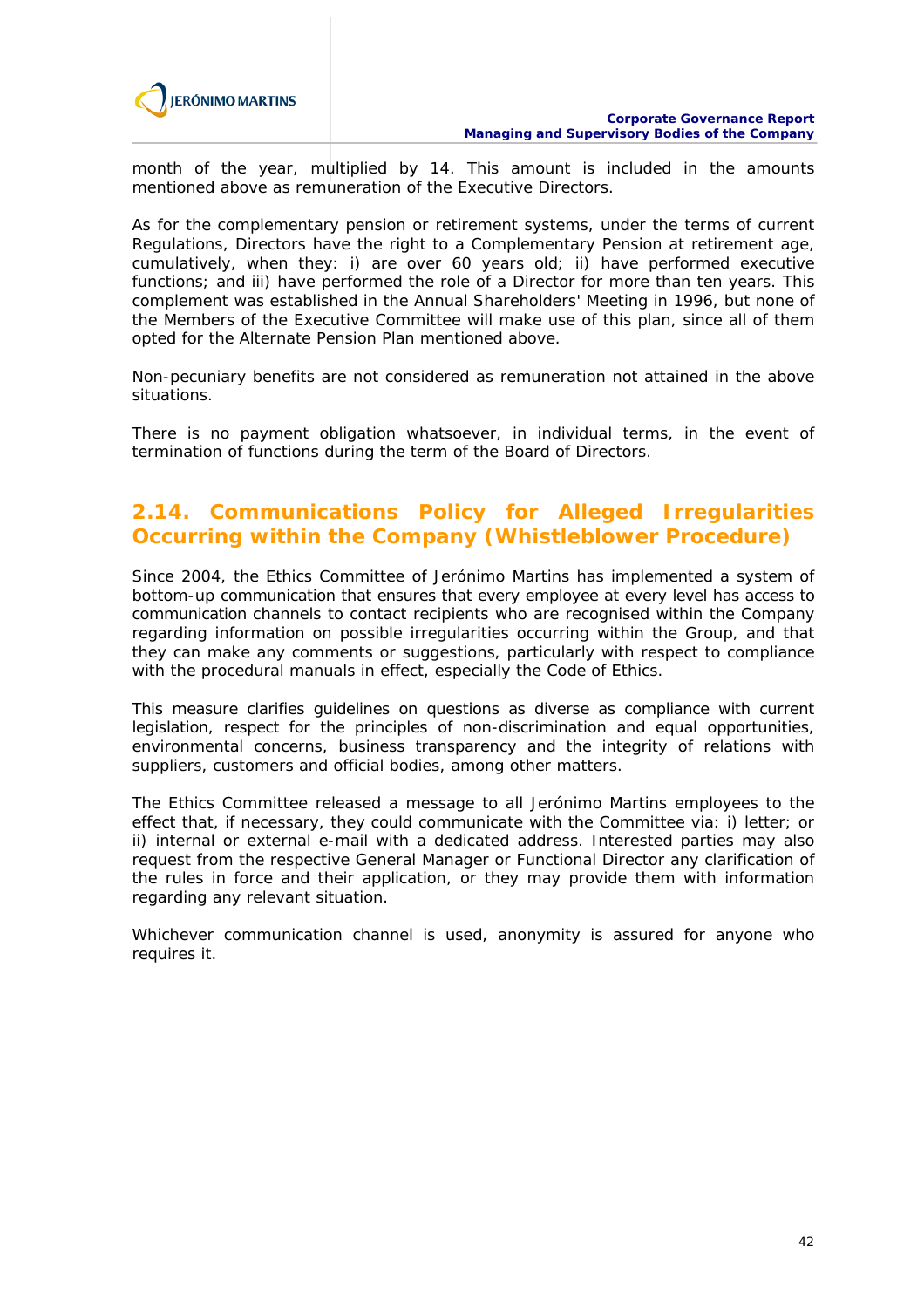month of the year, multiplied by 14. This amount is included in the amounts mentioned above as remuneration of the Executive Directors.

As for the complementary pension or retirement systems, under the terms of current Regulations, Directors have the right to a Complementary Pension at retirement age, cumulatively, when they: i) are over 60 years old; ii) have performed executive functions; and iii) have performed the role of a Director for more than ten years. This complement was established in the Annual Shareholders' Meeting in 1996, but none of the Members of the Executive Committee will make use of this plan, since all of them opted for the Alternate Pension Plan mentioned above.

Non-pecuniary benefits are not considered as remuneration not attained in the above situations.

There is no payment obligation whatsoever, in individual terms, in the event of termination of functions during the term of the Board of Directors.

## 2.14. Communications Policy for Alleged Irregularities Occurring within the Company (Whistleblower Procedure)

Since 2004, the Ethics Committee of Jerónimo Martins has implemented a system of bottom-up communication that ensures that every employee at every level has access to communication channels to contact recipients who are recognised within the Company regarding information on possible irregularities occurring within the Group, and that they can make any comments or suggestions, particularly with respect to compliance with the procedural manuals in effect, especially the Code of Ethics.

This measure clarifies guidelines on questions as diverse as compliance with current legislation, respect for the principles of non-discrimination and equal opportunities, environmental concerns, business transparency and the integrity of relations with suppliers, customers and official bodies, among other matters.

The Ethics Committee released a message to all Jerónimo Martins employees to the effect that, if necessary, they could communicate with the Committee via: i) letter; or ii) internal or external e-mail with a dedicated address. Interested parties may also request from the respective General Manager or Functional Director any clarification of the rules in force and their application, or they may provide them with information regarding any relevant situation.

Whichever communication channel is used, anonymity is assured for anyone who requires it.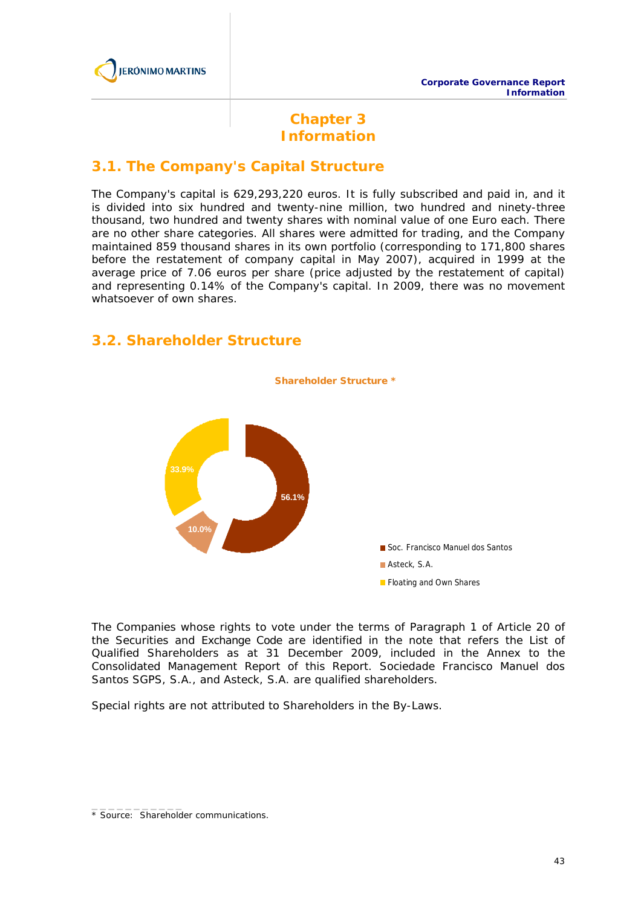# Chapter 3
# Information

## 3.1. The Company's Capital Structure

The Company's capital is 629,293,220 euros. It is fully subscribed and paid in, and it is divided into six hundred and twenty-nine million, two hundred and ninety-three thousand, two hundred and twenty shares with nominal value of one Euro each. There are no other share categories. All shares were admitted for trading, and the Company maintained 859 thousand shares in its own portfolio (corresponding to 171,800 shares before the restatement of company capital in May 2007), acquired in 1999 at the average price of 7.06 euros per share (price adjusted by the restatement of capital) and representing 0.14% of the Company's capital. In 2009, there was no movement whatsoever of own shares.

## 3.2. Shareholder Structure

**Shareholder Structure ***

33.9%

56.1%

10.0%

Soc. Francisco Manuel dos Santos

Asteck, S.A.

Floating and Own Shares

The Companies whose rights to vote under the terms of Paragraph 1 of Article 20 of the Securities and Exchange Code are identified in the note that refers the List of Qualified Shareholders as at 31 December 2009, included in the Annex to the Consolidated Management Report of this Report. Sociedade Francisco Manuel dos Santos SGPS, S.A., and Asteck, S.A. are qualified shareholders.

Special rights are not attributed to Shareholders in the By-Laws.

* Source: Shareholder communications.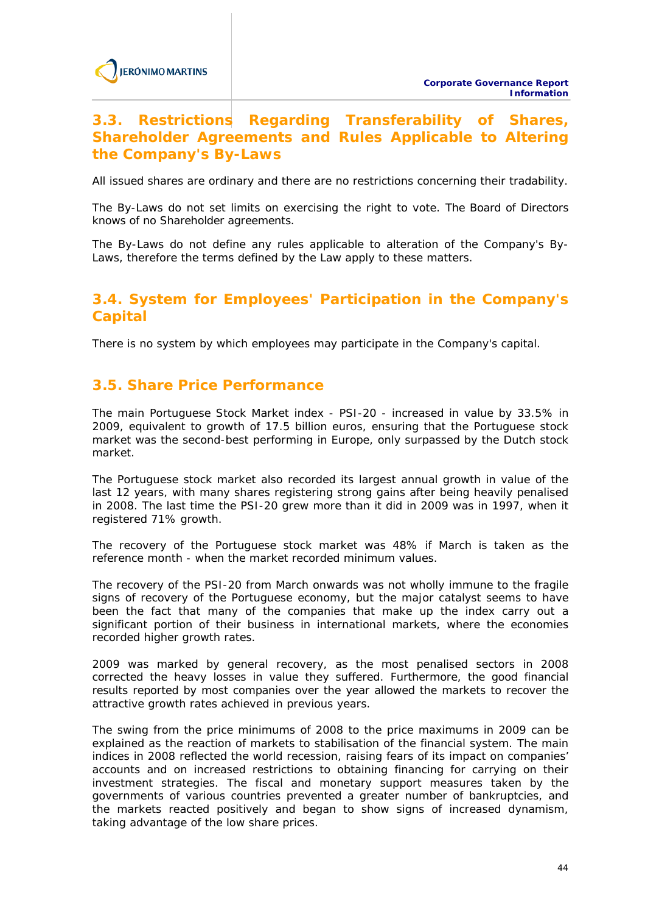## 3.3. Restrictions Regarding Transferability of Shares, Shareholder Agreements and Rules Applicable to Altering the Company's By-Laws

All issued shares are ordinary and there are no restrictions concerning their tradability.

The By-Laws do not set limits on exercising the right to vote. The Board of Directors knows of no Shareholder agreements.

The By-Laws do not define any rules applicable to alteration of the Company's By-Laws, therefore the terms defined by the Law apply to these matters.

## 3.4. System for Employees' Participation in the Company's Capital

There is no system by which employees may participate in the Company's capital.

## 3.5. Share Price Performance

The main Portuguese Stock Market index - PSI-20 - increased in value by 33.5% in 2009, equivalent to growth of 17.5 billion euros, ensuring that the Portuguese stock market was the second-best performing in Europe, only surpassed by the Dutch stock market.

The Portuguese stock market also recorded its largest annual growth in value of the last 12 years, with many shares registering strong gains after being heavily penalised in 2008. The last time the PSI-20 grew more than it did in 2009 was in 1997, when it registered 71% growth.

The recovery of the Portuguese stock market was 48% if March is taken as the reference month - when the market recorded minimum values.

The recovery of the PSI-20 from March onwards was not wholly immune to the fragile signs of recovery of the Portuguese economy, but the major catalyst seems to have been the fact that many of the companies that make up the index carry out a significant portion of their business in international markets, where the economies recorded higher growth rates.

2009 was marked by general recovery, as the most penalised sectors in 2008 corrected the heavy losses in value they suffered. Furthermore, the good financial results reported by most companies over the year allowed the markets to recover the attractive growth rates achieved in previous years.

The swing from the price minimums of 2008 to the price maximums in 2009 can be explained as the reaction of markets to stabilisation of the financial system. The main indices in 2008 reflected the world recession, raising fears of its impact on companies' accounts and on increased restrictions to obtaining financing for carrying on their investment strategies. The fiscal and monetary support measures taken by the governments of various countries prevented a greater number of bankruptcies, and the markets reacted positively and began to show signs of increased dynamism, taking advantage of the low share prices.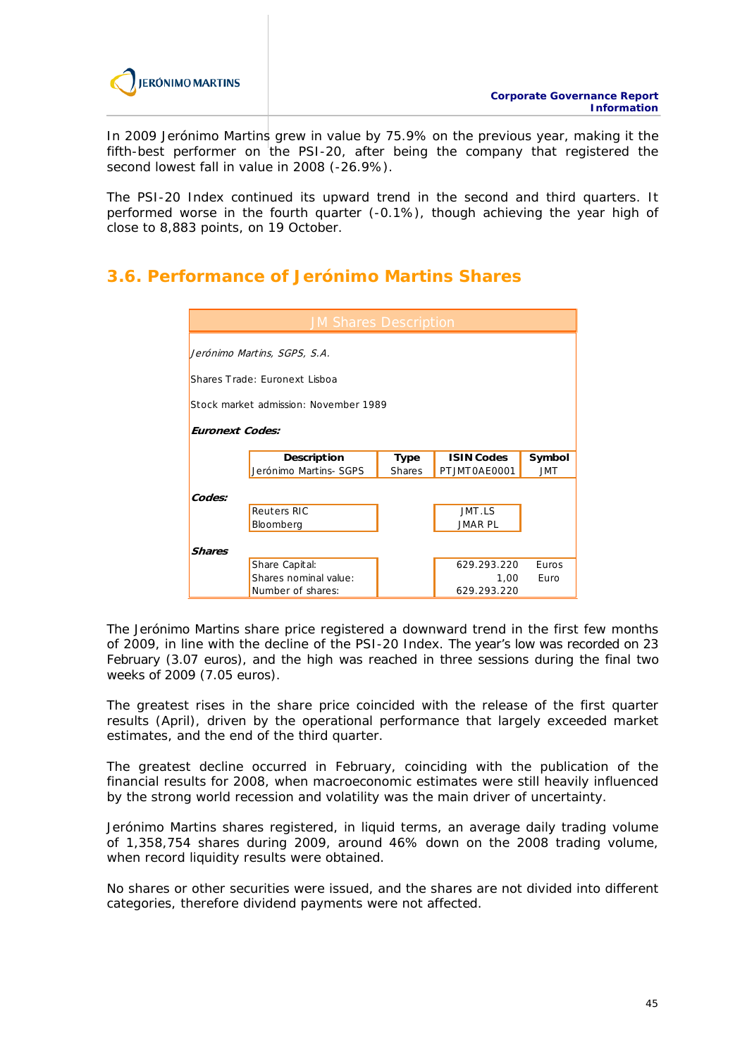In 2009 Jerónimo Martins grew in value by 75.9% on the previous year, making it the fifth-best performer on the PSI-20, after being the company that registered the second lowest fall in value in 2008 (-26.9%).

The PSI-20 Index continued its upward trend in the second and third quarters. It performed worse in the fourth quarter (-0.1%), though achieving the year high of close to 8,883 points, on 19 October.

## 3.6. Performance of Jerónimo Martins Shares

**JM Shares Description**

*Jerónimo Martins, SGPS, S.A.*

Shares Trade: Euronext Lisboa

Stock market admission: November 1989

***Euronext Codes:***

| Description | Type | ISIN Codes | Symbol |
|---|---|---|---|
| Jerónimo Martins- SGPS | Shares | PTJMT0AE0001 | JMT |

***Codes:***

| | |
|---|---|
| Reuters RIC | JMT.LS |
| Bloomberg | JMAR PL |

***Shares***

| | | |
|---|---|---|
| Share Capital: | 629.293.220 | Euros |
| Shares nominal value: | 1,00 | Euro |
| Number of shares: | 629.293.220 | |

The Jerónimo Martins share price registered a downward trend in the first few months of 2009, in line with the decline of the PSI-20 Index. The year's low was recorded on 23 February (3.07 euros), and the high was reached in three sessions during the final two weeks of 2009 (7.05 euros).

The greatest rises in the share price coincided with the release of the first quarter results (April), driven by the operational performance that largely exceeded market estimates, and the end of the third quarter.

The greatest decline occurred in February, coinciding with the publication of the financial results for 2008, when macroeconomic estimates were still heavily influenced by the strong world recession and volatility was the main driver of uncertainty.

Jerónimo Martins shares registered, in liquid terms, an average daily trading volume of 1,358,754 shares during 2009, around 46% down on the 2008 trading volume, when record liquidity results were obtained.

No shares or other securities were issued, and the shares are not divided into different categories, therefore dividend payments were not affected.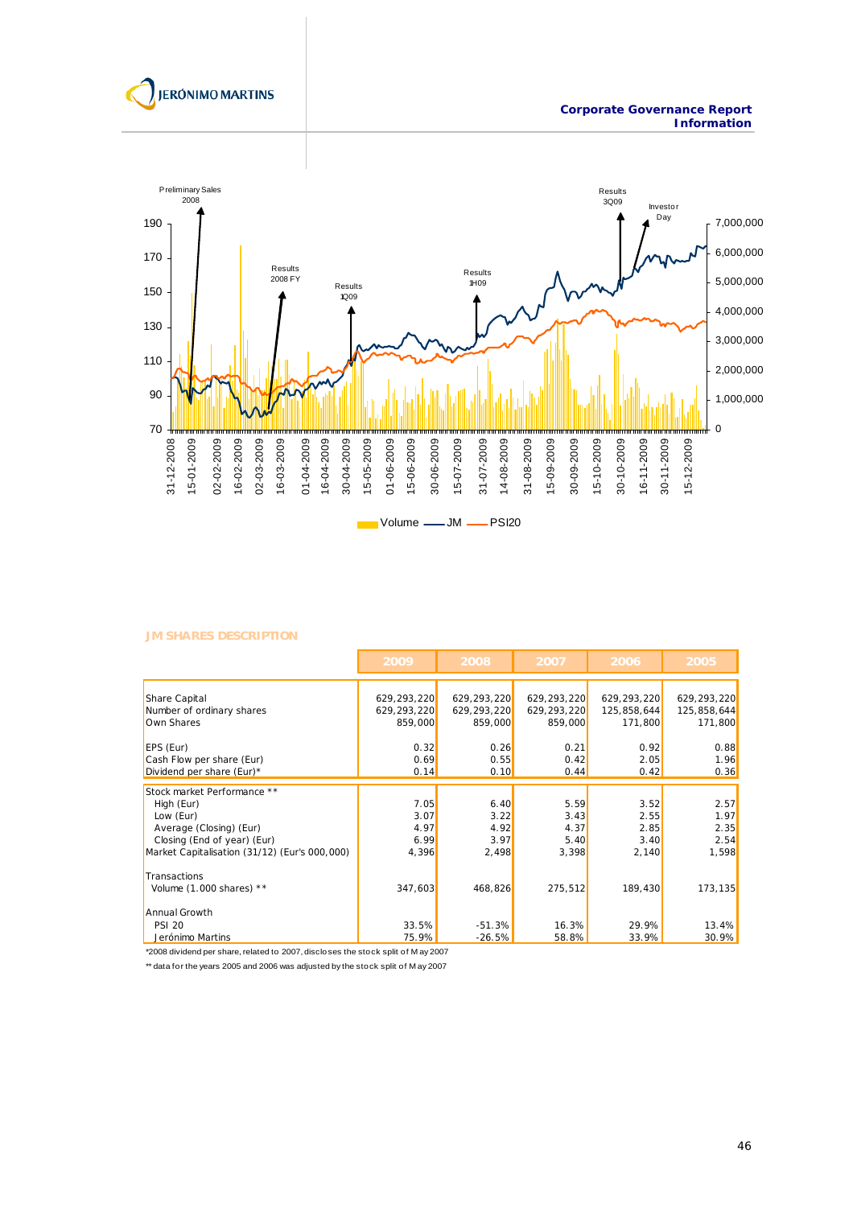## JM SHARES DESCRIPTION

| | 2009 | 2008 | 2007 | 2006 | 2005 |
|---|---|---|---|---|---|
| Share Capital | 629,293,220 | 629,293,220 | 629,293,220 | 629,293,220 | 629,293,220 |
| Number of ordinary shares | 629,293,220 | 629,293,220 | 629,293,220 | 125,858,644 | 125,858,644 |
| Own Shares | 859,000 | 859,000 | 859,000 | 171,800 | 171,800 |
| EPS (Eur) | 0.32 | 0.26 | 0.21 | 0.92 | 0.88 |
| Cash Flow per share (Eur) | 0.69 | 0.55 | 0.42 | 2.05 | 1.96 |
| Dividend per share (Eur)* | 0.14 | 0.10 | 0.44 | 0.42 | 0.36 |
| Stock market Performance ** | | | | | |
| High (Eur) | 7.05 | 6.40 | 5.59 | 3.52 | 2.57 |
| Low (Eur) | 3.07 | 3.22 | 3.43 | 2.55 | 1.97 |
| Average (Closing) (Eur) | 4.97 | 4.92 | 4.37 | 2.85 | 2.35 |
| Closing (End of year) (Eur) | 6.99 | 3.97 | 5.40 | 3.40 | 2.54 |
| Market Capitalisation (31/12) (Eur's 000,000) | 4,396 | 2,498 | 3,398 | 2,140 | 1,598 |
| Transactions | | | | | |
| Volume (1.000 shares) ** | 347,603 | 468,826 | 275,512 | 189,430 | 173,135 |
| Annual Growth | | | | | |
| PSI 20 | 33.5% | -51.3% | 16.3% | 29.9% | 13.4% |
| Jerónimo Martins | 75.9% | -26.5% | 58.8% | 33.9% | 30.9% |

*2008 dividend per share, related to 2007, discloses the stock split of May 2007

** data for the years 2005 and 2006 was adjusted by the stock split of May 2007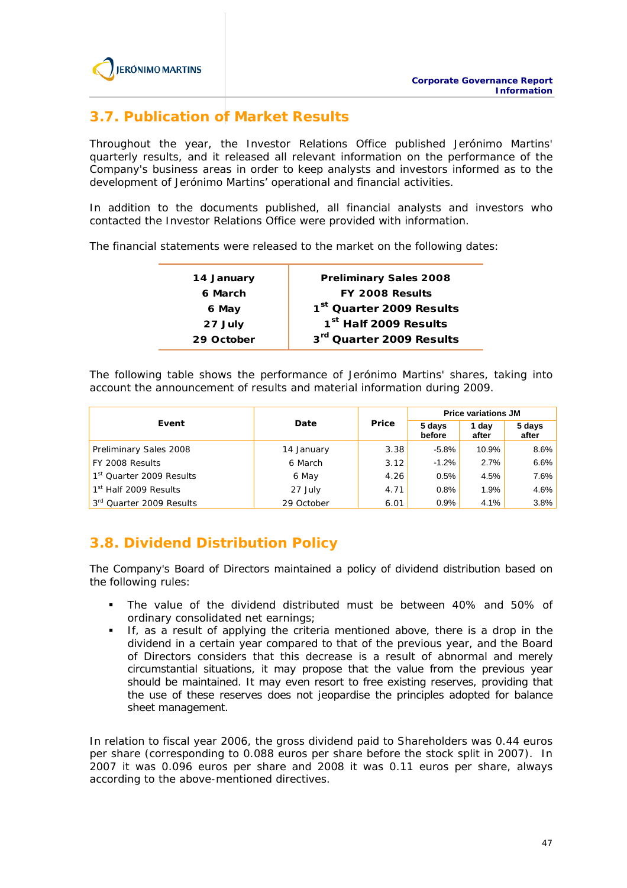## 3.7. Publication of Market Results

Throughout the year, the Investor Relations Office published Jerónimo Martins' quarterly results, and it released all relevant information on the performance of the Company's business areas in order to keep analysts and investors informed as to the development of Jerónimo Martins' operational and financial activities.

In addition to the documents published, all financial analysts and investors who contacted the Investor Relations Office were provided with information.

The financial statements were released to the market on the following dates:

| | |
|---|---|
| **14 January** | **Preliminary Sales 2008** |
| **6 March** | **FY 2008 Results** |
| **6 May** | **1st Quarter 2009 Results** |
| **27 July** | **1st Half 2009 Results** |
| **29 October** | **3rd Quarter 2009 Results** |

The following table shows the performance of Jerónimo Martins' shares, taking into account the announcement of results and material information during 2009.

| Event | Date | Price | Price variations JM | | |
|---|---|---|---|---|---|
| | | | 5 days before | 1 day after | 5 days after |
| Preliminary Sales 2008 | 14 January | 3.38 | -5.8% | 10.9% | 8.6% |
| FY 2008 Results | 6 March | 3.12 | -1.2% | 2.7% | 6.6% |
| 1st Quarter 2009 Results | 6 May | 4.26 | 0.5% | 4.5% | 7.6% |
| 1st Half 2009 Results | 27 July | 4.71 | 0.8% | 1.9% | 4.6% |
| 3rd Quarter 2009 Results | 29 October | 6.01 | 0.9% | 4.1% | 3.8% |

## 3.8. Dividend Distribution Policy

The Company's Board of Directors maintained a policy of dividend distribution based on the following rules:

- The value of the dividend distributed must be between 40% and 50% of ordinary consolidated net earnings;
- If, as a result of applying the criteria mentioned above, there is a drop in the dividend in a certain year compared to that of the previous year, and the Board of Directors considers that this decrease is a result of abnormal and merely circumstantial situations, it may propose that the value from the previous year should be maintained. It may even resort to free existing reserves, providing that the use of these reserves does not jeopardise the principles adopted for balance sheet management.

In relation to fiscal year 2006, the gross dividend paid to Shareholders was 0.44 euros per share (corresponding to 0.088 euros per share before the stock split in 2007). In 2007 it was 0.096 euros per share and 2008 it was 0.11 euros per share, always according to the above-mentioned directives.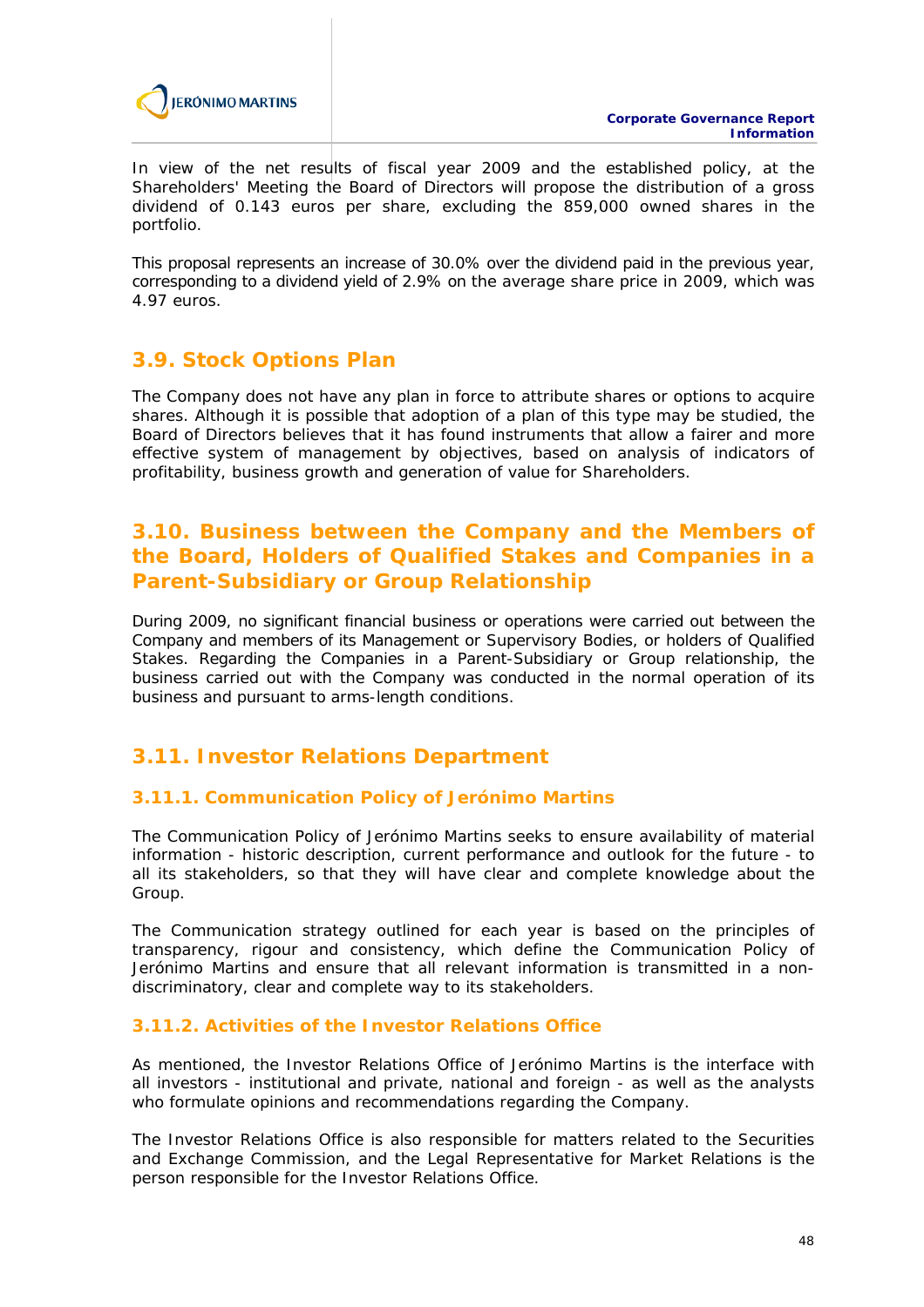In view of the net results of fiscal year 2009 and the established policy, at the Shareholders' Meeting the Board of Directors will propose the distribution of a gross dividend of 0.143 euros per share, excluding the 859,000 owned shares in the portfolio.

This proposal represents an increase of 30.0% over the dividend paid in the previous year, corresponding to a dividend yield of 2.9% on the average share price in 2009, which was 4.97 euros.

## 3.9. Stock Options Plan

The Company does not have any plan in force to attribute shares or options to acquire shares. Although it is possible that adoption of a plan of this type may be studied, the Board of Directors believes that it has found instruments that allow a fairer and more effective system of management by objectives, based on analysis of indicators of profitability, business growth and generation of value for Shareholders.

## 3.10. Business between the Company and the Members of the Board, Holders of Qualified Stakes and Companies in a Parent-Subsidiary or Group Relationship

During 2009, no significant financial business or operations were carried out between the Company and members of its Management or Supervisory Bodies, or holders of Qualified Stakes. Regarding the Companies in a Parent-Subsidiary or Group relationship, the business carried out with the Company was conducted in the normal operation of its business and pursuant to arms-length conditions.

## 3.11. Investor Relations Department

### 3.11.1. Communication Policy of Jerónimo Martins

The Communication Policy of Jerónimo Martins seeks to ensure availability of material information - historic description, current performance and outlook for the future - to all its stakeholders, so that they will have clear and complete knowledge about the Group.

The Communication strategy outlined for each year is based on the principles of transparency, rigour and consistency, which define the Communication Policy of Jerónimo Martins and ensure that all relevant information is transmitted in a non-discriminatory, clear and complete way to its stakeholders.

### 3.11.2. Activities of the Investor Relations Office

As mentioned, the Investor Relations Office of Jerónimo Martins is the interface with all investors - institutional and private, national and foreign - as well as the analysts who formulate opinions and recommendations regarding the Company.

The Investor Relations Office is also responsible for matters related to the Securities and Exchange Commission, and the Legal Representative for Market Relations is the person responsible for the Investor Relations Office.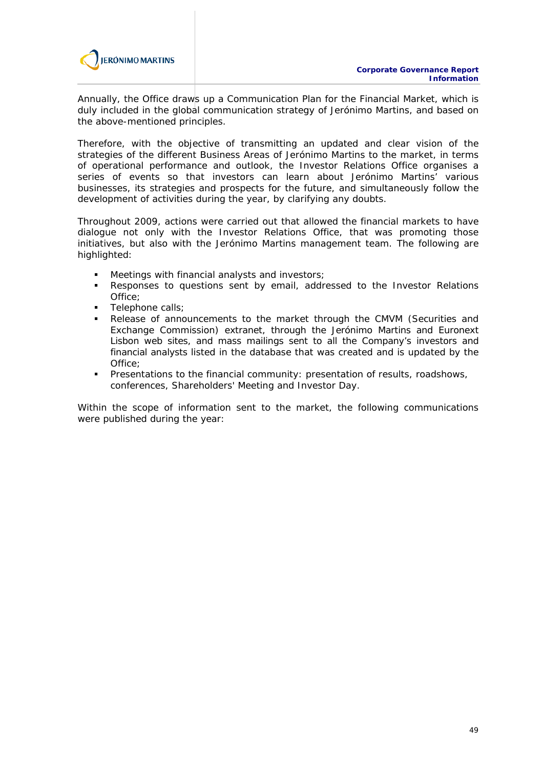Annually, the Office draws up a Communication Plan for the Financial Market, which is duly included in the global communication strategy of Jerónimo Martins, and based on the above-mentioned principles.

Therefore, with the objective of transmitting an updated and clear vision of the strategies of the different Business Areas of Jerónimo Martins to the market, in terms of operational performance and outlook, the Investor Relations Office organises a series of events so that investors can learn about Jerónimo Martins' various businesses, its strategies and prospects for the future, and simultaneously follow the development of activities during the year, by clarifying any doubts.

Throughout 2009, actions were carried out that allowed the financial markets to have dialogue not only with the Investor Relations Office, that was promoting those initiatives, but also with the Jerónimo Martins management team. The following are highlighted:

- Meetings with financial analysts and investors;
- Responses to questions sent by email, addressed to the Investor Relations Office;
- Telephone calls;
- Release of announcements to the market through the CMVM (Securities and Exchange Commission) extranet, through the Jerónimo Martins and Euronext Lisbon web sites, and mass mailings sent to all the Company's investors and financial analysts listed in the database that was created and is updated by the Office;
- Presentations to the financial community: presentation of results, roadshows, conferences, Shareholders' Meeting and Investor Day.

Within the scope of information sent to the market, the following communications were published during the year: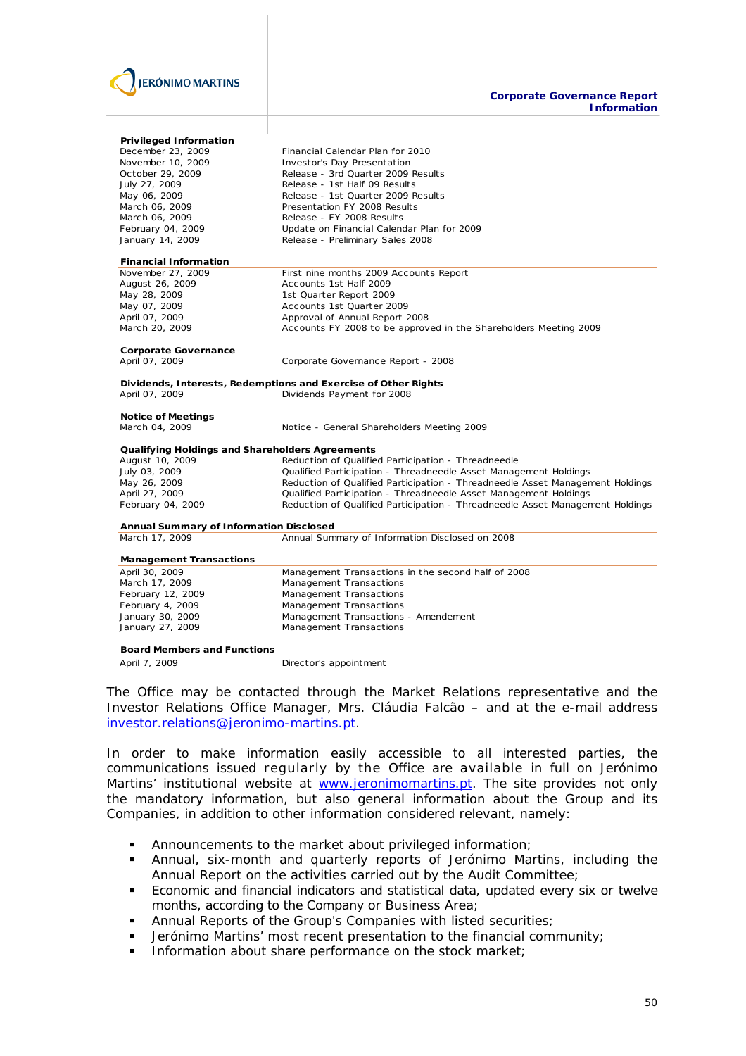| Privileged Information | |
|---|---|
| December 23, 2009 | Financial Calendar Plan for 2010 |
| November 10, 2009 | Investor's Day Presentation |
| October 29, 2009 | Release - 3rd Quarter 2009 Results |
| July 27, 2009 | Release - 1st Half 09 Results |
| May 06, 2009 | Release - 1st Quarter 2009 Results |
| March 06, 2009 | Presentation FY 2008 Results |
| March 06, 2009 | Release - FY 2008 Results |
| February 04, 2009 | Update on Financial Calendar Plan for 2009 |
| January 14, 2009 | Release - Preliminary Sales 2008 |
| **Financial Information** | |
| November 27, 2009 | First nine months 2009 Accounts Report |
| August 26, 2009 | Accounts 1st Half 2009 |
| May 28, 2009 | 1st Quarter Report 2009 |
| May 07, 2009 | Accounts 1st Quarter 2009 |
| April 07, 2009 | Approval of Annual Report 2008 |
| March 20, 2009 | Accounts FY 2008 to be approved in the Shareholders Meeting 2009 |
| **Corporate Governance** | |
| April 07, 2009 | Corporate Governance Report - 2008 |
| **Dividends, Interests, Redemptions and Exercise of Other Rights** | |
| April 07, 2009 | Dividends Payment for 2008 |
| **Notice of Meetings** | |
| March 04, 2009 | Notice - General Shareholders Meeting 2009 |
| **Qualifying Holdings and Shareholders Agreements** | |
| August 10, 2009 | Reduction of Qualified Participation - Threadneedle |
| July 03, 2009 | Qualified Participation - Threadneedle Asset Management Holdings |
| May 26, 2009 | Reduction of Qualified Participation - Threadneedle Asset Management Holdings |
| April 27, 2009 | Qualified Participation - Threadneedle Asset Management Holdings |
| February 04, 2009 | Reduction of Qualified Participation - Threadneedle Asset Management Holdings |
| **Annual Summary of Information Disclosed** | |
| March 17, 2009 | Annual Summary of Information Disclosed on 2008 |
| **Management Transactions** | |
| April 30, 2009 | Management Transactions in the second half of 2008 |
| March 17, 2009 | Management Transactions |
| February 12, 2009 | Management Transactions |
| February 4, 2009 | Management Transactions |
| January 30, 2009 | Management Transactions - Amendement |
| January 27, 2009 | Management Transactions |
| **Board Members and Functions** | |
| April 7, 2009 | Director's appointment |

The Office may be contacted through the Market Relations representative and the Investor Relations Office Manager, Mrs. Cláudia Falcão – and at the e-mail address investor.relations@jeronimo-martins.pt.

In order to make information easily accessible to all interested parties, the communications issued regularly by the Office are available in full on Jerónimo Martins' institutional website at www.jeronimomartins.pt. The site provides not only the mandatory information, but also general information about the Group and its Companies, in addition to other information considered relevant, namely:

- Announcements to the market about privileged information;
- Annual, six-month and quarterly reports of Jerónimo Martins, including the Annual Report on the activities carried out by the Audit Committee;
- Economic and financial indicators and statistical data, updated every six or twelve months, according to the Company or Business Area;
- Annual Reports of the Group's Companies with listed securities;
- Jerónimo Martins' most recent presentation to the financial community;
- Information about share performance on the stock market;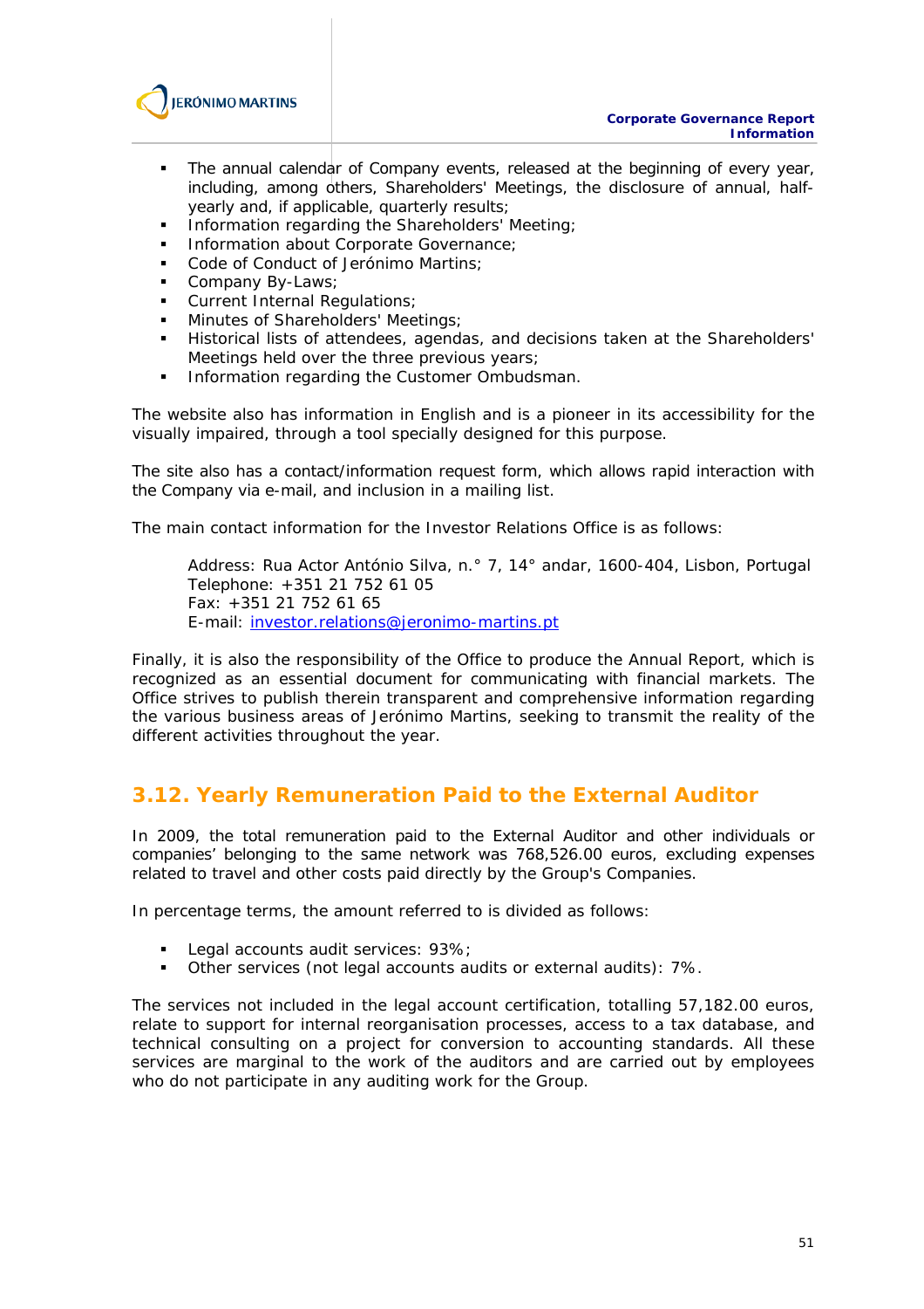- The annual calendar of Company events, released at the beginning of every year, including, among others, Shareholders' Meetings, the disclosure of annual, half-yearly and, if applicable, quarterly results;
- Information regarding the Shareholders' Meeting;
- Information about Corporate Governance;
- Code of Conduct of Jerónimo Martins;
- Company By-Laws;
- Current Internal Regulations;
- Minutes of Shareholders' Meetings;
- Historical lists of attendees, agendas, and decisions taken at the Shareholders' Meetings held over the three previous years;
- Information regarding the Customer Ombudsman.

The website also has information in English and is a pioneer in its accessibility for the visually impaired, through a tool specially designed for this purpose.

The site also has a contact/information request form, which allows rapid interaction with the Company via e-mail, and inclusion in a mailing list.

The main contact information for the Investor Relations Office is as follows:

> Address: Rua Actor António Silva, n.° 7, 14° andar, 1600-404, Lisbon, Portugal
> Telephone: +351 21 752 61 05
> Fax: +351 21 752 61 65
> E-mail: investor.relations@jeronimo-martins.pt

Finally, it is also the responsibility of the Office to produce the Annual Report, which is recognized as an essential document for communicating with financial markets. The Office strives to publish therein transparent and comprehensive information regarding the various business areas of Jerónimo Martins, seeking to transmit the reality of the different activities throughout the year.

## 3.12. Yearly Remuneration Paid to the External Auditor

In 2009, the total remuneration paid to the External Auditor and other individuals or companies' belonging to the same network was 768,526.00 euros, excluding expenses related to travel and other costs paid directly by the Group's Companies.

In percentage terms, the amount referred to is divided as follows:

- Legal accounts audit services: 93%;
- Other services (not legal accounts audits or external audits): 7%.

The services not included in the legal account certification, totalling 57,182.00 euros, relate to support for internal reorganisation processes, access to a tax database, and technical consulting on a project for conversion to accounting standards. All these services are marginal to the work of the auditors and are carried out by employees who do not participate in any auditing work for the Group.